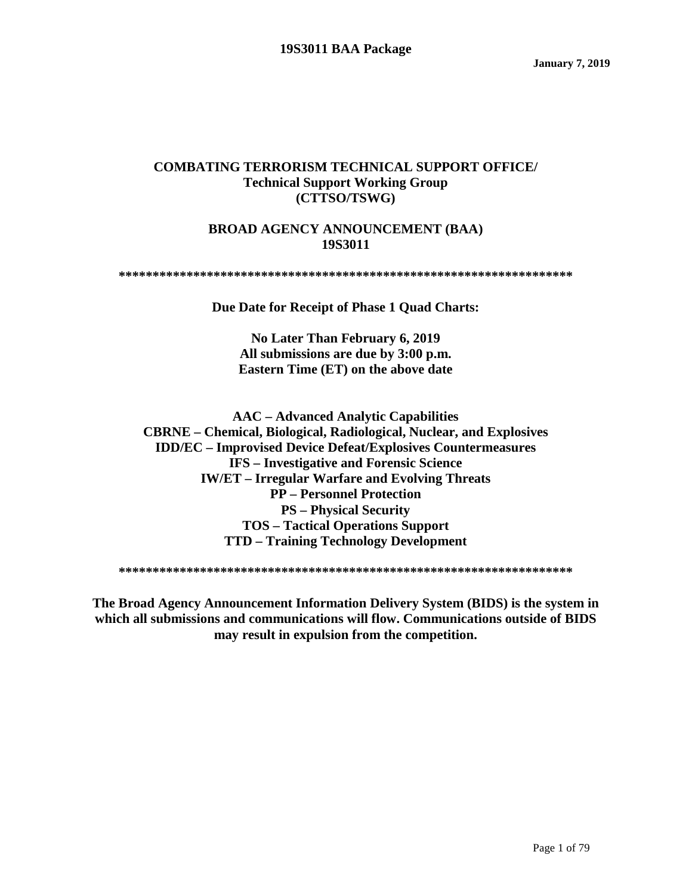**19S3011 BAA Package**

**January 7, 2019**

# COMBATING TERRORISM TECHNICAL SUPPORT OFFICE/ Technical Support Working Group (CTTSO/TSWG)

## BROAD AGENCY ANNOUNCEMENT (BAA) 19S3011

**********************************************************************

**Due Date for Receipt of Phase 1 Quad Charts:**

**No Later Than February 6, 2019**
**All submissions are due by 3:00 p.m.**
**Eastern Time (ET) on the above date**

**AAC – Advanced Analytic Capabilities**
**CBRNE – Chemical, Biological, Radiological, Nuclear, and Explosives**
**IDD/EC – Improvised Device Defeat/Explosives Countermeasures**
**IFS – Investigative and Forensic Science**
**IW/ET – Irregular Warfare and Evolving Threats**
**PP – Personnel Protection**
**PS – Physical Security**
**TOS – Tactical Operations Support**
**TTD – Training Technology Development**

**********************************************************************

**The Broad Agency Announcement Information Delivery System (BIDS) is the system in which all submissions and communications will flow. Communications outside of BIDS may result in expulsion from the competition.**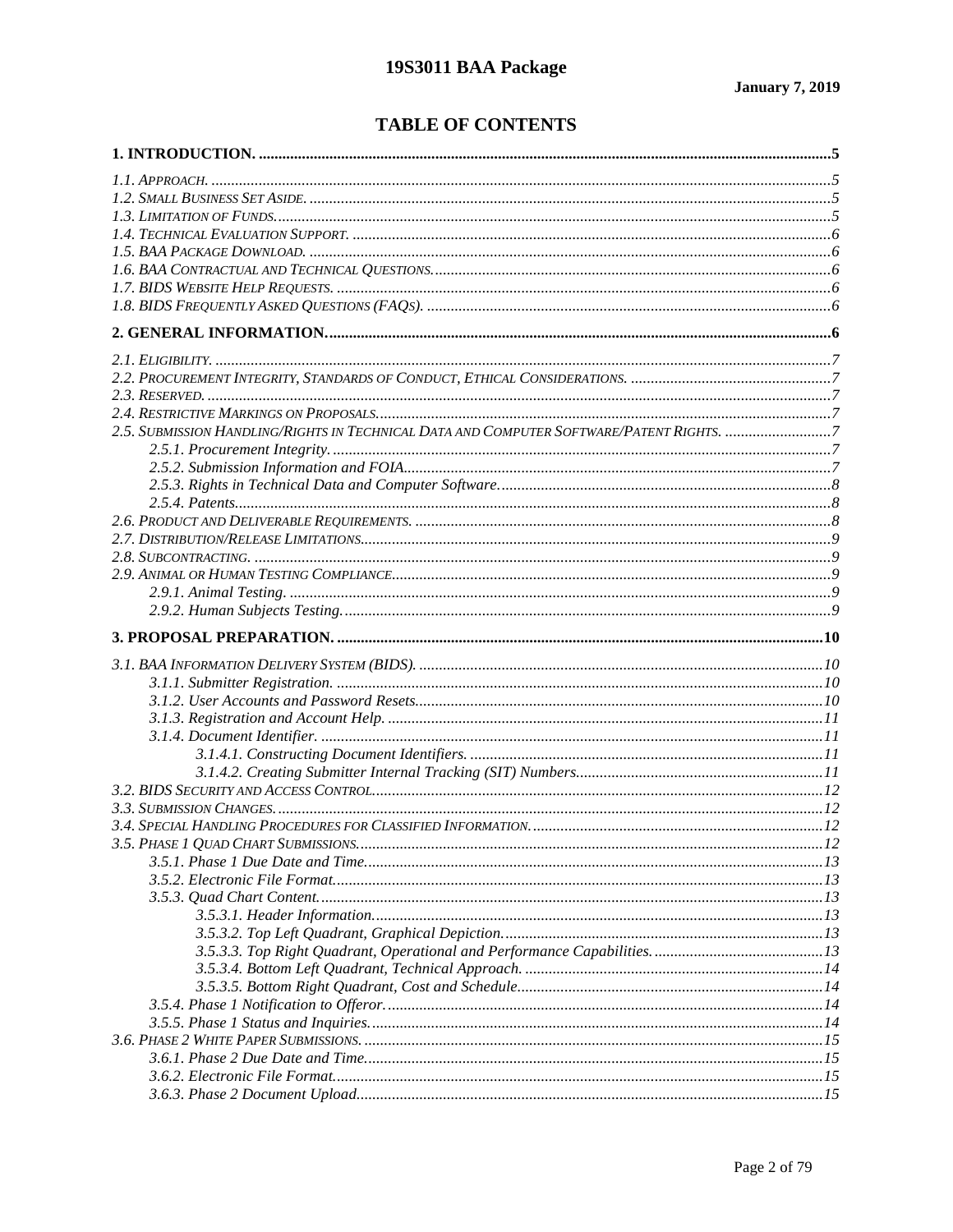# 19S3011 BAA Package

**January 7, 2019**

## TABLE OF CONTENTS

**1. INTRODUCTION. ....5**

*1.1. Approach. ....5*
*1.2. Small Business Set Aside. ....5*
*1.3. Limitation of Funds. ....5*
*1.4. Technical Evaluation Support. ....6*
*1.5. BAA Package Download. ....6*
*1.6. BAA Contractual and Technical Questions. ....6*
*1.7. BIDS Website Help Requests. ....6*
*1.8. BIDS Frequently Asked Questions (FAQs). ....6*

**2. GENERAL INFORMATION. ....6**

*2.1. Eligibility. ....7*
*2.2. Procurement Integrity, Standards of Conduct, Ethical Considerations. ....7*
*2.3. Reserved. ....7*
*2.4. Restrictive Markings on Proposals. ....7*
*2.5. Submission Handling/Rights in Technical Data and Computer Software/Patent Rights. ....7*
*2.5.1. Procurement Integrity. ....7*
*2.5.2. Submission Information and FOIA. ....7*
*2.5.3. Rights in Technical Data and Computer Software. ....8*
*2.5.4. Patents. ....8*
*2.6. Product and Deliverable Requirements. ....8*
*2.7. Distribution/Release Limitations. ....9*
*2.8. Subcontracting. ....9*
*2.9. Animal or Human Testing Compliance. ....9*
*2.9.1. Animal Testing. ....9*
*2.9.2. Human Subjects Testing. ....9*

**3. PROPOSAL PREPARATION. ....10**

*3.1. BAA Information Delivery System (BIDS). ....10*
*3.1.1. Submitter Registration. ....10*
*3.1.2. User Accounts and Password Resets. ....10*
*3.1.3. Registration and Account Help. ....11*
*3.1.4. Document Identifier. ....11*
*3.1.4.1. Constructing Document Identifiers. ....11*
*3.1.4.2. Creating Submitter Internal Tracking (SIT) Numbers. ....11*
*3.2. BIDS Security and Access Control. ....12*
*3.3. Submission Changes. ....12*
*3.4. Special Handling Procedures for Classified Information. ....12*
*3.5. Phase 1 Quad Chart Submissions. ....12*
*3.5.1. Phase 1 Due Date and Time. ....13*
*3.5.2. Electronic File Format. ....13*
*3.5.3. Quad Chart Content. ....13*
*3.5.3.1. Header Information. ....13*
*3.5.3.2. Top Left Quadrant, Graphical Depiction. ....13*
*3.5.3.3. Top Right Quadrant, Operational and Performance Capabilities. ....13*
*3.5.3.4. Bottom Left Quadrant, Technical Approach. ....14*
*3.5.3.5. Bottom Right Quadrant, Cost and Schedule. ....14*
*3.5.4. Phase 1 Notification to Offeror. ....14*
*3.5.5. Phase 1 Status and Inquiries. ....14*
*3.6. Phase 2 White Paper Submissions. ....15*
*3.6.1. Phase 2 Due Date and Time. ....15*
*3.6.2. Electronic File Format. ....15*
*3.6.3. Phase 2 Document Upload. ....15*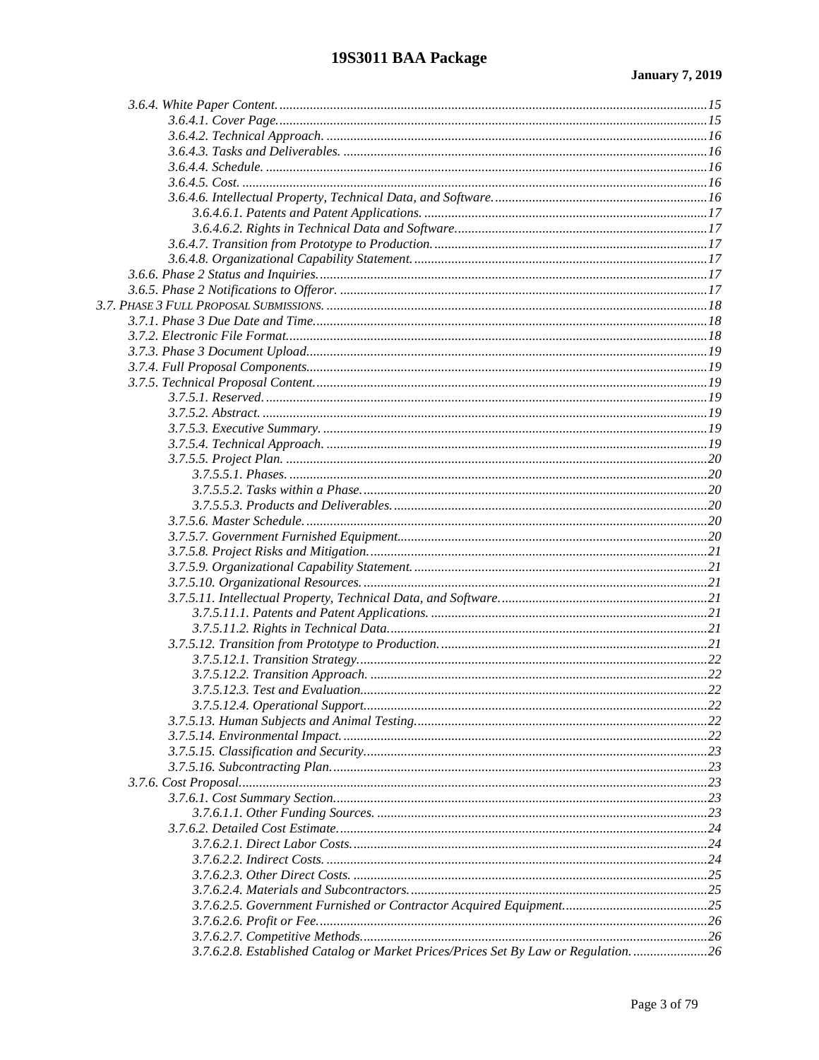*3.6.4. White Paper Content. ......15*
*3.6.4.1. Cover Page. ......15*
*3.6.4.2. Technical Approach. ......16*
*3.6.4.3. Tasks and Deliverables. ......16*
*3.6.4.4. Schedule. ......16*
*3.6.4.5. Cost. ......16*
*3.6.4.6. Intellectual Property, Technical Data, and Software. ......16*
*3.6.4.6.1. Patents and Patent Applications. ......17*
*3.6.4.6.2. Rights in Technical Data and Software. ......17*
*3.6.4.7. Transition from Prototype to Production. ......17*
*3.6.4.8. Organizational Capability Statement. ......17*
*3.6.6. Phase 2 Status and Inquiries. ......17*
*3.6.5. Phase 2 Notifications to Offeror. ......17*
*3.7. PHASE 3 FULL PROPOSAL SUBMISSIONS. ......18*
*3.7.1. Phase 3 Due Date and Time. ......18*
*3.7.2. Electronic File Format. ......18*
*3.7.3. Phase 3 Document Upload. ......19*
*3.7.4. Full Proposal Components. ......19*
*3.7.5. Technical Proposal Content. ......19*
*3.7.5.1. Reserved. ......19*
*3.7.5.2. Abstract. ......19*
*3.7.5.3. Executive Summary. ......19*
*3.7.5.4. Technical Approach. ......19*
*3.7.5.5. Project Plan. ......20*
*3.7.5.5.1. Phases. ......20*
*3.7.5.5.2. Tasks within a Phase. ......20*
*3.7.5.5.3. Products and Deliverables. ......20*
*3.7.5.6. Master Schedule. ......20*
*3.7.5.7. Government Furnished Equipment. ......20*
*3.7.5.8. Project Risks and Mitigation. ......21*
*3.7.5.9. Organizational Capability Statement. ......21*
*3.7.5.10. Organizational Resources. ......21*
*3.7.5.11. Intellectual Property, Technical Data, and Software. ......21*
*3.7.5.11.1. Patents and Patent Applications. ......21*
*3.7.5.11.2. Rights in Technical Data. ......21*
*3.7.5.12. Transition from Prototype to Production. ......21*
*3.7.5.12.1. Transition Strategy. ......22*
*3.7.5.12.2. Transition Approach. ......22*
*3.7.5.12.3. Test and Evaluation. ......22*
*3.7.5.12.4. Operational Support. ......22*
*3.7.5.13. Human Subjects and Animal Testing. ......22*
*3.7.5.14. Environmental Impact. ......22*
*3.7.5.15. Classification and Security. ......23*
*3.7.5.16. Subcontracting Plan. ......23*
*3.7.6. Cost Proposal. ......23*
*3.7.6.1. Cost Summary Section. ......23*
*3.7.6.1.1. Other Funding Sources. ......23*
*3.7.6.2. Detailed Cost Estimate. ......24*
*3.7.6.2.1. Direct Labor Costs. ......24*
*3.7.6.2.2. Indirect Costs. ......24*
*3.7.6.2.3. Other Direct Costs. ......25*
*3.7.6.2.4. Materials and Subcontractors. ......25*
*3.7.6.2.5. Government Furnished or Contractor Acquired Equipment. ......25*
*3.7.6.2.6. Profit or Fee. ......26*
*3.7.6.2.7. Competitive Methods. ......26*
*3.7.6.2.8. Established Catalog or Market Prices/Prices Set By Law or Regulation. ......26*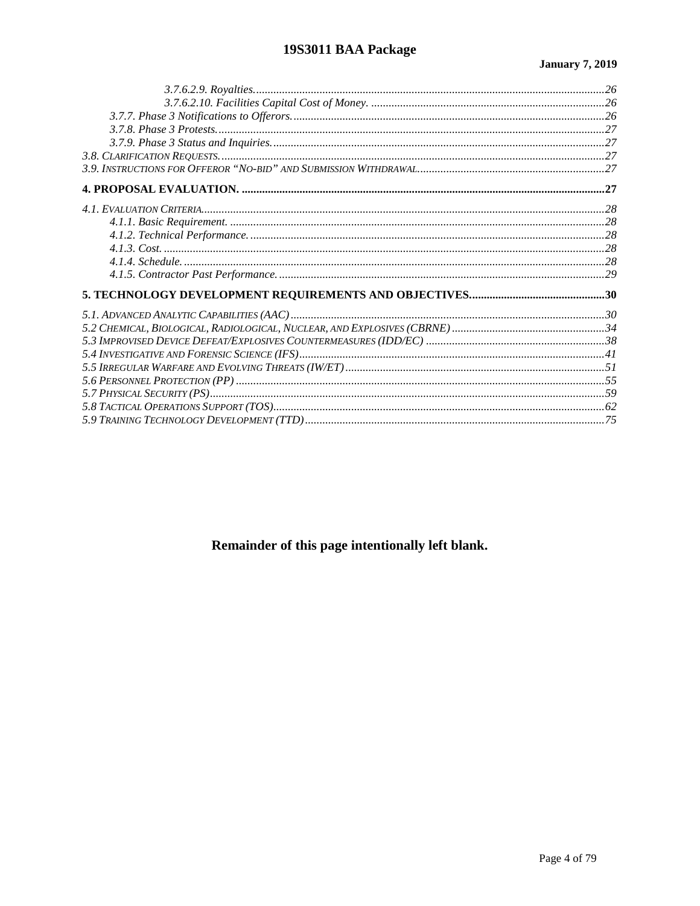3.7.6.2.9. *Royalties*. 26
3.7.6.2.10. *Facilities Capital Cost of Money*. 26
3.7.7. *Phase 3 Notifications to Offerors*. 26
3.7.8. *Phase 3 Protests*. 27
3.7.9. *Phase 3 Status and Inquiries*. 27
3.8. *Clarification Requests*. 27
3.9. *Instructions for Offeror "No-bid" and Submission Withdrawal*. 27

**4. PROPOSAL EVALUATION. 27**

4.1. *Evaluation Criteria*. 28
4.1.1. *Basic Requirement*. 28
4.1.2. *Technical Performance*. 28
4.1.3. *Cost*. 28
4.1.4. *Schedule*. 28
4.1.5. *Contractor Past Performance*. 29

**5. TECHNOLOGY DEVELOPMENT REQUIREMENTS AND OBJECTIVES. 30**

5.1. *Advanced Analytic Capabilities (AAC)* 30
5.2 *Chemical, Biological, Radiological, Nuclear, and Explosives (CBRNE)* 34
5.3 *Improvised Device Defeat/Explosives Countermeasures (IDD/EC)* 38
5.4 *Investigative and Forensic Science (IFS)* 41
5.5 *Irregular Warfare and Evolving Threats (IW/ET)* 51
5.6 *Personnel Protection (PP)* 55
5.7 *Physical Security (PS)* 59
5.8 *Tactical Operations Support (TOS)* 62
5.9 *Training Technology Development (TTD)* 75

**Remainder of this page intentionally left blank.**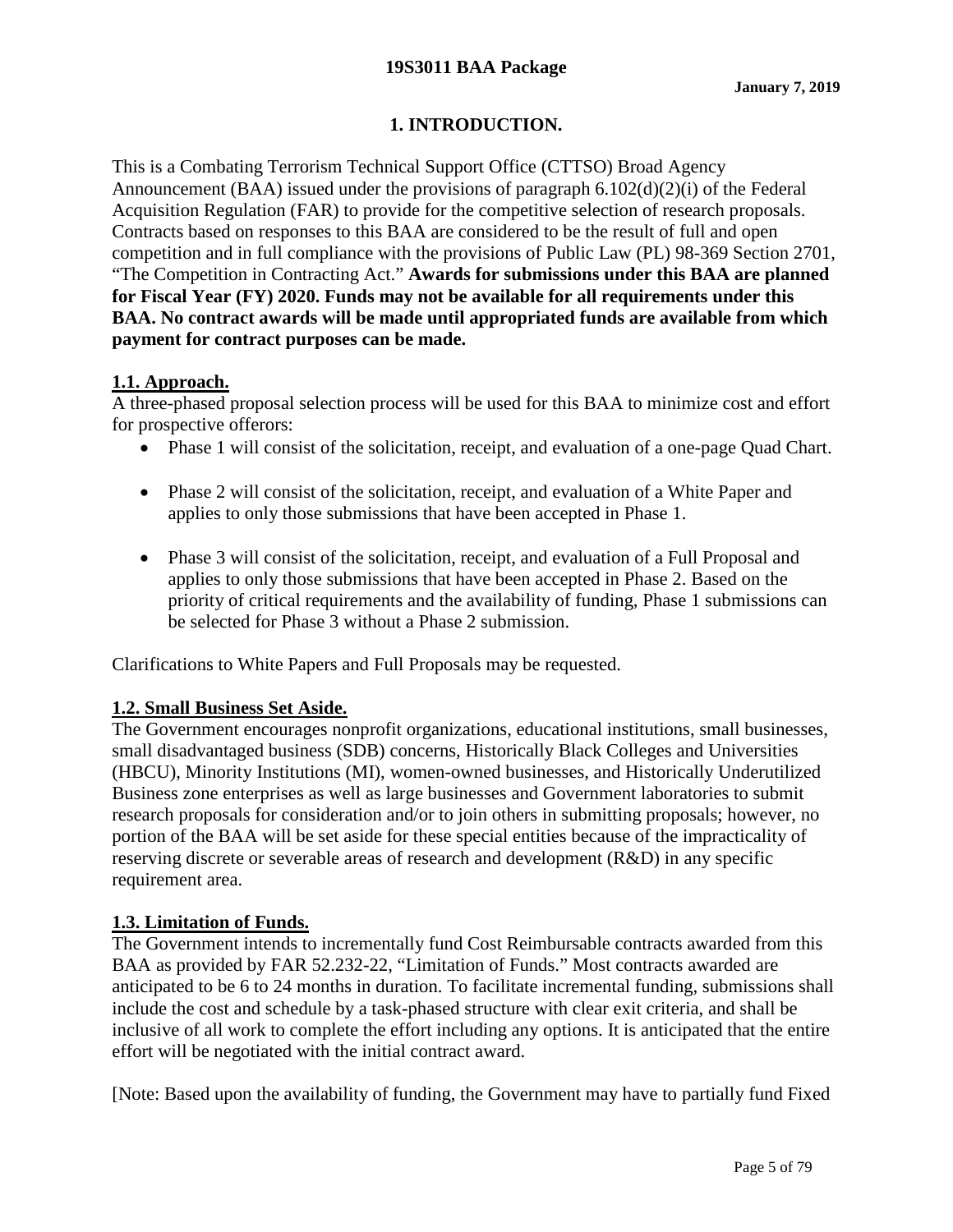## 1. INTRODUCTION.

This is a Combating Terrorism Technical Support Office (CTTSO) Broad Agency Announcement (BAA) issued under the provisions of paragraph 6.102(d)(2)(i) of the Federal Acquisition Regulation (FAR) to provide for the competitive selection of research proposals. Contracts based on responses to this BAA are considered to be the result of full and open competition and in full compliance with the provisions of Public Law (PL) 98-369 Section 2701, "The Competition in Contracting Act." **Awards for submissions under this BAA are planned for Fiscal Year (FY) 2020. Funds may not be available for all requirements under this BAA. No contract awards will be made until appropriated funds are available from which payment for contract purposes can be made.**

### 1.1. Approach.

A three-phased proposal selection process will be used for this BAA to minimize cost and effort for prospective offerors:

- Phase 1 will consist of the solicitation, receipt, and evaluation of a one-page Quad Chart.
- Phase 2 will consist of the solicitation, receipt, and evaluation of a White Paper and applies to only those submissions that have been accepted in Phase 1.
- Phase 3 will consist of the solicitation, receipt, and evaluation of a Full Proposal and applies to only those submissions that have been accepted in Phase 2. Based on the priority of critical requirements and the availability of funding, Phase 1 submissions can be selected for Phase 3 without a Phase 2 submission.

Clarifications to White Papers and Full Proposals may be requested.

### 1.2. Small Business Set Aside.

The Government encourages nonprofit organizations, educational institutions, small businesses, small disadvantaged business (SDB) concerns, Historically Black Colleges and Universities (HBCU), Minority Institutions (MI), women-owned businesses, and Historically Underutilized Business zone enterprises as well as large businesses and Government laboratories to submit research proposals for consideration and/or to join others in submitting proposals; however, no portion of the BAA will be set aside for these special entities because of the impracticality of reserving discrete or severable areas of research and development (R&D) in any specific requirement area.

### 1.3. Limitation of Funds.

The Government intends to incrementally fund Cost Reimbursable contracts awarded from this BAA as provided by FAR 52.232-22, "Limitation of Funds." Most contracts awarded are anticipated to be 6 to 24 months in duration. To facilitate incremental funding, submissions shall include the cost and schedule by a task-phased structure with clear exit criteria, and shall be inclusive of all work to complete the effort including any options. It is anticipated that the entire effort will be negotiated with the initial contract award.

[Note: Based upon the availability of funding, the Government may have to partially fund Fixed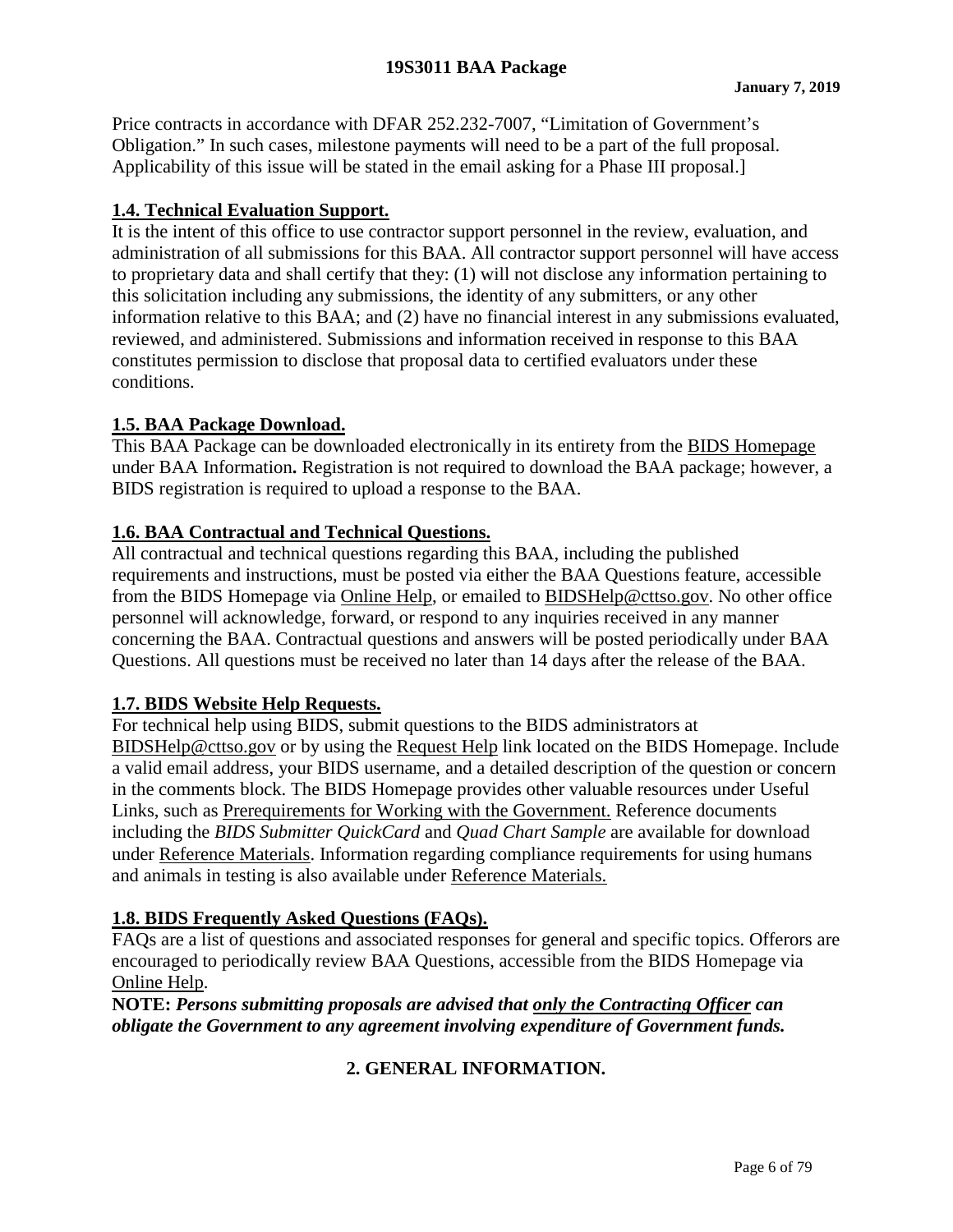Price contracts in accordance with DFAR 252.232-7007, "Limitation of Government's Obligation." In such cases, milestone payments will need to be a part of the full proposal. Applicability of this issue will be stated in the email asking for a Phase III proposal.]

### 1.4. Technical Evaluation Support.

It is the intent of this office to use contractor support personnel in the review, evaluation, and administration of all submissions for this BAA. All contractor support personnel will have access to proprietary data and shall certify that they: (1) will not disclose any information pertaining to this solicitation including any submissions, the identity of any submitters, or any other information relative to this BAA; and (2) have no financial interest in any submissions evaluated, reviewed, and administered. Submissions and information received in response to this BAA constitutes permission to disclose that proposal data to certified evaluators under these conditions.

### 1.5. BAA Package Download.

This BAA Package can be downloaded electronically in its entirety from the BIDS Homepage under BAA Information**.** Registration is not required to download the BAA package; however, a BIDS registration is required to upload a response to the BAA.

### 1.6. BAA Contractual and Technical Questions.

All contractual and technical questions regarding this BAA, including the published requirements and instructions, must be posted via either the BAA Questions feature, accessible from the BIDS Homepage via Online Help, or emailed to BIDSHelp@cttso.gov. No other office personnel will acknowledge, forward, or respond to any inquiries received in any manner concerning the BAA. Contractual questions and answers will be posted periodically under BAA Questions. All questions must be received no later than 14 days after the release of the BAA.

### 1.7. BIDS Website Help Requests.

For technical help using BIDS, submit questions to the BIDS administrators at BIDSHelp@cttso.gov or by using the Request Help link located on the BIDS Homepage. Include a valid email address, your BIDS username, and a detailed description of the question or concern in the comments block. The BIDS Homepage provides other valuable resources under Useful Links, such as Prerequirements for Working with the Government. Reference documents including the *BIDS Submitter QuickCard* and *Quad Chart Sample* are available for download under Reference Materials. Information regarding compliance requirements for using humans and animals in testing is also available under Reference Materials.

### 1.8. BIDS Frequently Asked Questions (FAQs).

FAQs are a list of questions and associated responses for general and specific topics. Offerors are encouraged to periodically review BAA Questions, accessible from the BIDS Homepage via Online Help.

**NOTE:** ***Persons submitting proposals are advised that only the Contracting Officer can obligate the Government to any agreement involving expenditure of Government funds.***

## 2. GENERAL INFORMATION.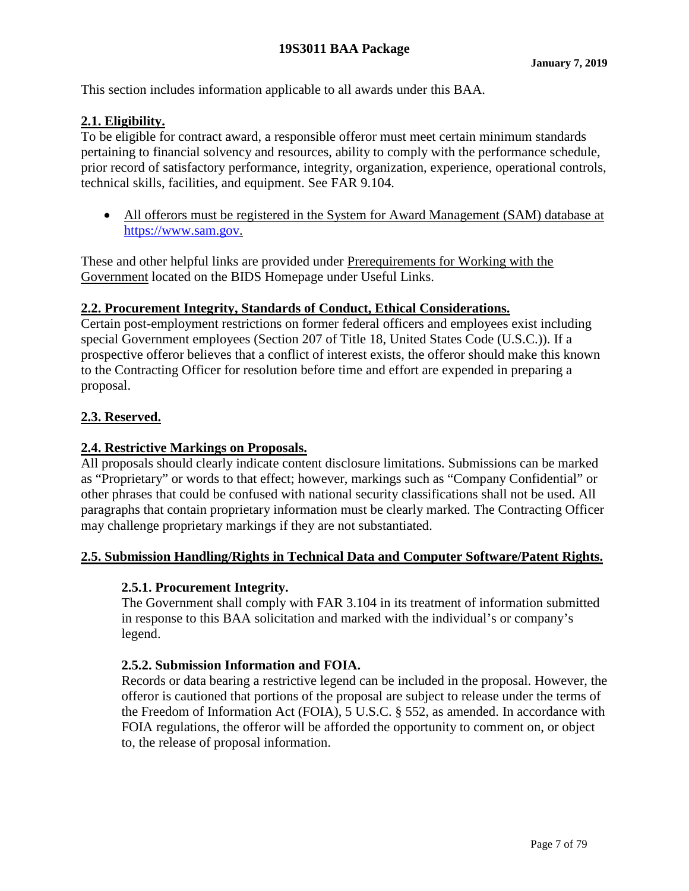This section includes information applicable to all awards under this BAA.

## 2.1. Eligibility.

To be eligible for contract award, a responsible offeror must meet certain minimum standards pertaining to financial solvency and resources, ability to comply with the performance schedule, prior record of satisfactory performance, integrity, organization, experience, operational controls, technical skills, facilities, and equipment. See FAR 9.104.

- All offerors must be registered in the System for Award Management (SAM) database at https://www.sam.gov.

These and other helpful links are provided under Prerequirements for Working with the Government located on the BIDS Homepage under Useful Links.

## 2.2. Procurement Integrity, Standards of Conduct, Ethical Considerations.

Certain post-employment restrictions on former federal officers and employees exist including special Government employees (Section 207 of Title 18, United States Code (U.S.C.)). If a prospective offeror believes that a conflict of interest exists, the offeror should make this known to the Contracting Officer for resolution before time and effort are expended in preparing a proposal.

## 2.3. Reserved.

## 2.4. Restrictive Markings on Proposals.

All proposals should clearly indicate content disclosure limitations. Submissions can be marked as "Proprietary" or words to that effect; however, markings such as "Company Confidential" or other phrases that could be confused with national security classifications shall not be used. All paragraphs that contain proprietary information must be clearly marked. The Contracting Officer may challenge proprietary markings if they are not substantiated.

## 2.5. Submission Handling/Rights in Technical Data and Computer Software/Patent Rights.

### 2.5.1. Procurement Integrity.

The Government shall comply with FAR 3.104 in its treatment of information submitted in response to this BAA solicitation and marked with the individual's or company's legend.

### 2.5.2. Submission Information and FOIA.

Records or data bearing a restrictive legend can be included in the proposal. However, the offeror is cautioned that portions of the proposal are subject to release under the terms of the Freedom of Information Act (FOIA), 5 U.S.C. § 552, as amended. In accordance with FOIA regulations, the offeror will be afforded the opportunity to comment on, or object to, the release of proposal information.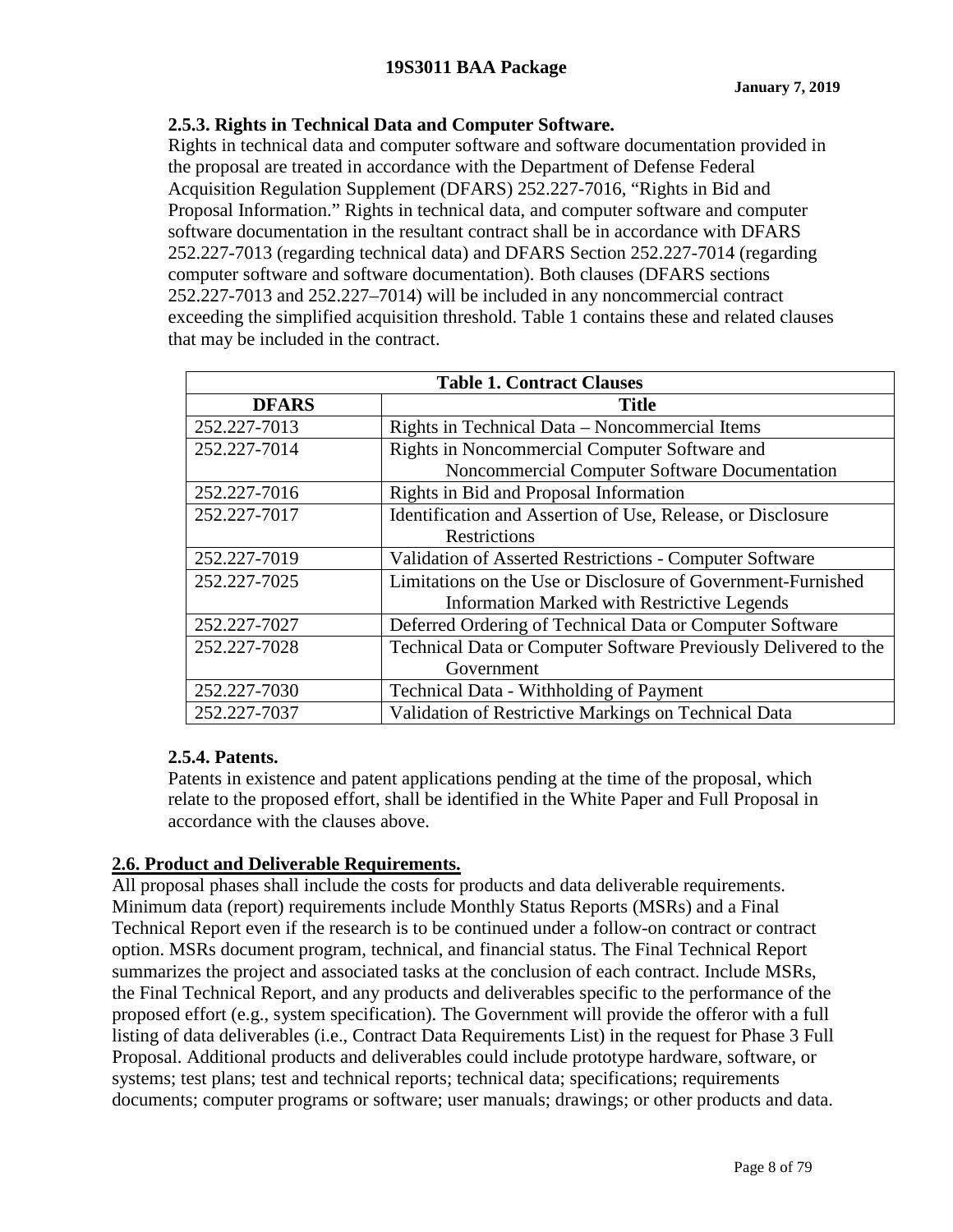### 2.5.3. Rights in Technical Data and Computer Software.

Rights in technical data and computer software and software documentation provided in the proposal are treated in accordance with the Department of Defense Federal Acquisition Regulation Supplement (DFARS) 252.227-7016, "Rights in Bid and Proposal Information." Rights in technical data, and computer software and computer software documentation in the resultant contract shall be in accordance with DFARS 252.227-7013 (regarding technical data) and DFARS Section 252.227-7014 (regarding computer software and software documentation). Both clauses (DFARS sections 252.227-7013 and 252.227–7014) will be included in any noncommercial contract exceeding the simplified acquisition threshold. Table 1 contains these and related clauses that may be included in the contract.

**Table 1. Contract Clauses**

| DFARS | Title |
|---|---|
| 252.227-7013 | Rights in Technical Data – Noncommercial Items |
| 252.227-7014 | Rights in Noncommercial Computer Software and Noncommercial Computer Software Documentation |
| 252.227-7016 | Rights in Bid and Proposal Information |
| 252.227-7017 | Identification and Assertion of Use, Release, or Disclosure Restrictions |
| 252.227-7019 | Validation of Asserted Restrictions - Computer Software |
| 252.227-7025 | Limitations on the Use or Disclosure of Government-Furnished Information Marked with Restrictive Legends |
| 252.227-7027 | Deferred Ordering of Technical Data or Computer Software |
| 252.227-7028 | Technical Data or Computer Software Previously Delivered to the Government |
| 252.227-7030 | Technical Data - Withholding of Payment |
| 252.227-7037 | Validation of Restrictive Markings on Technical Data |

### 2.5.4. Patents.

Patents in existence and patent applications pending at the time of the proposal, which relate to the proposed effort, shall be identified in the White Paper and Full Proposal in accordance with the clauses above.

## 2.6. Product and Deliverable Requirements.

All proposal phases shall include the costs for products and data deliverable requirements. Minimum data (report) requirements include Monthly Status Reports (MSRs) and a Final Technical Report even if the research is to be continued under a follow-on contract or contract option. MSRs document program, technical, and financial status. The Final Technical Report summarizes the project and associated tasks at the conclusion of each contract. Include MSRs, the Final Technical Report, and any products and deliverables specific to the performance of the proposed effort (e.g., system specification). The Government will provide the offeror with a full listing of data deliverables (i.e., Contract Data Requirements List) in the request for Phase 3 Full Proposal. Additional products and deliverables could include prototype hardware, software, or systems; test plans; test and technical reports; technical data; specifications; requirements documents; computer programs or software; user manuals; drawings; or other products and data.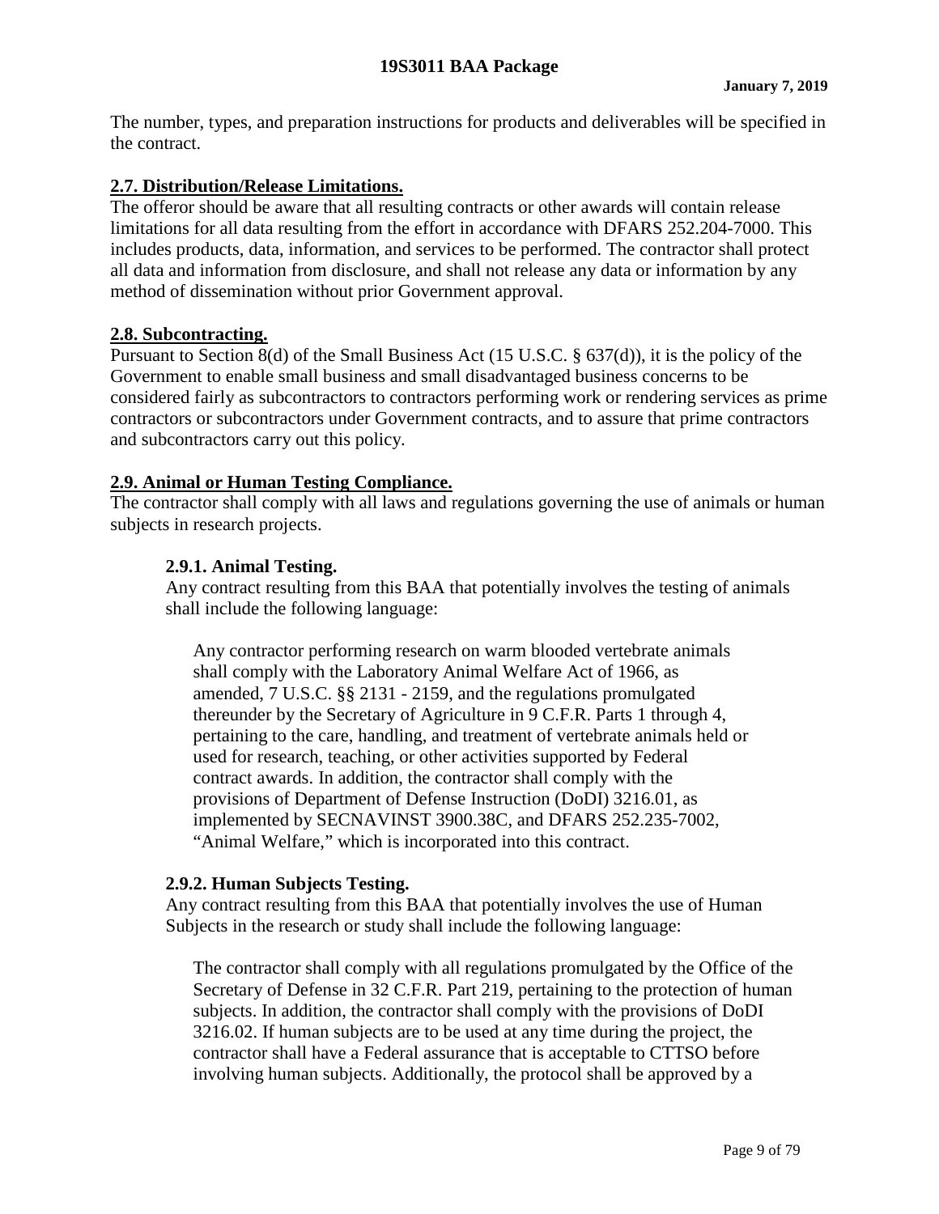The number, types, and preparation instructions for products and deliverables will be specified in the contract.

## 2.7. Distribution/Release Limitations.

The offeror should be aware that all resulting contracts or other awards will contain release limitations for all data resulting from the effort in accordance with DFARS 252.204-7000. This includes products, data, information, and services to be performed. The contractor shall protect all data and information from disclosure, and shall not release any data or information by any method of dissemination without prior Government approval.

## 2.8. Subcontracting.

Pursuant to Section 8(d) of the Small Business Act (15 U.S.C. § 637(d)), it is the policy of the Government to enable small business and small disadvantaged business concerns to be considered fairly as subcontractors to contractors performing work or rendering services as prime contractors or subcontractors under Government contracts, and to assure that prime contractors and subcontractors carry out this policy.

## 2.9. Animal or Human Testing Compliance.

The contractor shall comply with all laws and regulations governing the use of animals or human subjects in research projects.

### 2.9.1. Animal Testing.

Any contract resulting from this BAA that potentially involves the testing of animals shall include the following language:

> Any contractor performing research on warm blooded vertebrate animals shall comply with the Laboratory Animal Welfare Act of 1966, as amended, 7 U.S.C. §§ 2131 - 2159, and the regulations promulgated thereunder by the Secretary of Agriculture in 9 C.F.R. Parts 1 through 4, pertaining to the care, handling, and treatment of vertebrate animals held or used for research, teaching, or other activities supported by Federal contract awards. In addition, the contractor shall comply with the provisions of Department of Defense Instruction (DoDI) 3216.01, as implemented by SECNAVINST 3900.38C, and DFARS 252.235-7002, "Animal Welfare," which is incorporated into this contract.

### 2.9.2. Human Subjects Testing.

Any contract resulting from this BAA that potentially involves the use of Human Subjects in the research or study shall include the following language:

> The contractor shall comply with all regulations promulgated by the Office of the Secretary of Defense in 32 C.F.R. Part 219, pertaining to the protection of human subjects. In addition, the contractor shall comply with the provisions of DoDI 3216.02. If human subjects are to be used at any time during the project, the contractor shall have a Federal assurance that is acceptable to CTTSO before involving human subjects. Additionally, the protocol shall be approved by a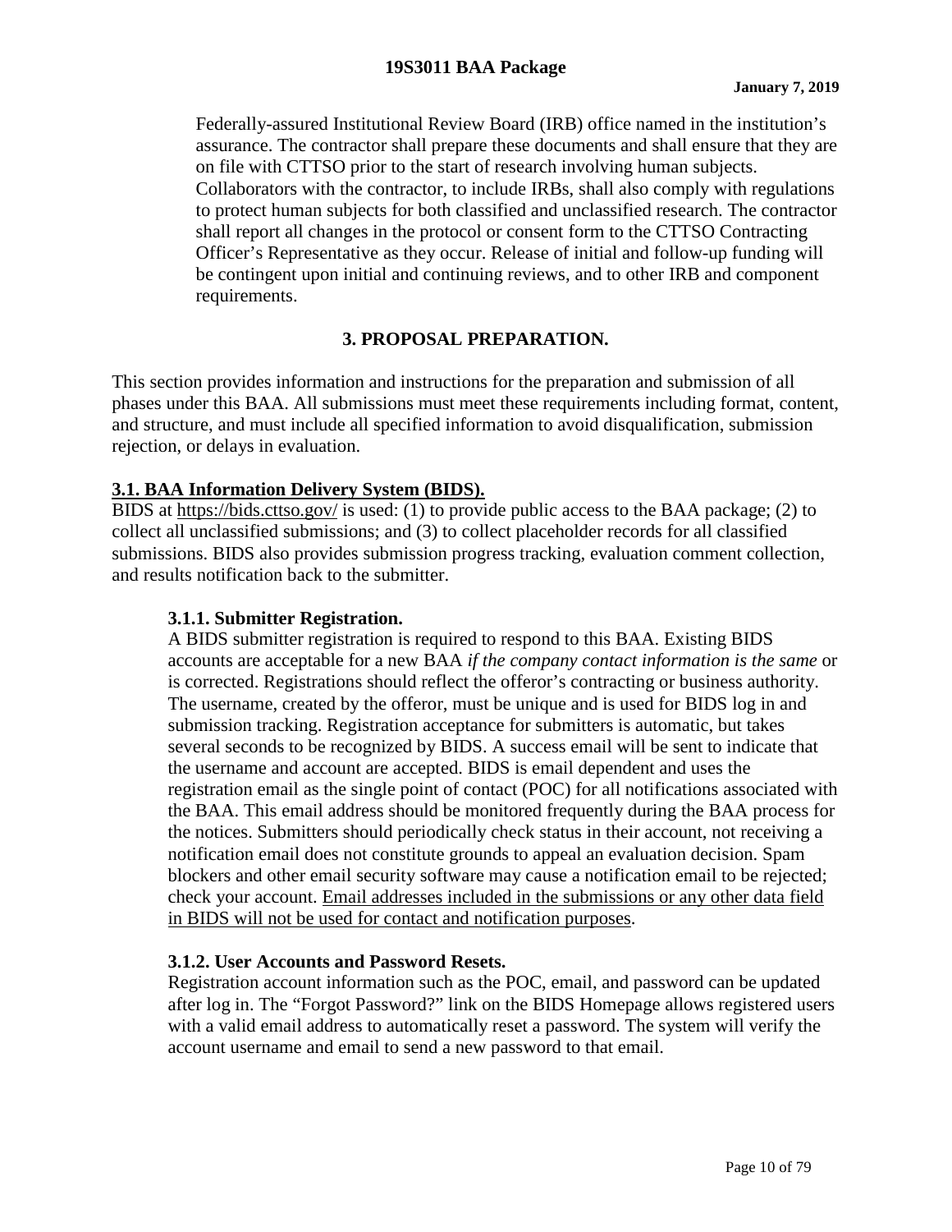Federally-assured Institutional Review Board (IRB) office named in the institution's assurance. The contractor shall prepare these documents and shall ensure that they are on file with CTTSO prior to the start of research involving human subjects. Collaborators with the contractor, to include IRBs, shall also comply with regulations to protect human subjects for both classified and unclassified research. The contractor shall report all changes in the protocol or consent form to the CTTSO Contracting Officer's Representative as they occur. Release of initial and follow-up funding will be contingent upon initial and continuing reviews, and to other IRB and component requirements.

# 3. PROPOSAL PREPARATION.

This section provides information and instructions for the preparation and submission of all phases under this BAA. All submissions must meet these requirements including format, content, and structure, and must include all specified information to avoid disqualification, submission rejection, or delays in evaluation.

## 3.1. BAA Information Delivery System (BIDS).

BIDS at https://bids.cttso.gov/ is used: (1) to provide public access to the BAA package; (2) to collect all unclassified submissions; and (3) to collect placeholder records for all classified submissions. BIDS also provides submission progress tracking, evaluation comment collection, and results notification back to the submitter.

### 3.1.1. Submitter Registration.

A BIDS submitter registration is required to respond to this BAA. Existing BIDS accounts are acceptable for a new BAA *if the company contact information is the same* or is corrected. Registrations should reflect the offeror's contracting or business authority. The username, created by the offeror, must be unique and is used for BIDS log in and submission tracking. Registration acceptance for submitters is automatic, but takes several seconds to be recognized by BIDS. A success email will be sent to indicate that the username and account are accepted. BIDS is email dependent and uses the registration email as the single point of contact (POC) for all notifications associated with the BAA. This email address should be monitored frequently during the BAA process for the notices. Submitters should periodically check status in their account, not receiving a notification email does not constitute grounds to appeal an evaluation decision. Spam blockers and other email security software may cause a notification email to be rejected; check your account. Email addresses included in the submissions or any other data field in BIDS will not be used for contact and notification purposes.

### 3.1.2. User Accounts and Password Resets.

Registration account information such as the POC, email, and password can be updated after log in. The "Forgot Password?" link on the BIDS Homepage allows registered users with a valid email address to automatically reset a password. The system will verify the account username and email to send a new password to that email.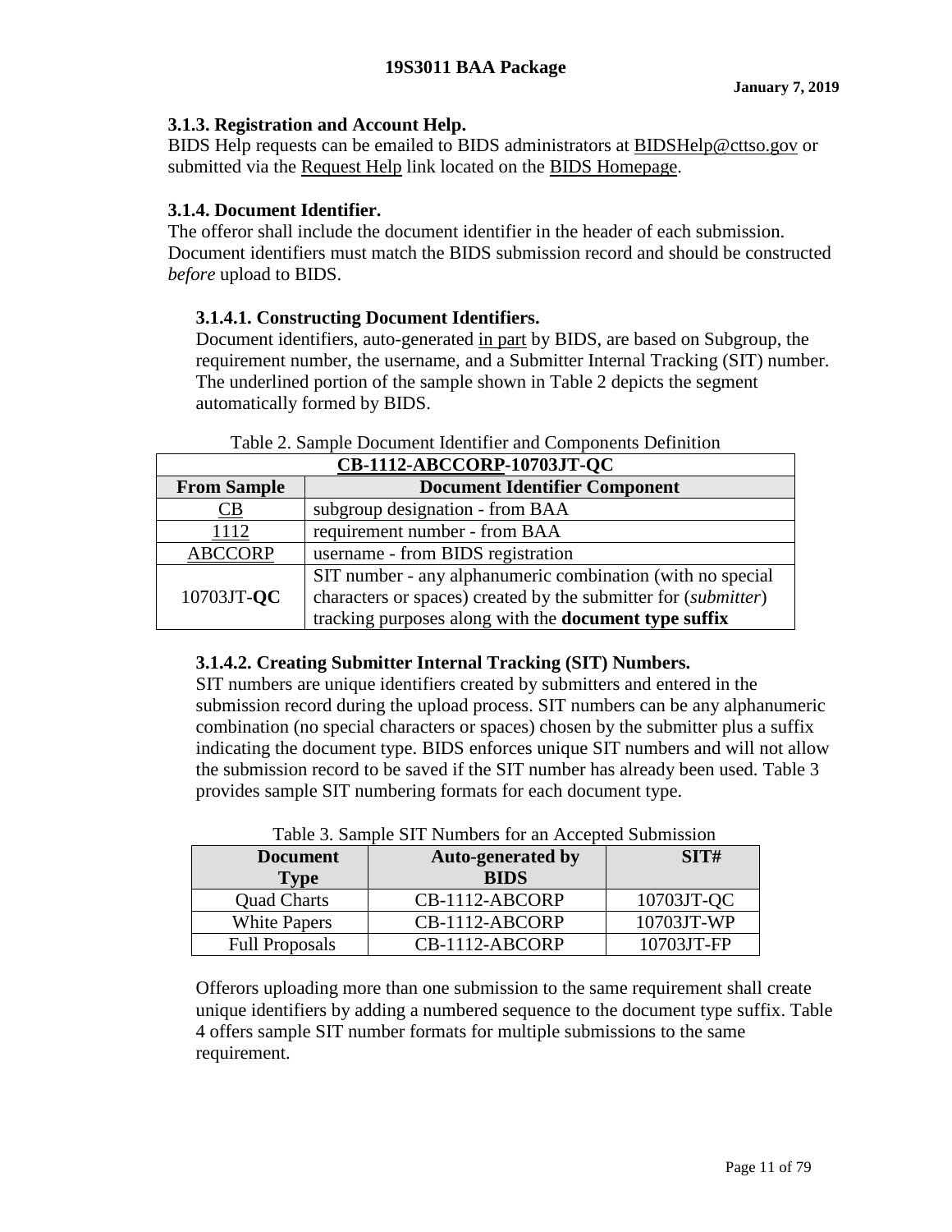### 3.1.3. Registration and Account Help.

BIDS Help requests can be emailed to BIDS administrators at BIDSHelp@cttso.gov or submitted via the Request Help link located on the BIDS Homepage.

### 3.1.4. Document Identifier.

The offeror shall include the document identifier in the header of each submission. Document identifiers must match the BIDS submission record and should be constructed *before* upload to BIDS.

#### 3.1.4.1. Constructing Document Identifiers.

Document identifiers, auto-generated in part by BIDS, are based on Subgroup, the requirement number, the username, and a Submitter Internal Tracking (SIT) number. The underlined portion of the sample shown in Table 2 depicts the segment automatically formed by BIDS.

Table 2. Sample Document Identifier and Components Definition

| CB-1112-ABCCORP-10703JT-QC | |
|---|---|
| **From Sample** | **Document Identifier Component** |
| CB | subgroup designation - from BAA |
| 1112 | requirement number - from BAA |
| ABCCORP | username - from BIDS registration |
| 10703JT-**QC** | SIT number - any alphanumeric combination (with no special characters or spaces) created by the submitter for (*submitter*) tracking purposes along with the **document type suffix** |

#### 3.1.4.2. Creating Submitter Internal Tracking (SIT) Numbers.

SIT numbers are unique identifiers created by submitters and entered in the submission record during the upload process. SIT numbers can be any alphanumeric combination (no special characters or spaces) chosen by the submitter plus a suffix indicating the document type. BIDS enforces unique SIT numbers and will not allow the submission record to be saved if the SIT number has already been used. Table 3 provides sample SIT numbering formats for each document type.

Table 3. Sample SIT Numbers for an Accepted Submission

| Document Type | Auto-generated by BIDS | SIT# |
|---|---|---|
| Quad Charts | CB-1112-ABCORP | 10703JT-QC |
| White Papers | CB-1112-ABCORP | 10703JT-WP |
| Full Proposals | CB-1112-ABCORP | 10703JT-FP |

Offerors uploading more than one submission to the same requirement shall create unique identifiers by adding a numbered sequence to the document type suffix. Table 4 offers sample SIT number formats for multiple submissions to the same requirement.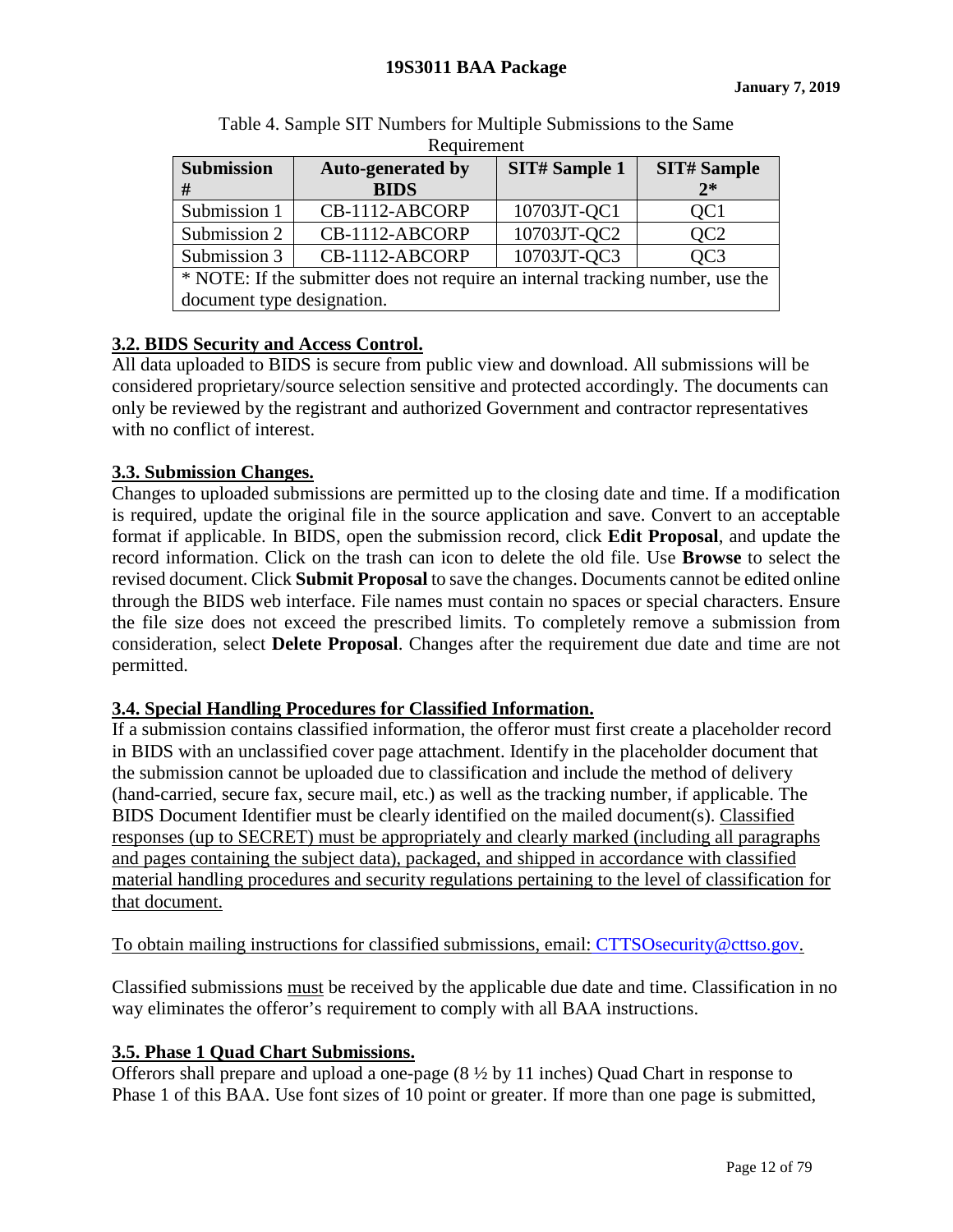Table 4. Sample SIT Numbers for Multiple Submissions to the Same Requirement

| Submission # | Auto-generated by BIDS | SIT# Sample 1 | SIT# Sample 2* |
|---|---|---|---|
| Submission 1 | CB-1112-ABCORP | 10703JT-QC1 | QC1 |
| Submission 2 | CB-1112-ABCORP | 10703JT-QC2 | QC2 |
| Submission 3 | CB-1112-ABCORP | 10703JT-QC3 | QC3 |
| * NOTE: If the submitter does not require an internal tracking number, use the document type designation. | | | |

### 3.2. BIDS Security and Access Control.

All data uploaded to BIDS is secure from public view and download. All submissions will be considered proprietary/source selection sensitive and protected accordingly. The documents can only be reviewed by the registrant and authorized Government and contractor representatives with no conflict of interest.

### 3.3. Submission Changes.

Changes to uploaded submissions are permitted up to the closing date and time. If a modification is required, update the original file in the source application and save. Convert to an acceptable format if applicable. In BIDS, open the submission record, click **Edit Proposal**, and update the record information. Click on the trash can icon to delete the old file. Use **Browse** to select the revised document. Click **Submit Proposal** to save the changes. Documents cannot be edited online through the BIDS web interface. File names must contain no spaces or special characters. Ensure the file size does not exceed the prescribed limits. To completely remove a submission from consideration, select **Delete Proposal**. Changes after the requirement due date and time are not permitted.

### 3.4. Special Handling Procedures for Classified Information.

If a submission contains classified information, the offeror must first create a placeholder record in BIDS with an unclassified cover page attachment. Identify in the placeholder document that the submission cannot be uploaded due to classification and include the method of delivery (hand-carried, secure fax, secure mail, etc.) as well as the tracking number, if applicable. The BIDS Document Identifier must be clearly identified on the mailed document(s). Classified responses (up to SECRET) must be appropriately and clearly marked (including all paragraphs and pages containing the subject data), packaged, and shipped in accordance with classified material handling procedures and security regulations pertaining to the level of classification for that document.

To obtain mailing instructions for classified submissions, email: CTTSOsecurity@cttso.gov.

Classified submissions must be received by the applicable due date and time. Classification in no way eliminates the offeror's requirement to comply with all BAA instructions.

### 3.5. Phase 1 Quad Chart Submissions.

Offerors shall prepare and upload a one-page (8 ½ by 11 inches) Quad Chart in response to Phase 1 of this BAA. Use font sizes of 10 point or greater. If more than one page is submitted,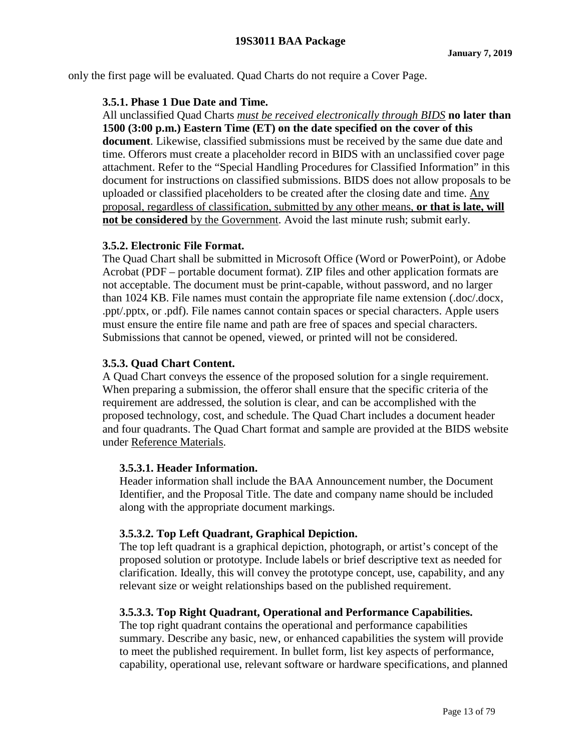only the first page will be evaluated. Quad Charts do not require a Cover Page.

### 3.5.1. Phase 1 Due Date and Time.

All unclassified Quad Charts <u>*must be received electronically through BIDS*</u> **no later than 1500 (3:00 p.m.) Eastern Time (ET) on the date specified on the cover of this document**. Likewise, classified submissions must be received by the same due date and time. Offerors must create a placeholder record in BIDS with an unclassified cover page attachment. Refer to the "Special Handling Procedures for Classified Information" in this document for instructions on classified submissions. BIDS does not allow proposals to be uploaded or classified placeholders to be created after the closing date and time. <u>Any proposal, regardless of classification, submitted by any other means, **or that is late, will not be considered** by the Government</u>. Avoid the last minute rush; submit early.

### 3.5.2. Electronic File Format.

The Quad Chart shall be submitted in Microsoft Office (Word or PowerPoint), or Adobe Acrobat (PDF – portable document format). ZIP files and other application formats are not acceptable. The document must be print-capable, without password, and no larger than 1024 KB. File names must contain the appropriate file name extension (.doc/.docx, .ppt/.pptx, or .pdf). File names cannot contain spaces or special characters. Apple users must ensure the entire file name and path are free of spaces and special characters. Submissions that cannot be opened, viewed, or printed will not be considered.

### 3.5.3. Quad Chart Content.

A Quad Chart conveys the essence of the proposed solution for a single requirement. When preparing a submission, the offeror shall ensure that the specific criteria of the requirement are addressed, the solution is clear, and can be accomplished with the proposed technology, cost, and schedule. The Quad Chart includes a document header and four quadrants. The Quad Chart format and sample are provided at the BIDS website under <u>Reference Materials</u>.

#### 3.5.3.1. Header Information.

Header information shall include the BAA Announcement number, the Document Identifier, and the Proposal Title. The date and company name should be included along with the appropriate document markings.

#### 3.5.3.2. Top Left Quadrant, Graphical Depiction.

The top left quadrant is a graphical depiction, photograph, or artist's concept of the proposed solution or prototype. Include labels or brief descriptive text as needed for clarification. Ideally, this will convey the prototype concept, use, capability, and any relevant size or weight relationships based on the published requirement.

#### 3.5.3.3. Top Right Quadrant, Operational and Performance Capabilities.

The top right quadrant contains the operational and performance capabilities summary. Describe any basic, new, or enhanced capabilities the system will provide to meet the published requirement. In bullet form, list key aspects of performance, capability, operational use, relevant software or hardware specifications, and planned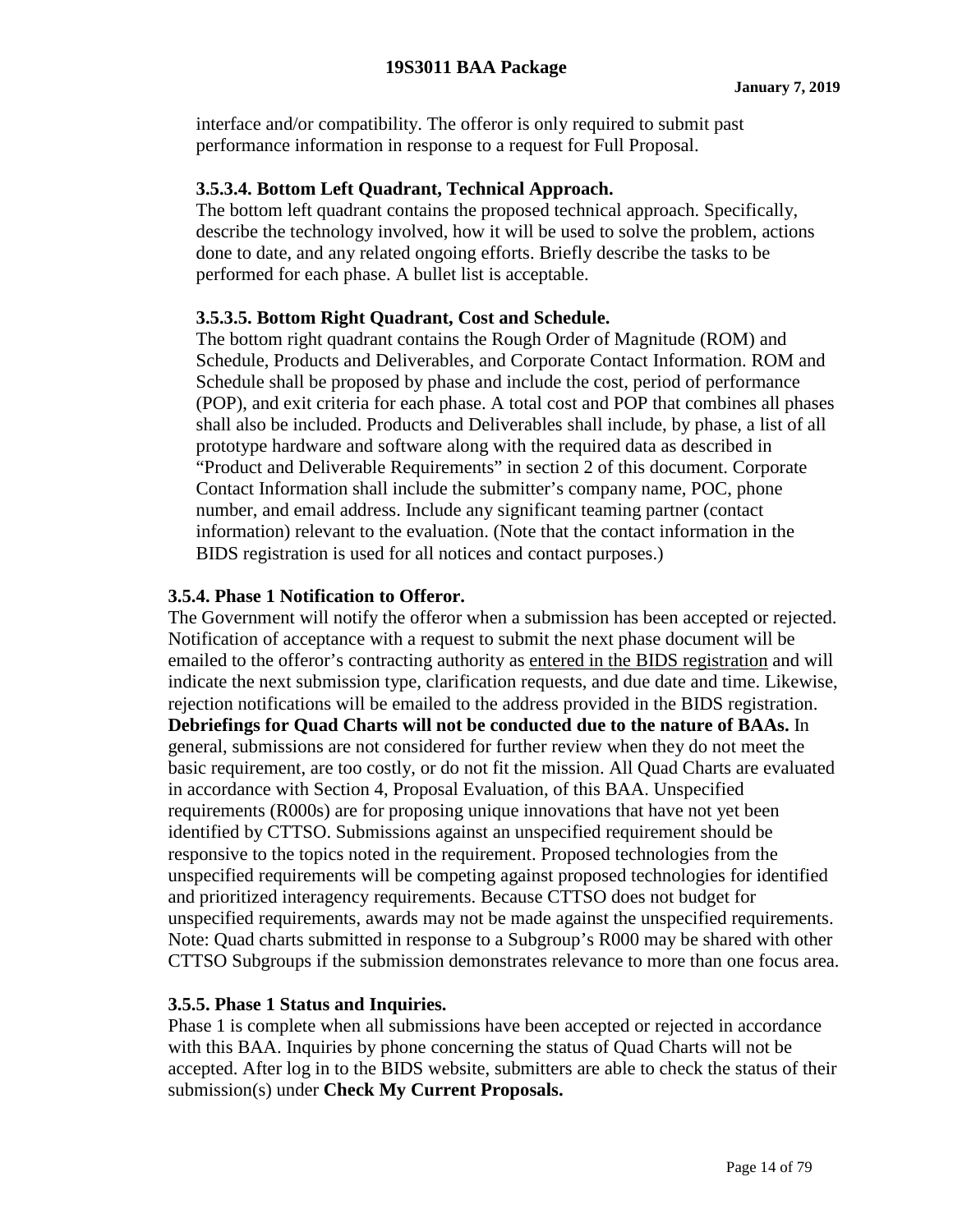interface and/or compatibility. The offeror is only required to submit past performance information in response to a request for Full Proposal.

#### 3.5.3.4. Bottom Left Quadrant, Technical Approach.

The bottom left quadrant contains the proposed technical approach. Specifically, describe the technology involved, how it will be used to solve the problem, actions done to date, and any related ongoing efforts. Briefly describe the tasks to be performed for each phase. A bullet list is acceptable.

#### 3.5.3.5. Bottom Right Quadrant, Cost and Schedule.

The bottom right quadrant contains the Rough Order of Magnitude (ROM) and Schedule, Products and Deliverables, and Corporate Contact Information. ROM and Schedule shall be proposed by phase and include the cost, period of performance (POP), and exit criteria for each phase. A total cost and POP that combines all phases shall also be included. Products and Deliverables shall include, by phase, a list of all prototype hardware and software along with the required data as described in "Product and Deliverable Requirements" in section 2 of this document. Corporate Contact Information shall include the submitter's company name, POC, phone number, and email address. Include any significant teaming partner (contact information) relevant to the evaluation. (Note that the contact information in the BIDS registration is used for all notices and contact purposes.)

### 3.5.4. Phase 1 Notification to Offeror.

The Government will notify the offeror when a submission has been accepted or rejected. Notification of acceptance with a request to submit the next phase document will be emailed to the offeror's contracting authority as entered in the BIDS registration and will indicate the next submission type, clarification requests, and due date and time. Likewise, rejection notifications will be emailed to the address provided in the BIDS registration. **Debriefings for Quad Charts will not be conducted due to the nature of BAAs.** In general, submissions are not considered for further review when they do not meet the basic requirement, are too costly, or do not fit the mission. All Quad Charts are evaluated in accordance with Section 4, Proposal Evaluation, of this BAA. Unspecified requirements (R000s) are for proposing unique innovations that have not yet been identified by CTTSO. Submissions against an unspecified requirement should be responsive to the topics noted in the requirement. Proposed technologies from the unspecified requirements will be competing against proposed technologies for identified and prioritized interagency requirements. Because CTTSO does not budget for unspecified requirements, awards may not be made against the unspecified requirements. Note: Quad charts submitted in response to a Subgroup's R000 may be shared with other CTTSO Subgroups if the submission demonstrates relevance to more than one focus area.

### 3.5.5. Phase 1 Status and Inquiries.

Phase 1 is complete when all submissions have been accepted or rejected in accordance with this BAA. Inquiries by phone concerning the status of Quad Charts will not be accepted. After log in to the BIDS website, submitters are able to check the status of their submission(s) under **Check My Current Proposals.**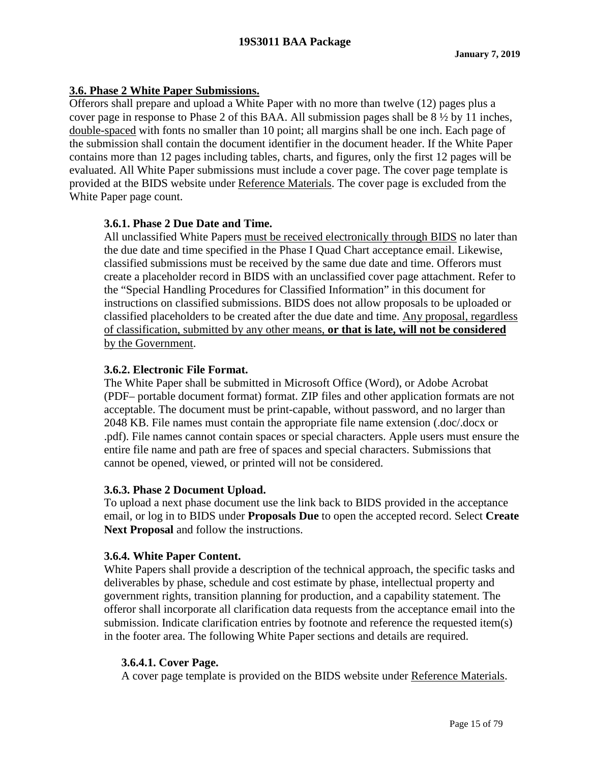### 3.6. Phase 2 White Paper Submissions.

Offerors shall prepare and upload a White Paper with no more than twelve (12) pages plus a cover page in response to Phase 2 of this BAA. All submission pages shall be 8 ½ by 11 inches, double-spaced with fonts no smaller than 10 point; all margins shall be one inch. Each page of the submission shall contain the document identifier in the document header. If the White Paper contains more than 12 pages including tables, charts, and figures, only the first 12 pages will be evaluated. All White Paper submissions must include a cover page. The cover page template is provided at the BIDS website under Reference Materials. The cover page is excluded from the White Paper page count.

#### 3.6.1. Phase 2 Due Date and Time.

All unclassified White Papers must be received electronically through BIDS no later than the due date and time specified in the Phase I Quad Chart acceptance email. Likewise, classified submissions must be received by the same due date and time. Offerors must create a placeholder record in BIDS with an unclassified cover page attachment. Refer to the "Special Handling Procedures for Classified Information" in this document for instructions on classified submissions. BIDS does not allow proposals to be uploaded or classified placeholders to be created after the due date and time. Any proposal, regardless of classification, submitted by any other means, **or that is late, will not be considered** by the Government.

#### 3.6.2. Electronic File Format.

The White Paper shall be submitted in Microsoft Office (Word), or Adobe Acrobat (PDF– portable document format) format. ZIP files and other application formats are not acceptable. The document must be print-capable, without password, and no larger than 2048 KB. File names must contain the appropriate file name extension (.doc/.docx or .pdf). File names cannot contain spaces or special characters. Apple users must ensure the entire file name and path are free of spaces and special characters. Submissions that cannot be opened, viewed, or printed will not be considered.

#### 3.6.3. Phase 2 Document Upload.

To upload a next phase document use the link back to BIDS provided in the acceptance email, or log in to BIDS under **Proposals Due** to open the accepted record. Select **Create Next Proposal** and follow the instructions.

#### 3.6.4. White Paper Content.

White Papers shall provide a description of the technical approach, the specific tasks and deliverables by phase, schedule and cost estimate by phase, intellectual property and government rights, transition planning for production, and a capability statement. The offeror shall incorporate all clarification data requests from the acceptance email into the submission. Indicate clarification entries by footnote and reference the requested item(s) in the footer area. The following White Paper sections and details are required.

##### 3.6.4.1. Cover Page.

A cover page template is provided on the BIDS website under Reference Materials.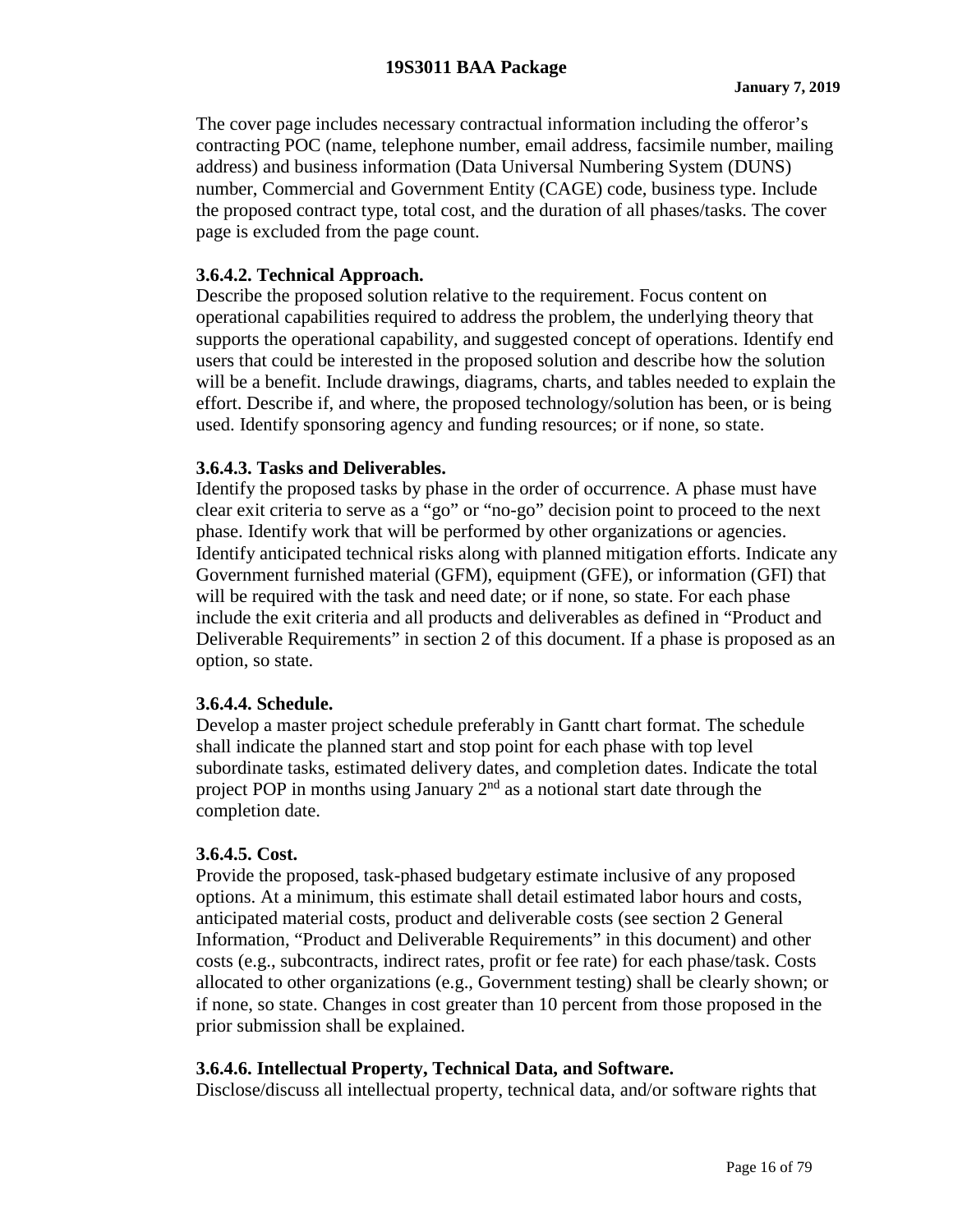The cover page includes necessary contractual information including the offeror's contracting POC (name, telephone number, email address, facsimile number, mailing address) and business information (Data Universal Numbering System (DUNS) number, Commercial and Government Entity (CAGE) code, business type. Include the proposed contract type, total cost, and the duration of all phases/tasks. The cover page is excluded from the page count.

#### 3.6.4.2. Technical Approach.

Describe the proposed solution relative to the requirement. Focus content on operational capabilities required to address the problem, the underlying theory that supports the operational capability, and suggested concept of operations. Identify end users that could be interested in the proposed solution and describe how the solution will be a benefit. Include drawings, diagrams, charts, and tables needed to explain the effort. Describe if, and where, the proposed technology/solution has been, or is being used. Identify sponsoring agency and funding resources; or if none, so state.

#### 3.6.4.3. Tasks and Deliverables.

Identify the proposed tasks by phase in the order of occurrence. A phase must have clear exit criteria to serve as a "go" or "no-go" decision point to proceed to the next phase. Identify work that will be performed by other organizations or agencies. Identify anticipated technical risks along with planned mitigation efforts. Indicate any Government furnished material (GFM), equipment (GFE), or information (GFI) that will be required with the task and need date; or if none, so state. For each phase include the exit criteria and all products and deliverables as defined in "Product and Deliverable Requirements" in section 2 of this document. If a phase is proposed as an option, so state.

#### 3.6.4.4. Schedule.

Develop a master project schedule preferably in Gantt chart format. The schedule shall indicate the planned start and stop point for each phase with top level subordinate tasks, estimated delivery dates, and completion dates. Indicate the total project POP in months using January 2nd as a notional start date through the completion date.

#### 3.6.4.5. Cost.

Provide the proposed, task-phased budgetary estimate inclusive of any proposed options. At a minimum, this estimate shall detail estimated labor hours and costs, anticipated material costs, product and deliverable costs (see section 2 General Information, "Product and Deliverable Requirements" in this document) and other costs (e.g., subcontracts, indirect rates, profit or fee rate) for each phase/task. Costs allocated to other organizations (e.g., Government testing) shall be clearly shown; or if none, so state. Changes in cost greater than 10 percent from those proposed in the prior submission shall be explained.

#### 3.6.4.6. Intellectual Property, Technical Data, and Software.

Disclose/discuss all intellectual property, technical data, and/or software rights that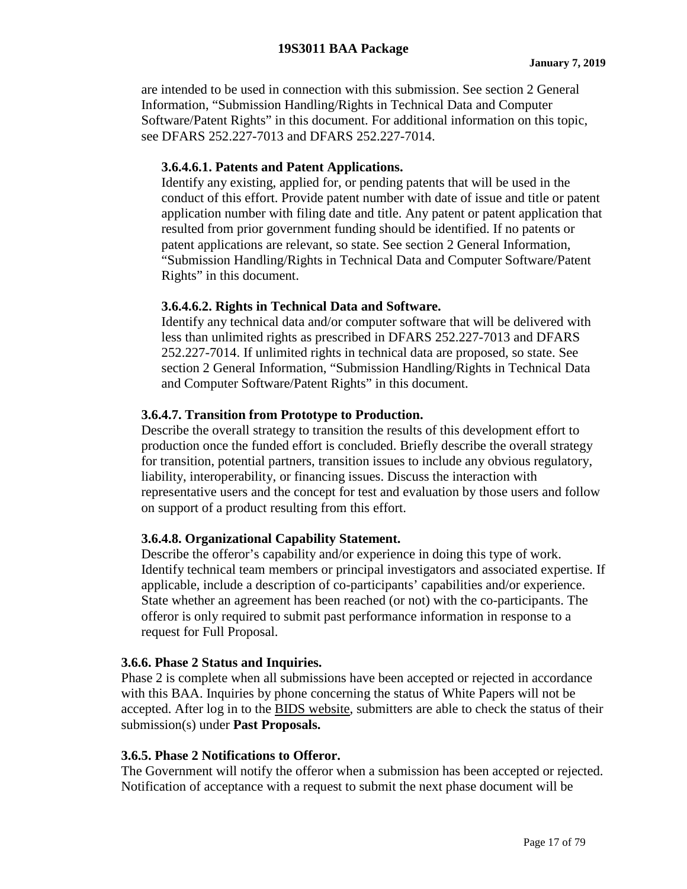are intended to be used in connection with this submission. See section 2 General Information, “Submission Handling/Rights in Technical Data and Computer Software/Patent Rights” in this document. For additional information on this topic, see DFARS 252.227-7013 and DFARS 252.227-7014.

##### 3.6.4.6.1. Patents and Patent Applications.

Identify any existing, applied for, or pending patents that will be used in the conduct of this effort. Provide patent number with date of issue and title or patent application number with filing date and title. Any patent or patent application that resulted from prior government funding should be identified. If no patents or patent applications are relevant, so state. See section 2 General Information, “Submission Handling/Rights in Technical Data and Computer Software/Patent Rights” in this document.

##### 3.6.4.6.2. Rights in Technical Data and Software.

Identify any technical data and/or computer software that will be delivered with less than unlimited rights as prescribed in DFARS 252.227-7013 and DFARS 252.227-7014. If unlimited rights in technical data are proposed, so state. See section 2 General Information, “Submission Handling/Rights in Technical Data and Computer Software/Patent Rights” in this document.

#### 3.6.4.7. Transition from Prototype to Production.

Describe the overall strategy to transition the results of this development effort to production once the funded effort is concluded. Briefly describe the overall strategy for transition, potential partners, transition issues to include any obvious regulatory, liability, interoperability, or financing issues. Discuss the interaction with representative users and the concept for test and evaluation by those users and follow on support of a product resulting from this effort.

#### 3.6.4.8. Organizational Capability Statement.

Describe the offeror’s capability and/or experience in doing this type of work. Identify technical team members or principal investigators and associated expertise. If applicable, include a description of co-participants’ capabilities and/or experience. State whether an agreement has been reached (or not) with the co-participants. The offeror is only required to submit past performance information in response to a request for Full Proposal.

### 3.6.6. Phase 2 Status and Inquiries.

Phase 2 is complete when all submissions have been accepted or rejected in accordance with this BAA. Inquiries by phone concerning the status of White Papers will not be accepted. After log in to the BIDS website, submitters are able to check the status of their submission(s) under **Past Proposals.**

### 3.6.5. Phase 2 Notifications to Offeror.

The Government will notify the offeror when a submission has been accepted or rejected. Notification of acceptance with a request to submit the next phase document will be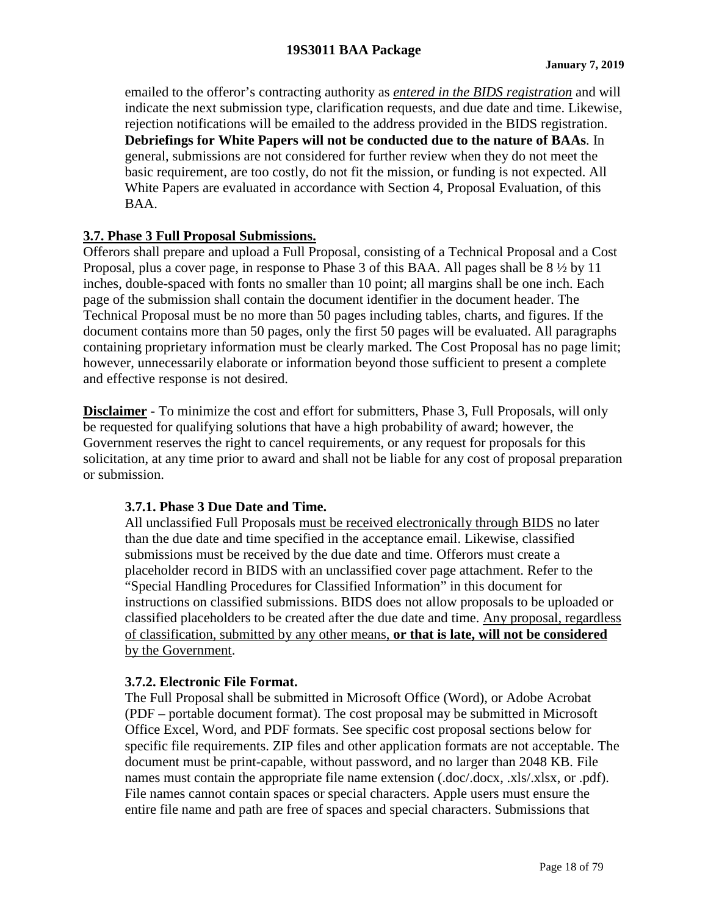emailed to the offeror's contracting authority as *entered in the BIDS registration* and will indicate the next submission type, clarification requests, and due date and time. Likewise, rejection notifications will be emailed to the address provided in the BIDS registration. **Debriefings for White Papers will not be conducted due to the nature of BAAs**. In general, submissions are not considered for further review when they do not meet the basic requirement, are too costly, do not fit the mission, or funding is not expected. All White Papers are evaluated in accordance with Section 4, Proposal Evaluation, of this BAA.

## 3.7. Phase 3 Full Proposal Submissions.

Offerors shall prepare and upload a Full Proposal, consisting of a Technical Proposal and a Cost Proposal, plus a cover page, in response to Phase 3 of this BAA. All pages shall be 8 ½ by 11 inches, double-spaced with fonts no smaller than 10 point; all margins shall be one inch. Each page of the submission shall contain the document identifier in the document header. The Technical Proposal must be no more than 50 pages including tables, charts, and figures. If the document contains more than 50 pages, only the first 50 pages will be evaluated. All paragraphs containing proprietary information must be clearly marked. The Cost Proposal has no page limit; however, unnecessarily elaborate or information beyond those sufficient to present a complete and effective response is not desired.

**Disclaimer** - To minimize the cost and effort for submitters, Phase 3, Full Proposals, will only be requested for qualifying solutions that have a high probability of award; however, the Government reserves the right to cancel requirements, or any request for proposals for this solicitation, at any time prior to award and shall not be liable for any cost of proposal preparation or submission.

### 3.7.1. Phase 3 Due Date and Time.

All unclassified Full Proposals must be received electronically through BIDS no later than the due date and time specified in the acceptance email. Likewise, classified submissions must be received by the due date and time. Offerors must create a placeholder record in BIDS with an unclassified cover page attachment. Refer to the "Special Handling Procedures for Classified Information" in this document for instructions on classified submissions. BIDS does not allow proposals to be uploaded or classified placeholders to be created after the due date and time. Any proposal, regardless of classification, submitted by any other means, **or that is late, will not be considered** by the Government.

### 3.7.2. Electronic File Format.

The Full Proposal shall be submitted in Microsoft Office (Word), or Adobe Acrobat (PDF – portable document format). The cost proposal may be submitted in Microsoft Office Excel, Word, and PDF formats. See specific cost proposal sections below for specific file requirements. ZIP files and other application formats are not acceptable. The document must be print-capable, without password, and no larger than 2048 KB. File names must contain the appropriate file name extension (.doc/.docx, .xls/.xlsx, or .pdf). File names cannot contain spaces or special characters. Apple users must ensure the entire file name and path are free of spaces and special characters. Submissions that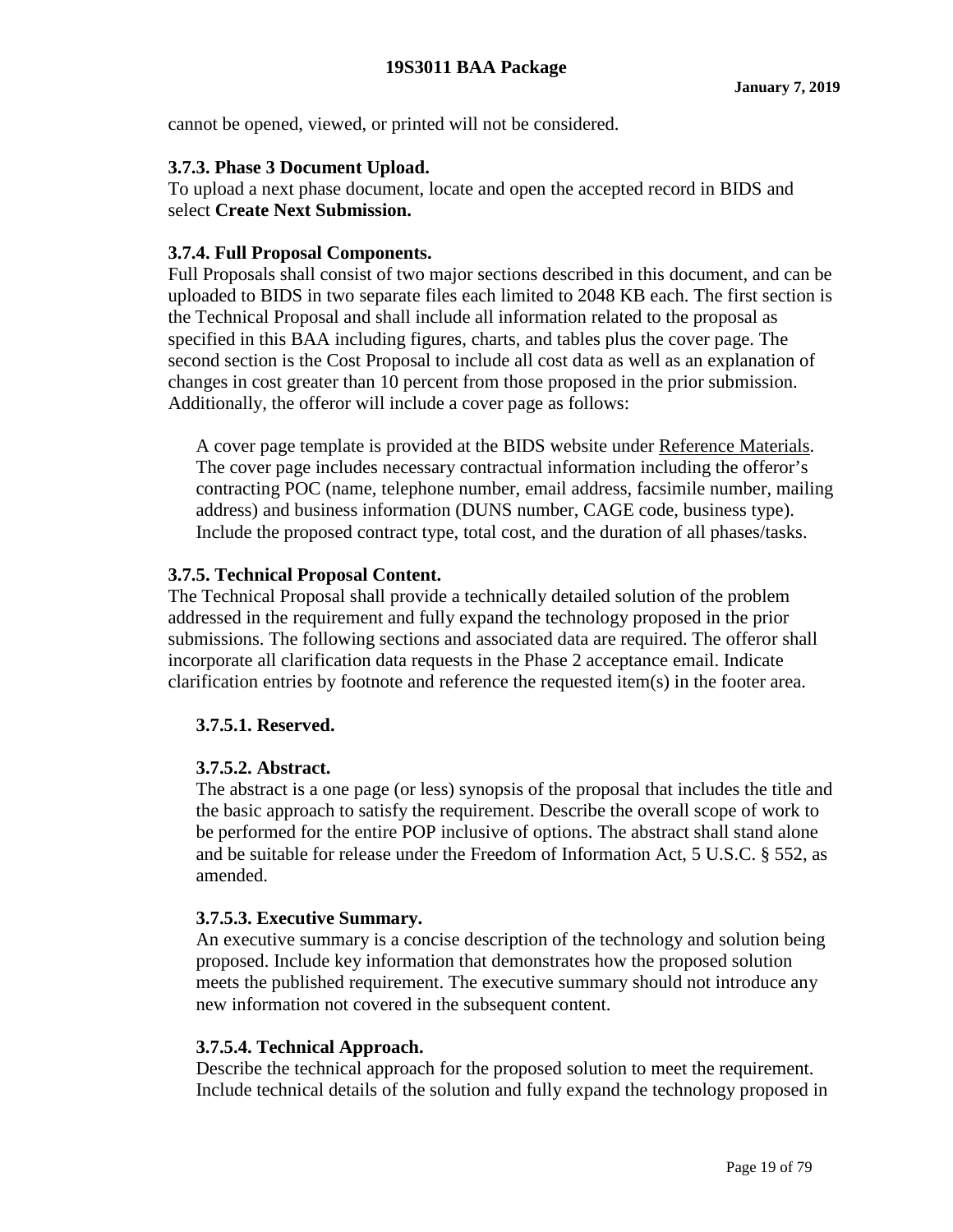cannot be opened, viewed, or printed will not be considered.

**3.7.3. Phase 3 Document Upload.**

To upload a next phase document, locate and open the accepted record in BIDS and select **Create Next Submission.**

**3.7.4. Full Proposal Components.**

Full Proposals shall consist of two major sections described in this document, and can be uploaded to BIDS in two separate files each limited to 2048 KB each. The first section is the Technical Proposal and shall include all information related to the proposal as specified in this BAA including figures, charts, and tables plus the cover page. The second section is the Cost Proposal to include all cost data as well as an explanation of changes in cost greater than 10 percent from those proposed in the prior submission. Additionally, the offeror will include a cover page as follows:

> A cover page template is provided at the BIDS website under Reference Materials. The cover page includes necessary contractual information including the offeror's contracting POC (name, telephone number, email address, facsimile number, mailing address) and business information (DUNS number, CAGE code, business type). Include the proposed contract type, total cost, and the duration of all phases/tasks.

**3.7.5. Technical Proposal Content.**

The Technical Proposal shall provide a technically detailed solution of the problem addressed in the requirement and fully expand the technology proposed in the prior submissions. The following sections and associated data are required. The offeror shall incorporate all clarification data requests in the Phase 2 acceptance email. Indicate clarification entries by footnote and reference the requested item(s) in the footer area.

**3.7.5.1. Reserved.**

**3.7.5.2. Abstract.**

The abstract is a one page (or less) synopsis of the proposal that includes the title and the basic approach to satisfy the requirement. Describe the overall scope of work to be performed for the entire POP inclusive of options. The abstract shall stand alone and be suitable for release under the Freedom of Information Act, 5 U.S.C. § 552, as amended.

**3.7.5.3. Executive Summary.**

An executive summary is a concise description of the technology and solution being proposed. Include key information that demonstrates how the proposed solution meets the published requirement. The executive summary should not introduce any new information not covered in the subsequent content.

**3.7.5.4. Technical Approach.**

Describe the technical approach for the proposed solution to meet the requirement. Include technical details of the solution and fully expand the technology proposed in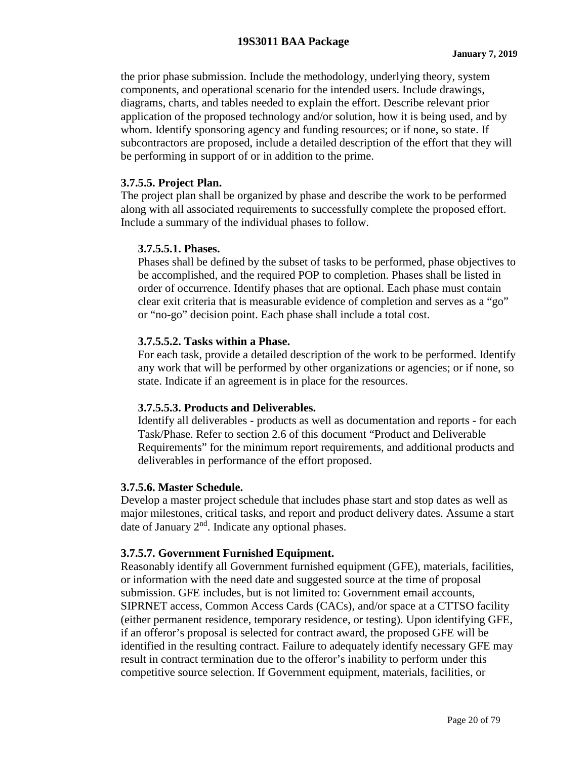the prior phase submission. Include the methodology, underlying theory, system components, and operational scenario for the intended users. Include drawings, diagrams, charts, and tables needed to explain the effort. Describe relevant prior application of the proposed technology and/or solution, how it is being used, and by whom. Identify sponsoring agency and funding resources; or if none, so state. If subcontractors are proposed, include a detailed description of the effort that they will be performing in support of or in addition to the prime.

### 3.7.5.5. Project Plan.

The project plan shall be organized by phase and describe the work to be performed along with all associated requirements to successfully complete the proposed effort. Include a summary of the individual phases to follow.

#### 3.7.5.5.1. Phases.

Phases shall be defined by the subset of tasks to be performed, phase objectives to be accomplished, and the required POP to completion. Phases shall be listed in order of occurrence. Identify phases that are optional. Each phase must contain clear exit criteria that is measurable evidence of completion and serves as a "go" or "no-go" decision point. Each phase shall include a total cost.

#### 3.7.5.5.2. Tasks within a Phase.

For each task, provide a detailed description of the work to be performed. Identify any work that will be performed by other organizations or agencies; or if none, so state. Indicate if an agreement is in place for the resources.

#### 3.7.5.5.3. Products and Deliverables.

Identify all deliverables - products as well as documentation and reports - for each Task/Phase. Refer to section 2.6 of this document "Product and Deliverable Requirements" for the minimum report requirements, and additional products and deliverables in performance of the effort proposed.

### 3.7.5.6. Master Schedule.

Develop a master project schedule that includes phase start and stop dates as well as major milestones, critical tasks, and report and product delivery dates. Assume a start date of January 2nd. Indicate any optional phases.

### 3.7.5.7. Government Furnished Equipment.

Reasonably identify all Government furnished equipment (GFE), materials, facilities, or information with the need date and suggested source at the time of proposal submission. GFE includes, but is not limited to: Government email accounts, SIPRNET access, Common Access Cards (CACs), and/or space at a CTTSO facility (either permanent residence, temporary residence, or testing). Upon identifying GFE, if an offeror's proposal is selected for contract award, the proposed GFE will be identified in the resulting contract. Failure to adequately identify necessary GFE may result in contract termination due to the offeror's inability to perform under this competitive source selection. If Government equipment, materials, facilities, or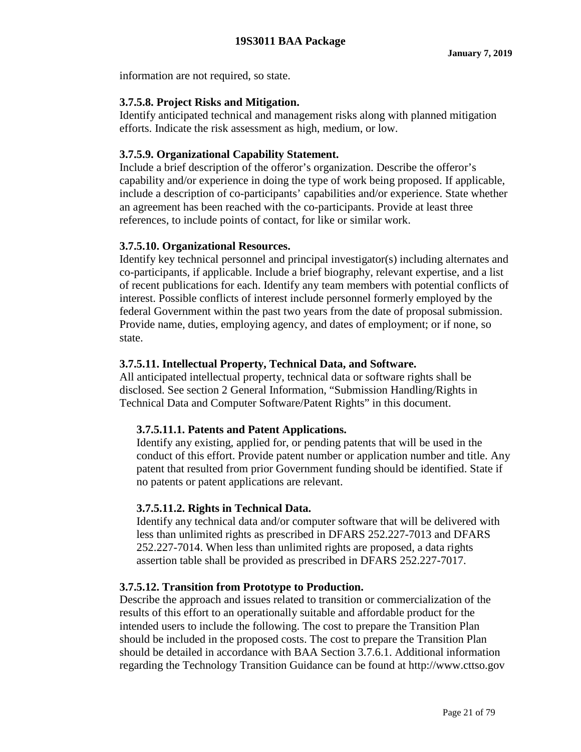information are not required, so state.

#### 3.7.5.8. Project Risks and Mitigation.

Identify anticipated technical and management risks along with planned mitigation efforts. Indicate the risk assessment as high, medium, or low.

#### 3.7.5.9. Organizational Capability Statement.

Include a brief description of the offeror's organization. Describe the offeror's capability and/or experience in doing the type of work being proposed. If applicable, include a description of co-participants' capabilities and/or experience. State whether an agreement has been reached with the co-participants. Provide at least three references, to include points of contact, for like or similar work.

#### 3.7.5.10. Organizational Resources.

Identify key technical personnel and principal investigator(s) including alternates and co-participants, if applicable. Include a brief biography, relevant expertise, and a list of recent publications for each. Identify any team members with potential conflicts of interest. Possible conflicts of interest include personnel formerly employed by the federal Government within the past two years from the date of proposal submission. Provide name, duties, employing agency, and dates of employment; or if none, so state.

#### 3.7.5.11. Intellectual Property, Technical Data, and Software.

All anticipated intellectual property, technical data or software rights shall be disclosed. See section 2 General Information, "Submission Handling/Rights in Technical Data and Computer Software/Patent Rights" in this document.

##### 3.7.5.11.1. Patents and Patent Applications.

Identify any existing, applied for, or pending patents that will be used in the conduct of this effort. Provide patent number or application number and title. Any patent that resulted from prior Government funding should be identified. State if no patents or patent applications are relevant.

##### 3.7.5.11.2. Rights in Technical Data.

Identify any technical data and/or computer software that will be delivered with less than unlimited rights as prescribed in DFARS 252.227-7013 and DFARS 252.227-7014. When less than unlimited rights are proposed, a data rights assertion table shall be provided as prescribed in DFARS 252.227-7017.

#### 3.7.5.12. Transition from Prototype to Production.

Describe the approach and issues related to transition or commercialization of the results of this effort to an operationally suitable and affordable product for the intended users to include the following. The cost to prepare the Transition Plan should be included in the proposed costs. The cost to prepare the Transition Plan should be detailed in accordance with BAA Section 3.7.6.1. Additional information regarding the Technology Transition Guidance can be found at http://www.cttso.gov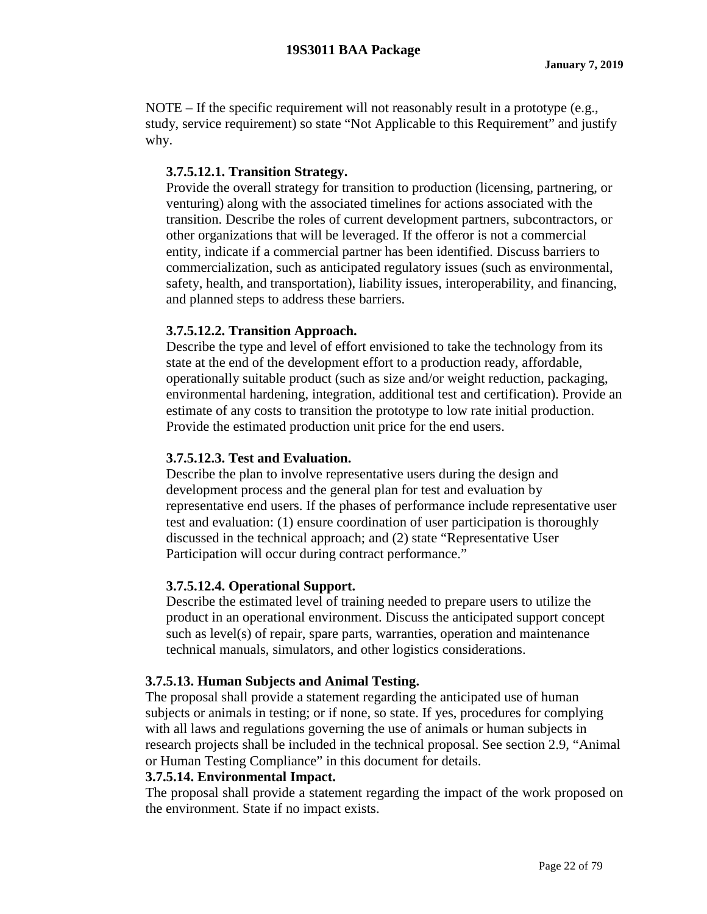NOTE – If the specific requirement will not reasonably result in a prototype (e.g., study, service requirement) so state "Not Applicable to this Requirement" and justify why.

**3.7.5.12.1. Transition Strategy.**

Provide the overall strategy for transition to production (licensing, partnering, or venturing) along with the associated timelines for actions associated with the transition. Describe the roles of current development partners, subcontractors, or other organizations that will be leveraged. If the offeror is not a commercial entity, indicate if a commercial partner has been identified. Discuss barriers to commercialization, such as anticipated regulatory issues (such as environmental, safety, health, and transportation), liability issues, interoperability, and financing, and planned steps to address these barriers.

**3.7.5.12.2. Transition Approach.**

Describe the type and level of effort envisioned to take the technology from its state at the end of the development effort to a production ready, affordable, operationally suitable product (such as size and/or weight reduction, packaging, environmental hardening, integration, additional test and certification). Provide an estimate of any costs to transition the prototype to low rate initial production. Provide the estimated production unit price for the end users.

**3.7.5.12.3. Test and Evaluation.**

Describe the plan to involve representative users during the design and development process and the general plan for test and evaluation by representative end users. If the phases of performance include representative user test and evaluation: (1) ensure coordination of user participation is thoroughly discussed in the technical approach; and (2) state "Representative User Participation will occur during contract performance."

**3.7.5.12.4. Operational Support.**

Describe the estimated level of training needed to prepare users to utilize the product in an operational environment. Discuss the anticipated support concept such as level(s) of repair, spare parts, warranties, operation and maintenance technical manuals, simulators, and other logistics considerations.

**3.7.5.13. Human Subjects and Animal Testing.**

The proposal shall provide a statement regarding the anticipated use of human subjects or animals in testing; or if none, so state. If yes, procedures for complying with all laws and regulations governing the use of animals or human subjects in research projects shall be included in the technical proposal. See section 2.9, "Animal or Human Testing Compliance" in this document for details.

**3.7.5.14. Environmental Impact.**

The proposal shall provide a statement regarding the impact of the work proposed on the environment. State if no impact exists.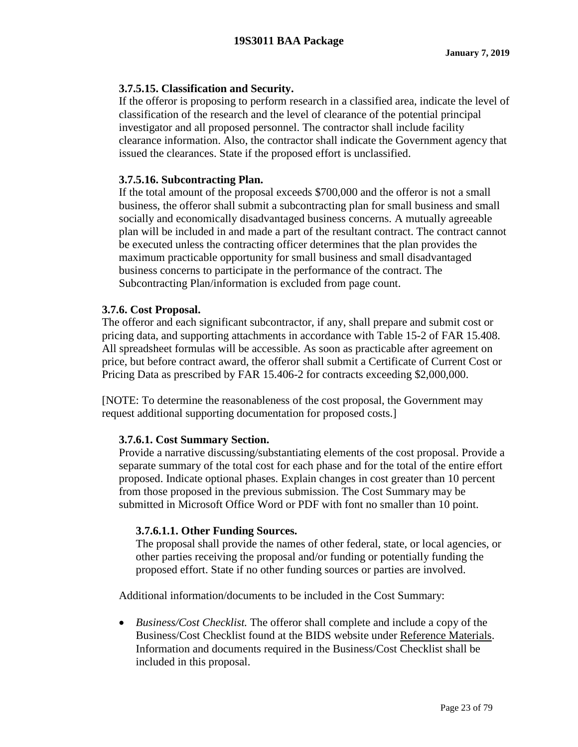### 3.7.5.15. Classification and Security.

If the offeror is proposing to perform research in a classified area, indicate the level of classification of the research and the level of clearance of the potential principal investigator and all proposed personnel. The contractor shall include facility clearance information. Also, the contractor shall indicate the Government agency that issued the clearances. State if the proposed effort is unclassified.

### 3.7.5.16. Subcontracting Plan.

If the total amount of the proposal exceeds $700,000 and the offeror is not a small business, the offeror shall submit a subcontracting plan for small business and small socially and economically disadvantaged business concerns. A mutually agreeable plan will be included in and made a part of the resultant contract. The contract cannot be executed unless the contracting officer determines that the plan provides the maximum practicable opportunity for small business and small disadvantaged business concerns to participate in the performance of the contract. The Subcontracting Plan/information is excluded from page count.

### 3.7.6. Cost Proposal.

The offeror and each significant subcontractor, if any, shall prepare and submit cost or pricing data, and supporting attachments in accordance with Table 15-2 of FAR 15.408. All spreadsheet formulas will be accessible. As soon as practicable after agreement on price, but before contract award, the offeror shall submit a Certificate of Current Cost or Pricing Data as prescribed by FAR 15.406-2 for contracts exceeding $2,000,000.

[NOTE: To determine the reasonableness of the cost proposal, the Government may request additional supporting documentation for proposed costs.]

### 3.7.6.1. Cost Summary Section.

Provide a narrative discussing/substantiating elements of the cost proposal. Provide a separate summary of the total cost for each phase and for the total of the entire effort proposed. Indicate optional phases. Explain changes in cost greater than 10 percent from those proposed in the previous submission. The Cost Summary may be submitted in Microsoft Office Word or PDF with font no smaller than 10 point.

#### 3.7.6.1.1. Other Funding Sources.

The proposal shall provide the names of other federal, state, or local agencies, or other parties receiving the proposal and/or funding or potentially funding the proposed effort. State if no other funding sources or parties are involved.

Additional information/documents to be included in the Cost Summary:

- *Business/Cost Checklist.* The offeror shall complete and include a copy of the Business/Cost Checklist found at the BIDS website under Reference Materials. Information and documents required in the Business/Cost Checklist shall be included in this proposal.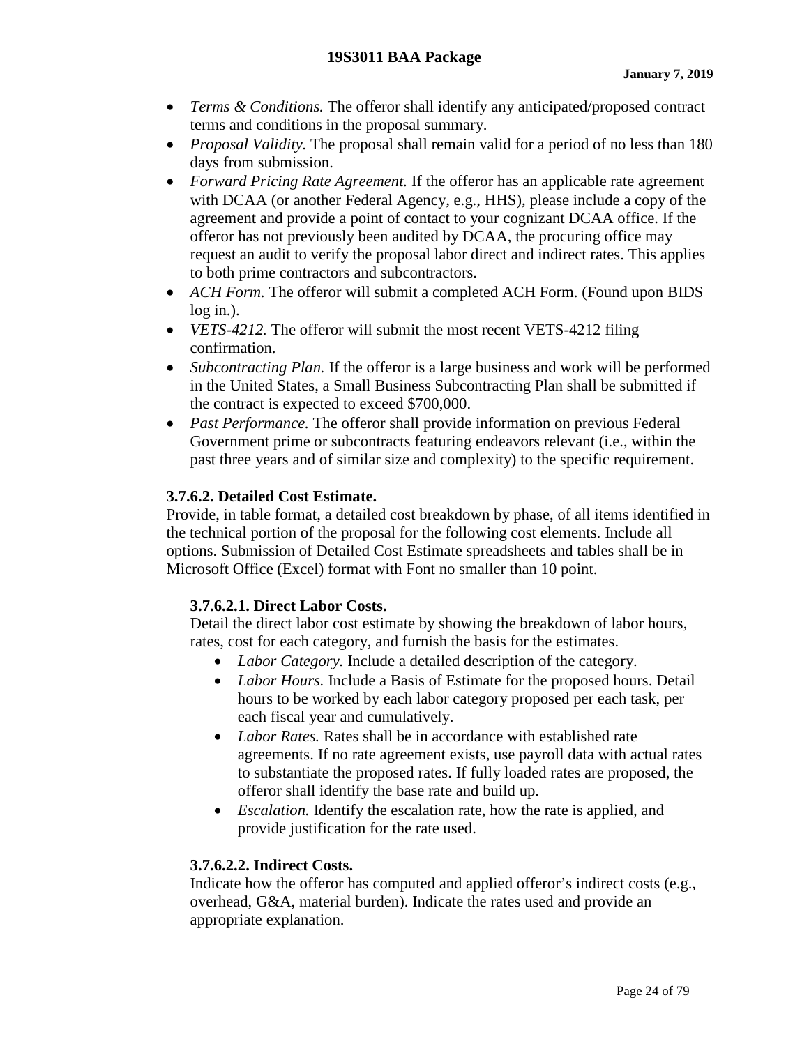- *Terms & Conditions.* The offeror shall identify any anticipated/proposed contract terms and conditions in the proposal summary.
- *Proposal Validity.* The proposal shall remain valid for a period of no less than 180 days from submission.
- *Forward Pricing Rate Agreement.* If the offeror has an applicable rate agreement with DCAA (or another Federal Agency, e.g., HHS), please include a copy of the agreement and provide a point of contact to your cognizant DCAA office. If the offeror has not previously been audited by DCAA, the procuring office may request an audit to verify the proposal labor direct and indirect rates. This applies to both prime contractors and subcontractors.
- *ACH Form.* The offeror will submit a completed ACH Form. (Found upon BIDS log in.).
- *VETS-4212.* The offeror will submit the most recent VETS-4212 filing confirmation.
- *Subcontracting Plan.* If the offeror is a large business and work will be performed in the United States, a Small Business Subcontracting Plan shall be submitted if the contract is expected to exceed $700,000.
- *Past Performance.* The offeror shall provide information on previous Federal Government prime or subcontracts featuring endeavors relevant (i.e., within the past three years and of similar size and complexity) to the specific requirement.

### 3.7.6.2. Detailed Cost Estimate.

Provide, in table format, a detailed cost breakdown by phase, of all items identified in the technical portion of the proposal for the following cost elements. Include all options. Submission of Detailed Cost Estimate spreadsheets and tables shall be in Microsoft Office (Excel) format with Font no smaller than 10 point.

#### 3.7.6.2.1. Direct Labor Costs.

Detail the direct labor cost estimate by showing the breakdown of labor hours, rates, cost for each category, and furnish the basis for the estimates.

- *Labor Category.* Include a detailed description of the category.
- *Labor Hours.* Include a Basis of Estimate for the proposed hours. Detail hours to be worked by each labor category proposed per each task, per each fiscal year and cumulatively.
- *Labor Rates.* Rates shall be in accordance with established rate agreements. If no rate agreement exists, use payroll data with actual rates to substantiate the proposed rates. If fully loaded rates are proposed, the offeror shall identify the base rate and build up.
- *Escalation.* Identify the escalation rate, how the rate is applied, and provide justification for the rate used.

#### 3.7.6.2.2. Indirect Costs.

Indicate how the offeror has computed and applied offeror's indirect costs (e.g., overhead, G&A, material burden). Indicate the rates used and provide an appropriate explanation.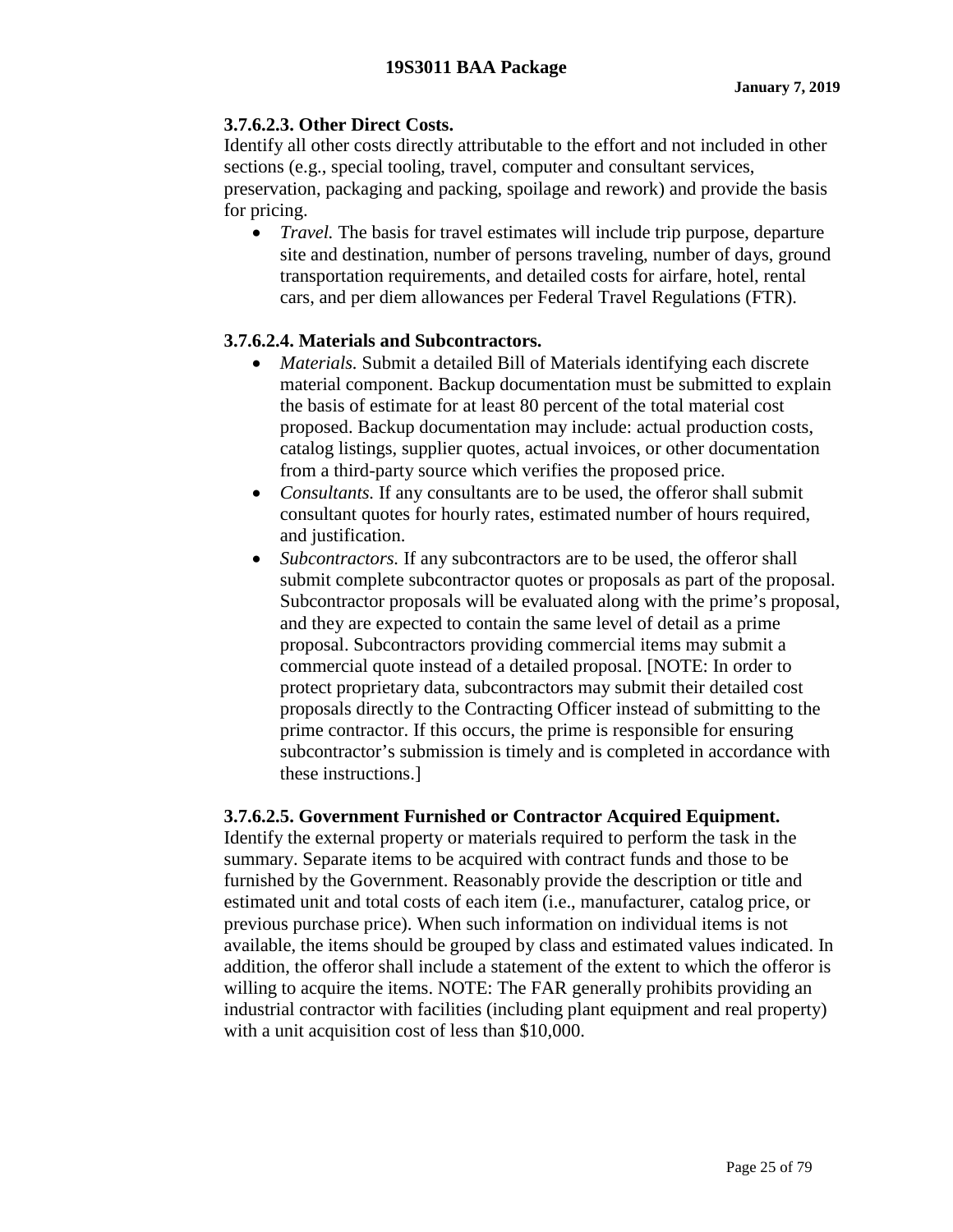#### 3.7.6.2.3. Other Direct Costs.

Identify all other costs directly attributable to the effort and not included in other sections (e.g., special tooling, travel, computer and consultant services, preservation, packaging and packing, spoilage and rework) and provide the basis for pricing.

- *Travel.* The basis for travel estimates will include trip purpose, departure site and destination, number of persons traveling, number of days, ground transportation requirements, and detailed costs for airfare, hotel, rental cars, and per diem allowances per Federal Travel Regulations (FTR).

#### 3.7.6.2.4. Materials and Subcontractors.

- *Materials.* Submit a detailed Bill of Materials identifying each discrete material component. Backup documentation must be submitted to explain the basis of estimate for at least 80 percent of the total material cost proposed. Backup documentation may include: actual production costs, catalog listings, supplier quotes, actual invoices, or other documentation from a third-party source which verifies the proposed price.
- *Consultants.* If any consultants are to be used, the offeror shall submit consultant quotes for hourly rates, estimated number of hours required, and justification.
- *Subcontractors.* If any subcontractors are to be used, the offeror shall submit complete subcontractor quotes or proposals as part of the proposal. Subcontractor proposals will be evaluated along with the prime's proposal, and they are expected to contain the same level of detail as a prime proposal. Subcontractors providing commercial items may submit a commercial quote instead of a detailed proposal. [NOTE: In order to protect proprietary data, subcontractors may submit their detailed cost proposals directly to the Contracting Officer instead of submitting to the prime contractor. If this occurs, the prime is responsible for ensuring subcontractor's submission is timely and is completed in accordance with these instructions.]

#### 3.7.6.2.5. Government Furnished or Contractor Acquired Equipment.

Identify the external property or materials required to perform the task in the summary. Separate items to be acquired with contract funds and those to be furnished by the Government. Reasonably provide the description or title and estimated unit and total costs of each item (i.e., manufacturer, catalog price, or previous purchase price). When such information on individual items is not available, the items should be grouped by class and estimated values indicated. In addition, the offeror shall include a statement of the extent to which the offeror is willing to acquire the items. NOTE: The FAR generally prohibits providing an industrial contractor with facilities (including plant equipment and real property) with a unit acquisition cost of less than $10,000.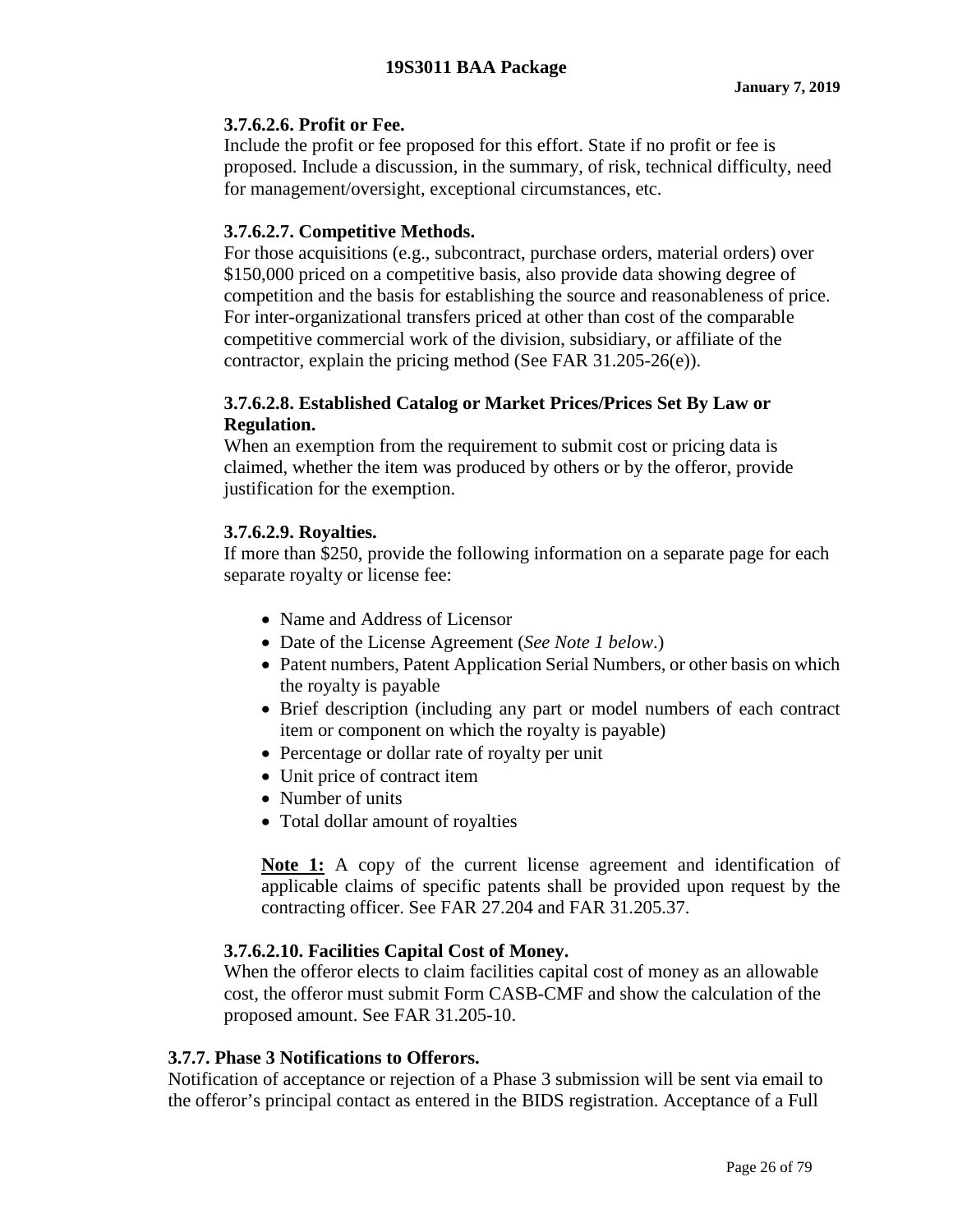#### 3.7.6.2.6. Profit or Fee.

Include the profit or fee proposed for this effort. State if no profit or fee is proposed. Include a discussion, in the summary, of risk, technical difficulty, need for management/oversight, exceptional circumstances, etc.

#### 3.7.6.2.7. Competitive Methods.

For those acquisitions (e.g., subcontract, purchase orders, material orders) over $150,000 priced on a competitive basis, also provide data showing degree of competition and the basis for establishing the source and reasonableness of price. For inter-organizational transfers priced at other than cost of the comparable competitive commercial work of the division, subsidiary, or affiliate of the contractor, explain the pricing method (See FAR 31.205-26(e)).

#### 3.7.6.2.8. Established Catalog or Market Prices/Prices Set By Law or Regulation.

When an exemption from the requirement to submit cost or pricing data is claimed, whether the item was produced by others or by the offeror, provide justification for the exemption.

#### 3.7.6.2.9. Royalties.

If more than $250, provide the following information on a separate page for each separate royalty or license fee:

- Name and Address of Licensor
- Date of the License Agreement (*See Note 1 below*.)
- Patent numbers, Patent Application Serial Numbers, or other basis on which the royalty is payable
- Brief description (including any part or model numbers of each contract item or component on which the royalty is payable)
- Percentage or dollar rate of royalty per unit
- Unit price of contract item
- Number of units
- Total dollar amount of royalties

**Note 1:** A copy of the current license agreement and identification of applicable claims of specific patents shall be provided upon request by the contracting officer. See FAR 27.204 and FAR 31.205.37.

#### 3.7.6.2.10. Facilities Capital Cost of Money.

When the offeror elects to claim facilities capital cost of money as an allowable cost, the offeror must submit Form CASB-CMF and show the calculation of the proposed amount. See FAR 31.205-10.

### 3.7.7. Phase 3 Notifications to Offerors.

Notification of acceptance or rejection of a Phase 3 submission will be sent via email to the offeror's principal contact as entered in the BIDS registration. Acceptance of a Full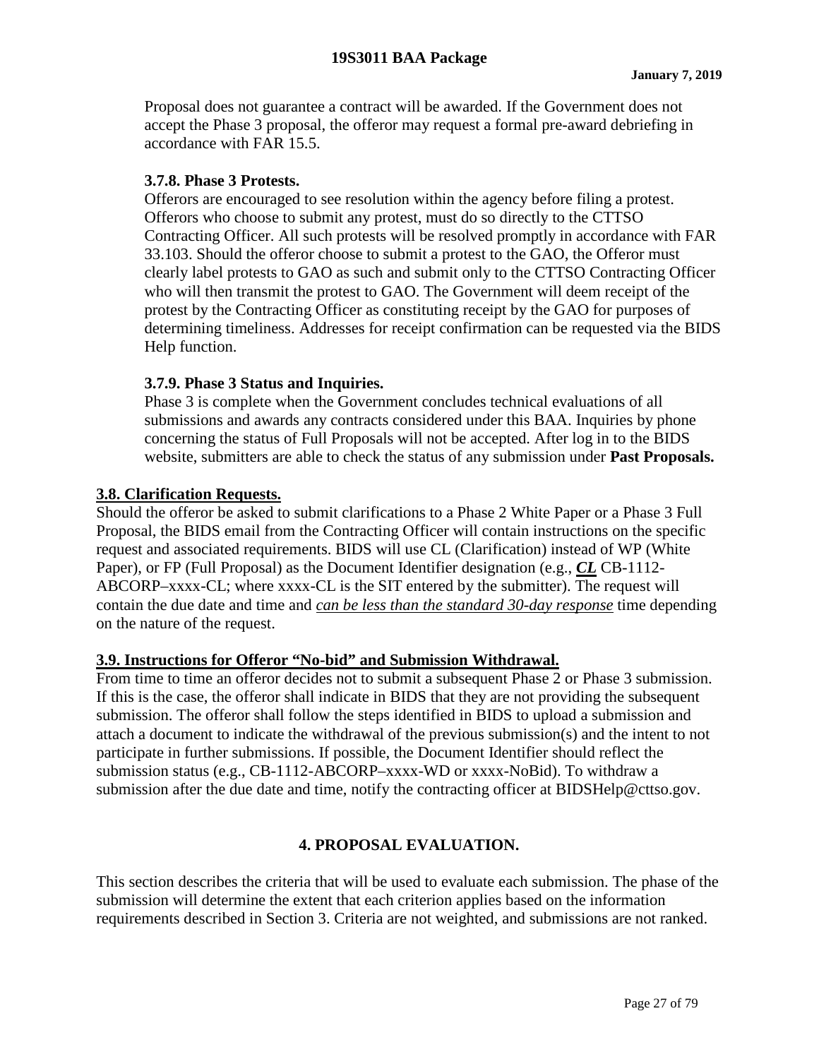Proposal does not guarantee a contract will be awarded. If the Government does not accept the Phase 3 proposal, the offeror may request a formal pre-award debriefing in accordance with FAR 15.5.

#### 3.7.8. Phase 3 Protests.

Offerors are encouraged to see resolution within the agency before filing a protest. Offerors who choose to submit any protest, must do so directly to the CTTSO Contracting Officer. All such protests will be resolved promptly in accordance with FAR 33.103. Should the offeror choose to submit a protest to the GAO, the Offeror must clearly label protests to GAO as such and submit only to the CTTSO Contracting Officer who will then transmit the protest to GAO. The Government will deem receipt of the protest by the Contracting Officer as constituting receipt by the GAO for purposes of determining timeliness. Addresses for receipt confirmation can be requested via the BIDS Help function.

#### 3.7.9. Phase 3 Status and Inquiries.

Phase 3 is complete when the Government concludes technical evaluations of all submissions and awards any contracts considered under this BAA. Inquiries by phone concerning the status of Full Proposals will not be accepted. After log in to the BIDS website, submitters are able to check the status of any submission under **Past Proposals.**

### 3.8. Clarification Requests.

Should the offeror be asked to submit clarifications to a Phase 2 White Paper or a Phase 3 Full Proposal, the BIDS email from the Contracting Officer will contain instructions on the specific request and associated requirements. BIDS will use CL (Clarification) instead of WP (White Paper), or FP (Full Proposal) as the Document Identifier designation (e.g., ***CL*** CB-1112-ABCORP–xxxx-CL; where xxxx-CL is the SIT entered by the submitter). The request will contain the due date and time and *can be less than the standard 30-day response* time depending on the nature of the request.

### 3.9. Instructions for Offeror "No-bid" and Submission Withdrawal.

From time to time an offeror decides not to submit a subsequent Phase 2 or Phase 3 submission. If this is the case, the offeror shall indicate in BIDS that they are not providing the subsequent submission. The offeror shall follow the steps identified in BIDS to upload a submission and attach a document to indicate the withdrawal of the previous submission(s) and the intent to not participate in further submissions. If possible, the Document Identifier should reflect the submission status (e.g., CB-1112-ABCORP–xxxx-WD or xxxx-NoBid). To withdraw a submission after the due date and time, notify the contracting officer at BIDSHelp@cttso.gov.

## 4. PROPOSAL EVALUATION.

This section describes the criteria that will be used to evaluate each submission. The phase of the submission will determine the extent that each criterion applies based on the information requirements described in Section 3. Criteria are not weighted, and submissions are not ranked.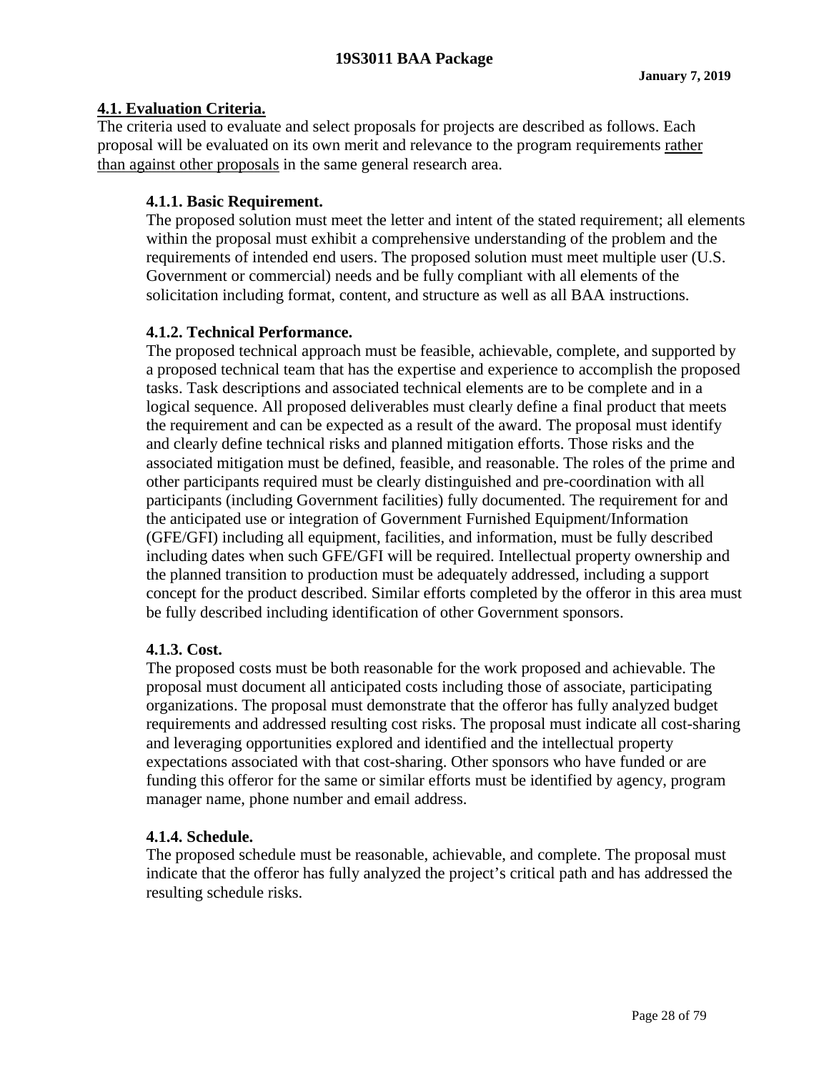## 4.1. Evaluation Criteria.

The criteria used to evaluate and select proposals for projects are described as follows. Each proposal will be evaluated on its own merit and relevance to the program requirements rather than against other proposals in the same general research area.

### 4.1.1. Basic Requirement.

The proposed solution must meet the letter and intent of the stated requirement; all elements within the proposal must exhibit a comprehensive understanding of the problem and the requirements of intended end users. The proposed solution must meet multiple user (U.S. Government or commercial) needs and be fully compliant with all elements of the solicitation including format, content, and structure as well as all BAA instructions.

### 4.1.2. Technical Performance.

The proposed technical approach must be feasible, achievable, complete, and supported by a proposed technical team that has the expertise and experience to accomplish the proposed tasks. Task descriptions and associated technical elements are to be complete and in a logical sequence. All proposed deliverables must clearly define a final product that meets the requirement and can be expected as a result of the award. The proposal must identify and clearly define technical risks and planned mitigation efforts. Those risks and the associated mitigation must be defined, feasible, and reasonable. The roles of the prime and other participants required must be clearly distinguished and pre-coordination with all participants (including Government facilities) fully documented. The requirement for and the anticipated use or integration of Government Furnished Equipment/Information (GFE/GFI) including all equipment, facilities, and information, must be fully described including dates when such GFE/GFI will be required. Intellectual property ownership and the planned transition to production must be adequately addressed, including a support concept for the product described. Similar efforts completed by the offeror in this area must be fully described including identification of other Government sponsors.

### 4.1.3. Cost.

The proposed costs must be both reasonable for the work proposed and achievable. The proposal must document all anticipated costs including those of associate, participating organizations. The proposal must demonstrate that the offeror has fully analyzed budget requirements and addressed resulting cost risks. The proposal must indicate all cost-sharing and leveraging opportunities explored and identified and the intellectual property expectations associated with that cost-sharing. Other sponsors who have funded or are funding this offeror for the same or similar efforts must be identified by agency, program manager name, phone number and email address.

### 4.1.4. Schedule.

The proposed schedule must be reasonable, achievable, and complete. The proposal must indicate that the offeror has fully analyzed the project's critical path and has addressed the resulting schedule risks.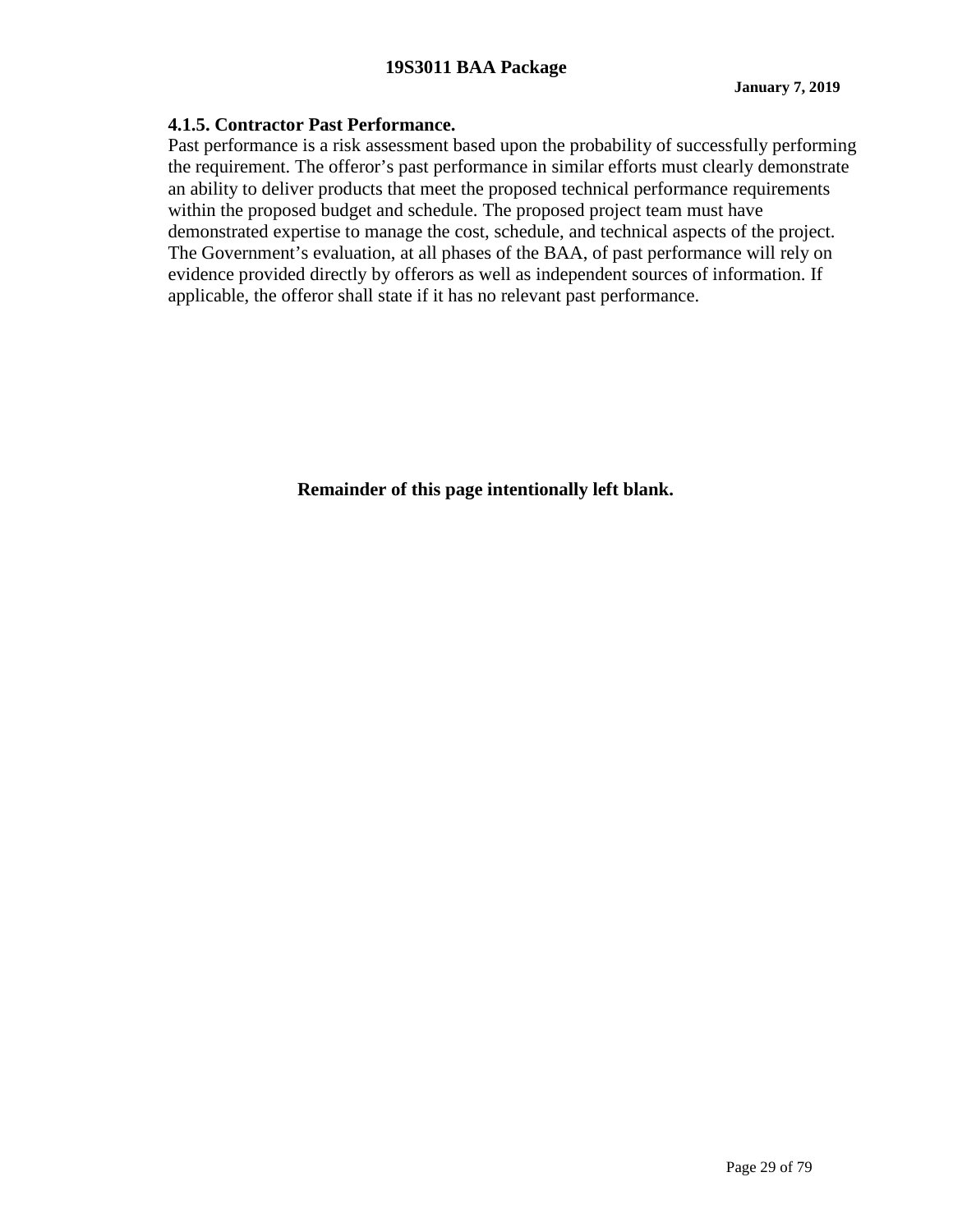#### 4.1.5. Contractor Past Performance.

Past performance is a risk assessment based upon the probability of successfully performing the requirement. The offeror's past performance in similar efforts must clearly demonstrate an ability to deliver products that meet the proposed technical performance requirements within the proposed budget and schedule. The proposed project team must have demonstrated expertise to manage the cost, schedule, and technical aspects of the project. The Government's evaluation, at all phases of the BAA, of past performance will rely on evidence provided directly by offerors as well as independent sources of information. If applicable, the offeror shall state if it has no relevant past performance.

**Remainder of this page intentionally left blank.**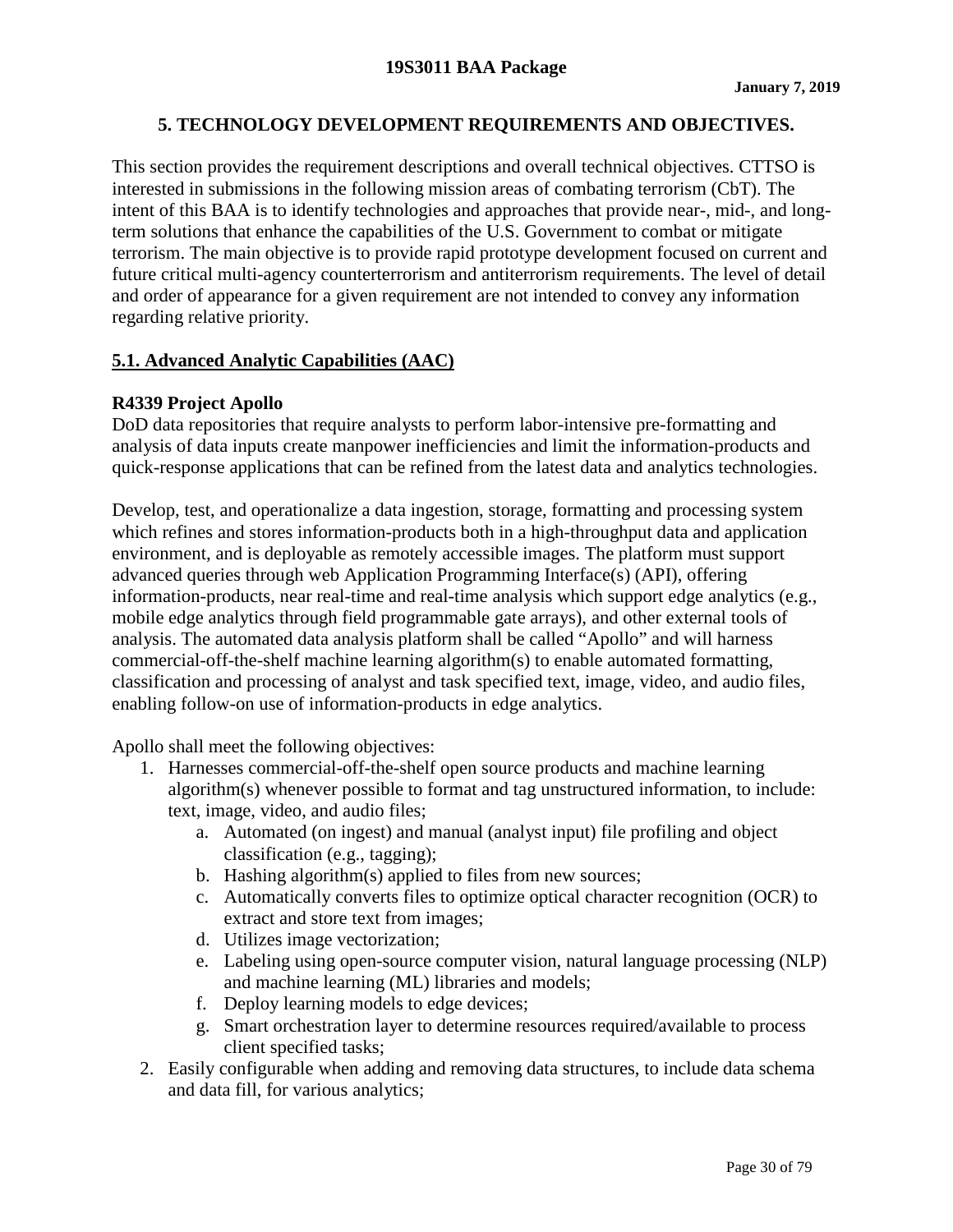## 5. TECHNOLOGY DEVELOPMENT REQUIREMENTS AND OBJECTIVES.

This section provides the requirement descriptions and overall technical objectives. CTTSO is interested in submissions in the following mission areas of combating terrorism (CbT). The intent of this BAA is to identify technologies and approaches that provide near-, mid-, and long-term solutions that enhance the capabilities of the U.S. Government to combat or mitigate terrorism. The main objective is to provide rapid prototype development focused on current and future critical multi-agency counterterrorism and antiterrorism requirements. The level of detail and order of appearance for a given requirement are not intended to convey any information regarding relative priority.

### 5.1. Advanced Analytic Capabilities (AAC)

**R4339 Project Apollo**

DoD data repositories that require analysts to perform labor-intensive pre-formatting and analysis of data inputs create manpower inefficiencies and limit the information-products and quick-response applications that can be refined from the latest data and analytics technologies.

Develop, test, and operationalize a data ingestion, storage, formatting and processing system which refines and stores information-products both in a high-throughput data and application environment, and is deployable as remotely accessible images. The platform must support advanced queries through web Application Programming Interface(s) (API), offering information-products, near real-time and real-time analysis which support edge analytics (e.g., mobile edge analytics through field programmable gate arrays), and other external tools of analysis. The automated data analysis platform shall be called "Apollo" and will harness commercial-off-the-shelf machine learning algorithm(s) to enable automated formatting, classification and processing of analyst and task specified text, image, video, and audio files, enabling follow-on use of information-products in edge analytics.

Apollo shall meet the following objectives:

1. Harnesses commercial-off-the-shelf open source products and machine learning algorithm(s) whenever possible to format and tag unstructured information, to include: text, image, video, and audio files;
    a. Automated (on ingest) and manual (analyst input) file profiling and object classification (e.g., tagging);
    b. Hashing algorithm(s) applied to files from new sources;
    c. Automatically converts files to optimize optical character recognition (OCR) to extract and store text from images;
    d. Utilizes image vectorization;
    e. Labeling using open-source computer vision, natural language processing (NLP) and machine learning (ML) libraries and models;
    f. Deploy learning models to edge devices;
    g. Smart orchestration layer to determine resources required/available to process client specified tasks;
2. Easily configurable when adding and removing data structures, to include data schema and data fill, for various analytics;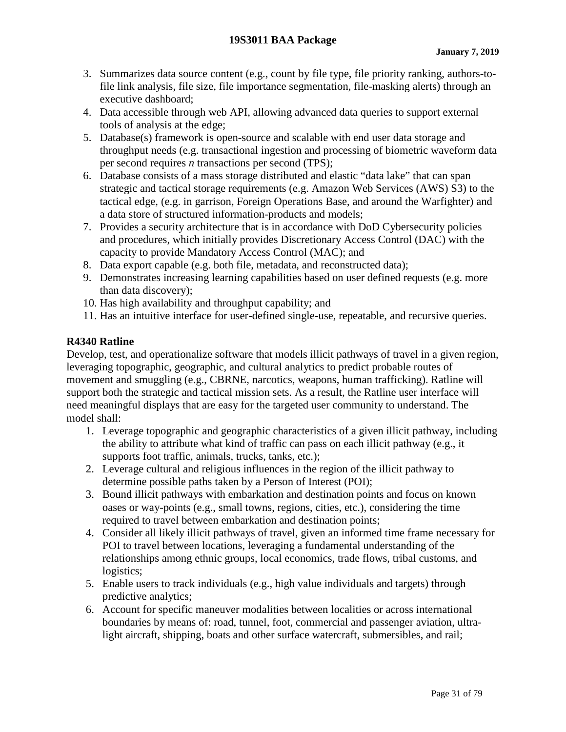3. Summarizes data source content (e.g., count by file type, file priority ranking, authors-to-file link analysis, file size, file importance segmentation, file-masking alerts) through an executive dashboard;
4. Data accessible through web API, allowing advanced data queries to support external tools of analysis at the edge;
5. Database(s) framework is open-source and scalable with end user data storage and throughput needs (e.g. transactional ingestion and processing of biometric waveform data per second requires *n* transactions per second (TPS);
6. Database consists of a mass storage distributed and elastic "data lake" that can span strategic and tactical storage requirements (e.g. Amazon Web Services (AWS) S3) to the tactical edge, (e.g. in garrison, Foreign Operations Base, and around the Warfighter) and a data store of structured information-products and models;
7. Provides a security architecture that is in accordance with DoD Cybersecurity policies and procedures, which initially provides Discretionary Access Control (DAC) with the capacity to provide Mandatory Access Control (MAC); and
8. Data export capable (e.g. both file, metadata, and reconstructed data);
9. Demonstrates increasing learning capabilities based on user defined requests (e.g. more than data discovery);
10. Has high availability and throughput capability; and
11. Has an intuitive interface for user-defined single-use, repeatable, and recursive queries.

**R4340 Ratline**

Develop, test, and operationalize software that models illicit pathways of travel in a given region, leveraging topographic, geographic, and cultural analytics to predict probable routes of movement and smuggling (e.g., CBRNE, narcotics, weapons, human trafficking). Ratline will support both the strategic and tactical mission sets. As a result, the Ratline user interface will need meaningful displays that are easy for the targeted user community to understand. The model shall:

1. Leverage topographic and geographic characteristics of a given illicit pathway, including the ability to attribute what kind of traffic can pass on each illicit pathway (e.g., it supports foot traffic, animals, trucks, tanks, etc.);
2. Leverage cultural and religious influences in the region of the illicit pathway to determine possible paths taken by a Person of Interest (POI);
3. Bound illicit pathways with embarkation and destination points and focus on known oases or way-points (e.g., small towns, regions, cities, etc.), considering the time required to travel between embarkation and destination points;
4. Consider all likely illicit pathways of travel, given an informed time frame necessary for POI to travel between locations, leveraging a fundamental understanding of the relationships among ethnic groups, local economics, trade flows, tribal customs, and logistics;
5. Enable users to track individuals (e.g., high value individuals and targets) through predictive analytics;
6. Account for specific maneuver modalities between localities or across international boundaries by means of: road, tunnel, foot, commercial and passenger aviation, ultra-light aircraft, shipping, boats and other surface watercraft, submersibles, and rail;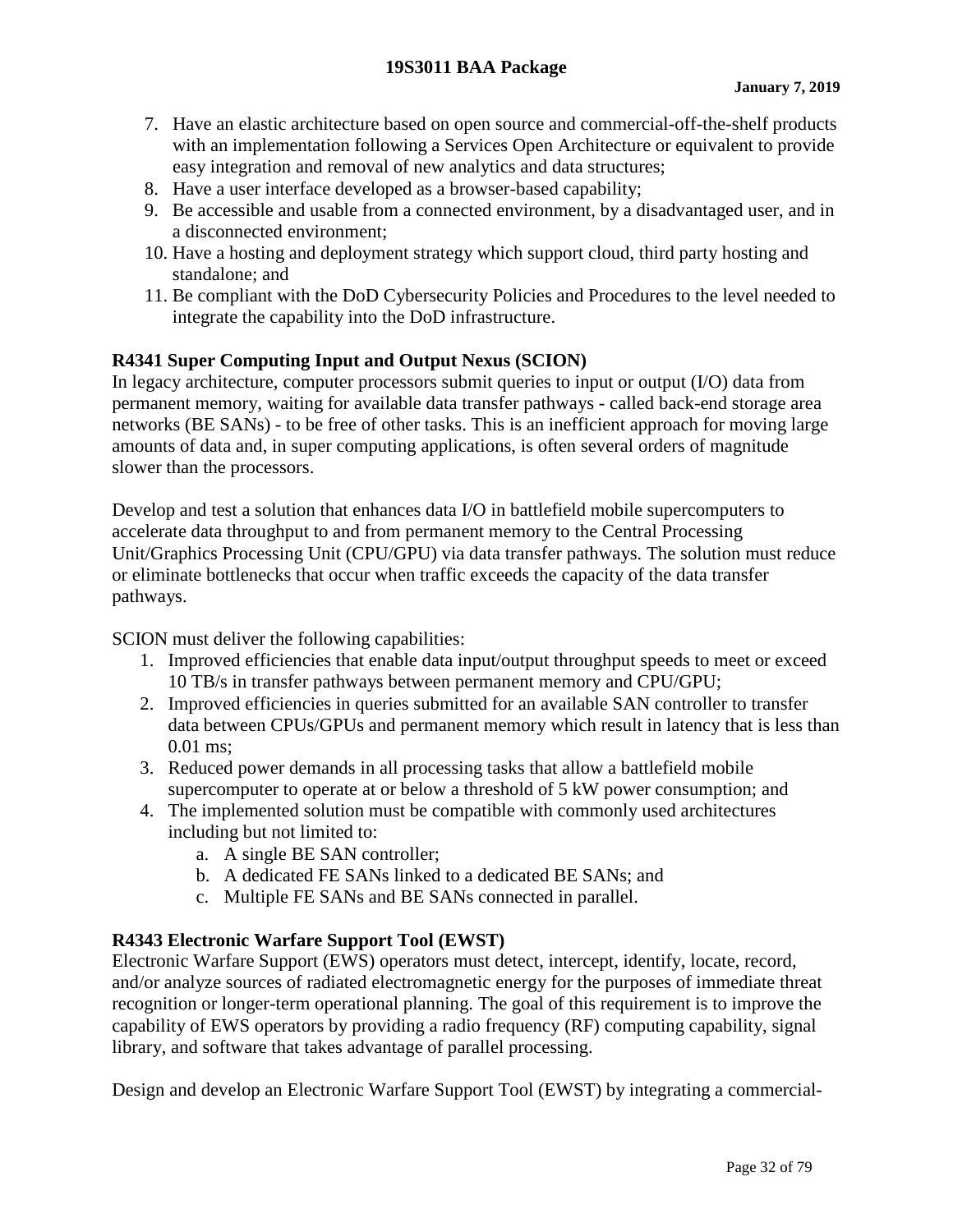7. Have an elastic architecture based on open source and commercial-off-the-shelf products with an implementation following a Services Open Architecture or equivalent to provide easy integration and removal of new analytics and data structures;
8. Have a user interface developed as a browser-based capability;
9. Be accessible and usable from a connected environment, by a disadvantaged user, and in a disconnected environment;
10. Have a hosting and deployment strategy which support cloud, third party hosting and standalone; and
11. Be compliant with the DoD Cybersecurity Policies and Procedures to the level needed to integrate the capability into the DoD infrastructure.

**R4341 Super Computing Input and Output Nexus (SCION)**

In legacy architecture, computer processors submit queries to input or output (I/O) data from permanent memory, waiting for available data transfer pathways - called back-end storage area networks (BE SANs) - to be free of other tasks. This is an inefficient approach for moving large amounts of data and, in super computing applications, is often several orders of magnitude slower than the processors.

Develop and test a solution that enhances data I/O in battlefield mobile supercomputers to accelerate data throughput to and from permanent memory to the Central Processing Unit/Graphics Processing Unit (CPU/GPU) via data transfer pathways. The solution must reduce or eliminate bottlenecks that occur when traffic exceeds the capacity of the data transfer pathways.

SCION must deliver the following capabilities:

1. Improved efficiencies that enable data input/output throughput speeds to meet or exceed 10 TB/s in transfer pathways between permanent memory and CPU/GPU;
2. Improved efficiencies in queries submitted for an available SAN controller to transfer data between CPUs/GPUs and permanent memory which result in latency that is less than 0.01 ms;
3. Reduced power demands in all processing tasks that allow a battlefield mobile supercomputer to operate at or below a threshold of 5 kW power consumption; and
4. The implemented solution must be compatible with commonly used architectures including but not limited to:
   a. A single BE SAN controller;
   b. A dedicated FE SANs linked to a dedicated BE SANs; and
   c. Multiple FE SANs and BE SANs connected in parallel.

**R4343 Electronic Warfare Support Tool (EWST)**

Electronic Warfare Support (EWS) operators must detect, intercept, identify, locate, record, and/or analyze sources of radiated electromagnetic energy for the purposes of immediate threat recognition or longer-term operational planning. The goal of this requirement is to improve the capability of EWS operators by providing a radio frequency (RF) computing capability, signal library, and software that takes advantage of parallel processing.

Design and develop an Electronic Warfare Support Tool (EWST) by integrating a commercial-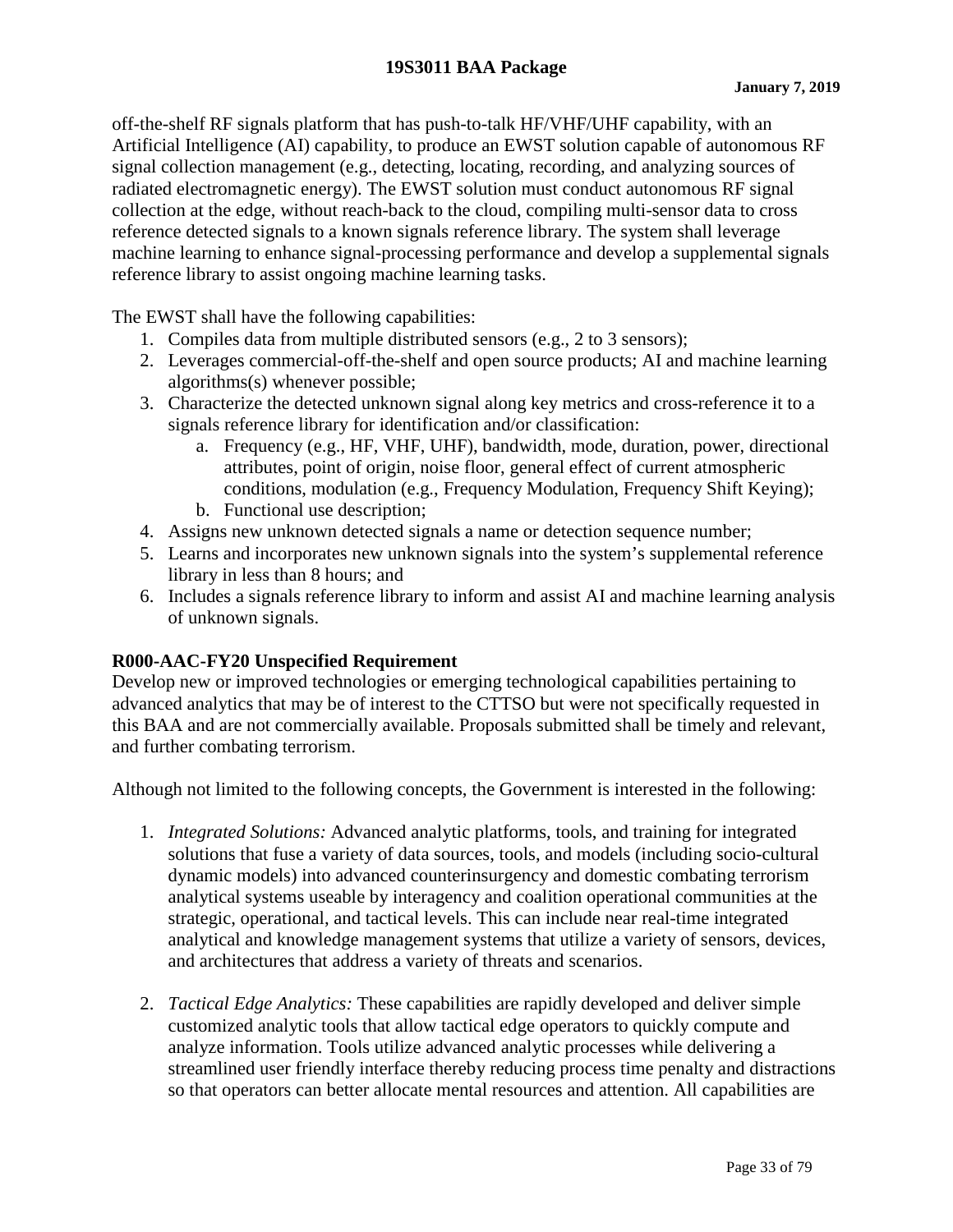off-the-shelf RF signals platform that has push-to-talk HF/VHF/UHF capability, with an Artificial Intelligence (AI) capability, to produce an EWST solution capable of autonomous RF signal collection management (e.g., detecting, locating, recording, and analyzing sources of radiated electromagnetic energy). The EWST solution must conduct autonomous RF signal collection at the edge, without reach-back to the cloud, compiling multi-sensor data to cross reference detected signals to a known signals reference library. The system shall leverage machine learning to enhance signal-processing performance and develop a supplemental signals reference library to assist ongoing machine learning tasks.

The EWST shall have the following capabilities:

1. Compiles data from multiple distributed sensors (e.g., 2 to 3 sensors);
2. Leverages commercial-off-the-shelf and open source products; AI and machine learning algorithms(s) whenever possible;
3. Characterize the detected unknown signal along key metrics and cross-reference it to a signals reference library for identification and/or classification:
   a. Frequency (e.g., HF, VHF, UHF), bandwidth, mode, duration, power, directional attributes, point of origin, noise floor, general effect of current atmospheric conditions, modulation (e.g., Frequency Modulation, Frequency Shift Keying);
   b. Functional use description;
4. Assigns new unknown detected signals a name or detection sequence number;
5. Learns and incorporates new unknown signals into the system's supplemental reference library in less than 8 hours; and
6. Includes a signals reference library to inform and assist AI and machine learning analysis of unknown signals.

**R000-AAC-FY20 Unspecified Requirement**

Develop new or improved technologies or emerging technological capabilities pertaining to advanced analytics that may be of interest to the CTTSO but were not specifically requested in this BAA and are not commercially available. Proposals submitted shall be timely and relevant, and further combating terrorism.

Although not limited to the following concepts, the Government is interested in the following:

1. *Integrated Solutions:* Advanced analytic platforms, tools, and training for integrated solutions that fuse a variety of data sources, tools, and models (including socio-cultural dynamic models) into advanced counterinsurgency and domestic combating terrorism analytical systems useable by interagency and coalition operational communities at the strategic, operational, and tactical levels. This can include near real-time integrated analytical and knowledge management systems that utilize a variety of sensors, devices, and architectures that address a variety of threats and scenarios.

2. *Tactical Edge Analytics:* These capabilities are rapidly developed and deliver simple customized analytic tools that allow tactical edge operators to quickly compute and analyze information. Tools utilize advanced analytic processes while delivering a streamlined user friendly interface thereby reducing process time penalty and distractions so that operators can better allocate mental resources and attention. All capabilities are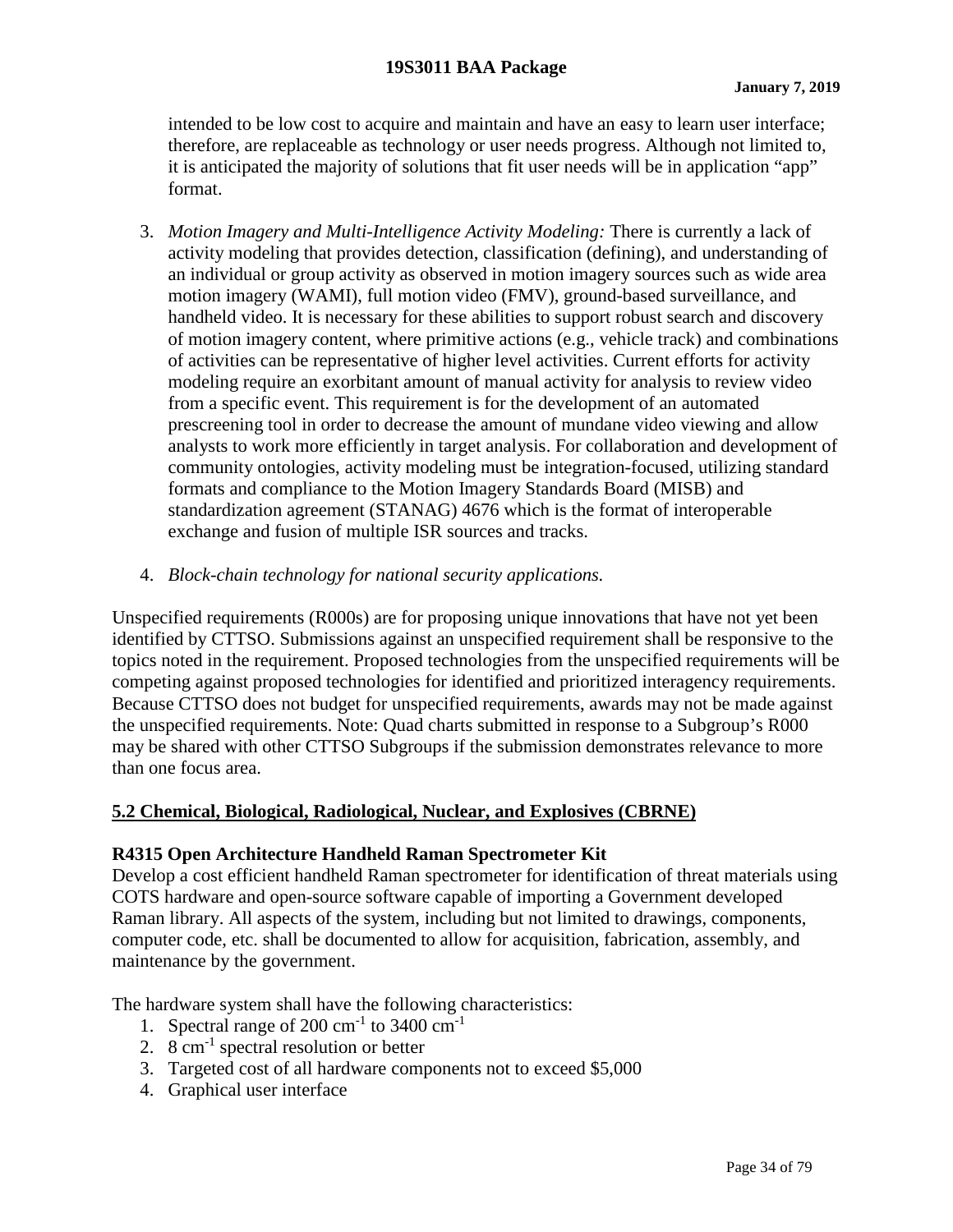intended to be low cost to acquire and maintain and have an easy to learn user interface; therefore, are replaceable as technology or user needs progress. Although not limited to, it is anticipated the majority of solutions that fit user needs will be in application "app" format.

3. *Motion Imagery and Multi-Intelligence Activity Modeling:* There is currently a lack of activity modeling that provides detection, classification (defining), and understanding of an individual or group activity as observed in motion imagery sources such as wide area motion imagery (WAMI), full motion video (FMV), ground-based surveillance, and handheld video. It is necessary for these abilities to support robust search and discovery of motion imagery content, where primitive actions (e.g., vehicle track) and combinations of activities can be representative of higher level activities. Current efforts for activity modeling require an exorbitant amount of manual activity for analysis to review video from a specific event. This requirement is for the development of an automated prescreening tool in order to decrease the amount of mundane video viewing and allow analysts to work more efficiently in target analysis. For collaboration and development of community ontologies, activity modeling must be integration-focused, utilizing standard formats and compliance to the Motion Imagery Standards Board (MISB) and standardization agreement (STANAG) 4676 which is the format of interoperable exchange and fusion of multiple ISR sources and tracks.

4. *Block-chain technology for national security applications.*

Unspecified requirements (R000s) are for proposing unique innovations that have not yet been identified by CTTSO. Submissions against an unspecified requirement shall be responsive to the topics noted in the requirement. Proposed technologies from the unspecified requirements will be competing against proposed technologies for identified and prioritized interagency requirements. Because CTTSO does not budget for unspecified requirements, awards may not be made against the unspecified requirements. Note: Quad charts submitted in response to a Subgroup's R000 may be shared with other CTTSO Subgroups if the submission demonstrates relevance to more than one focus area.

## 5.2 Chemical, Biological, Radiological, Nuclear, and Explosives (CBRNE)

### R4315 Open Architecture Handheld Raman Spectrometer Kit

Develop a cost efficient handheld Raman spectrometer for identification of threat materials using COTS hardware and open-source software capable of importing a Government developed Raman library. All aspects of the system, including but not limited to drawings, components, computer code, etc. shall be documented to allow for acquisition, fabrication, assembly, and maintenance by the government.

The hardware system shall have the following characteristics:

1. Spectral range of 200 $cm^{-1}$ to 3400 $cm^{-1}$
2. 8 $cm^{-1}$ spectral resolution or better
3. Targeted cost of all hardware components not to exceed $5,000
4. Graphical user interface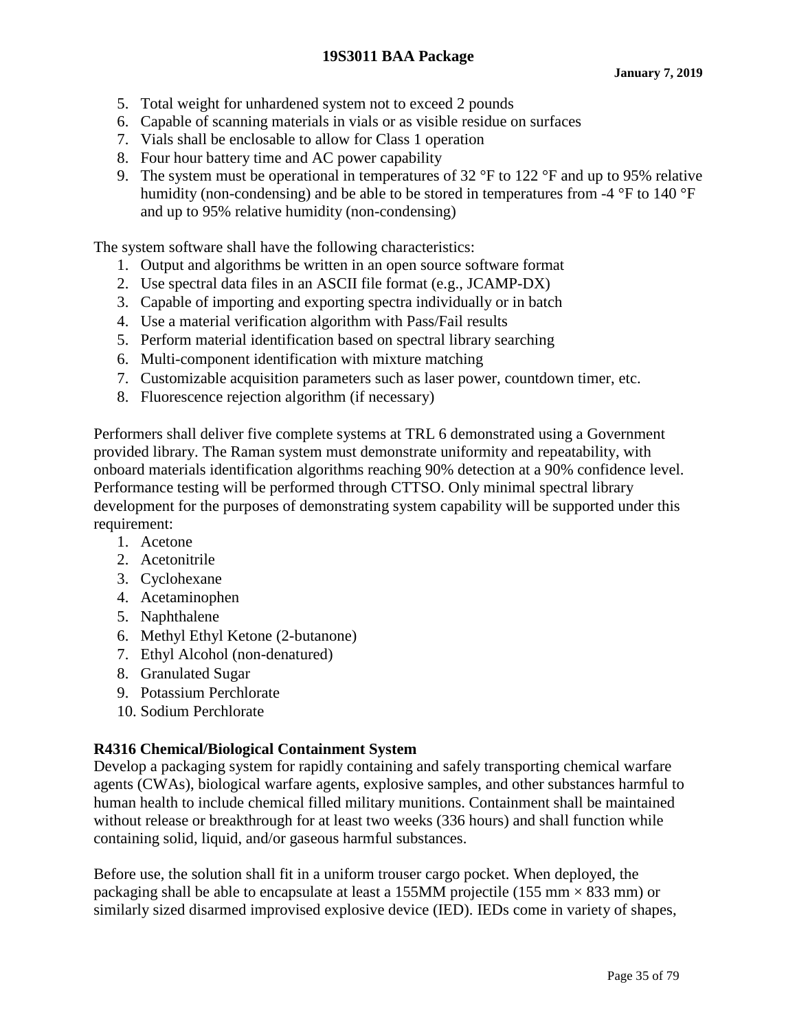5. Total weight for unhardened system not to exceed 2 pounds
6. Capable of scanning materials in vials or as visible residue on surfaces
7. Vials shall be enclosable to allow for Class 1 operation
8. Four hour battery time and AC power capability
9. The system must be operational in temperatures of 32 °F to 122 °F and up to 95% relative humidity (non-condensing) and be able to be stored in temperatures from -4 °F to 140 °F and up to 95% relative humidity (non-condensing)

The system software shall have the following characteristics:

1. Output and algorithms be written in an open source software format
2. Use spectral data files in an ASCII file format (e.g., JCAMP-DX)
3. Capable of importing and exporting spectra individually or in batch
4. Use a material verification algorithm with Pass/Fail results
5. Perform material identification based on spectral library searching
6. Multi-component identification with mixture matching
7. Customizable acquisition parameters such as laser power, countdown timer, etc.
8. Fluorescence rejection algorithm (if necessary)

Performers shall deliver five complete systems at TRL 6 demonstrated using a Government provided library. The Raman system must demonstrate uniformity and repeatability, with onboard materials identification algorithms reaching 90% detection at a 90% confidence level. Performance testing will be performed through CTTSO. Only minimal spectral library development for the purposes of demonstrating system capability will be supported under this requirement:

1. Acetone
2. Acetonitrile
3. Cyclohexane
4. Acetaminophen
5. Naphthalene
6. Methyl Ethyl Ketone (2-butanone)
7. Ethyl Alcohol (non-denatured)
8. Granulated Sugar
9. Potassium Perchlorate
10. Sodium Perchlorate

**R4316 Chemical/Biological Containment System**

Develop a packaging system for rapidly containing and safely transporting chemical warfare agents (CWAs), biological warfare agents, explosive samples, and other substances harmful to human health to include chemical filled military munitions. Containment shall be maintained without release or breakthrough for at least two weeks (336 hours) and shall function while containing solid, liquid, and/or gaseous harmful substances.

Before use, the solution shall fit in a uniform trouser cargo pocket. When deployed, the packaging shall be able to encapsulate at least a 155MM projectile (155 mm × 833 mm) or similarly sized disarmed improvised explosive device (IED). IEDs come in variety of shapes,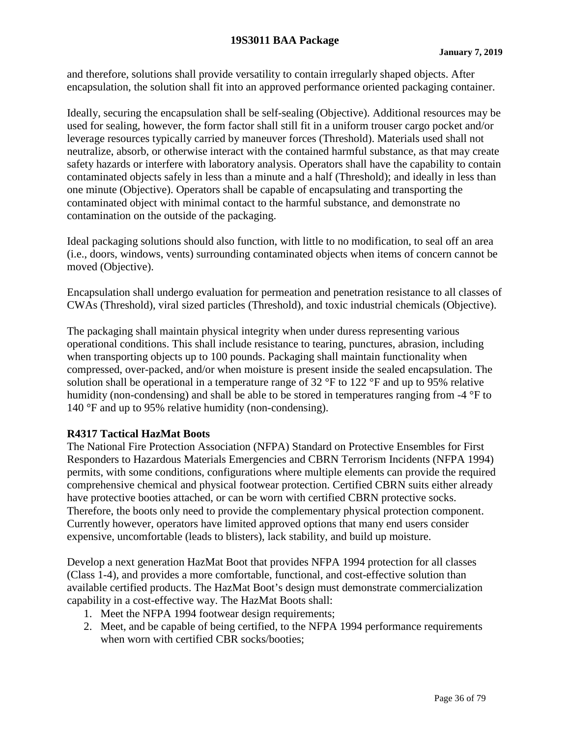and therefore, solutions shall provide versatility to contain irregularly shaped objects. After encapsulation, the solution shall fit into an approved performance oriented packaging container.

Ideally, securing the encapsulation shall be self-sealing (Objective). Additional resources may be used for sealing, however, the form factor shall still fit in a uniform trouser cargo pocket and/or leverage resources typically carried by maneuver forces (Threshold). Materials used shall not neutralize, absorb, or otherwise interact with the contained harmful substance, as that may create safety hazards or interfere with laboratory analysis. Operators shall have the capability to contain contaminated objects safely in less than a minute and a half (Threshold); and ideally in less than one minute (Objective). Operators shall be capable of encapsulating and transporting the contaminated object with minimal contact to the harmful substance, and demonstrate no contamination on the outside of the packaging.

Ideal packaging solutions should also function, with little to no modification, to seal off an area (i.e., doors, windows, vents) surrounding contaminated objects when items of concern cannot be moved (Objective).

Encapsulation shall undergo evaluation for permeation and penetration resistance to all classes of CWAs (Threshold), viral sized particles (Threshold), and toxic industrial chemicals (Objective).

The packaging shall maintain physical integrity when under duress representing various operational conditions. This shall include resistance to tearing, punctures, abrasion, including when transporting objects up to 100 pounds. Packaging shall maintain functionality when compressed, over-packed, and/or when moisture is present inside the sealed encapsulation. The solution shall be operational in a temperature range of 32 °F to 122 °F and up to 95% relative humidity (non-condensing) and shall be able to be stored in temperatures ranging from -4 °F to 140 °F and up to 95% relative humidity (non-condensing).

**R4317 Tactical HazMat Boots**

The National Fire Protection Association (NFPA) Standard on Protective Ensembles for First Responders to Hazardous Materials Emergencies and CBRN Terrorism Incidents (NFPA 1994) permits, with some conditions, configurations where multiple elements can provide the required comprehensive chemical and physical footwear protection. Certified CBRN suits either already have protective booties attached, or can be worn with certified CBRN protective socks. Therefore, the boots only need to provide the complementary physical protection component. Currently however, operators have limited approved options that many end users consider expensive, uncomfortable (leads to blisters), lack stability, and build up moisture.

Develop a next generation HazMat Boot that provides NFPA 1994 protection for all classes (Class 1-4), and provides a more comfortable, functional, and cost-effective solution than available certified products. The HazMat Boot's design must demonstrate commercialization capability in a cost-effective way. The HazMat Boots shall:

1. Meet the NFPA 1994 footwear design requirements;
2. Meet, and be capable of being certified, to the NFPA 1994 performance requirements when worn with certified CBR socks/booties;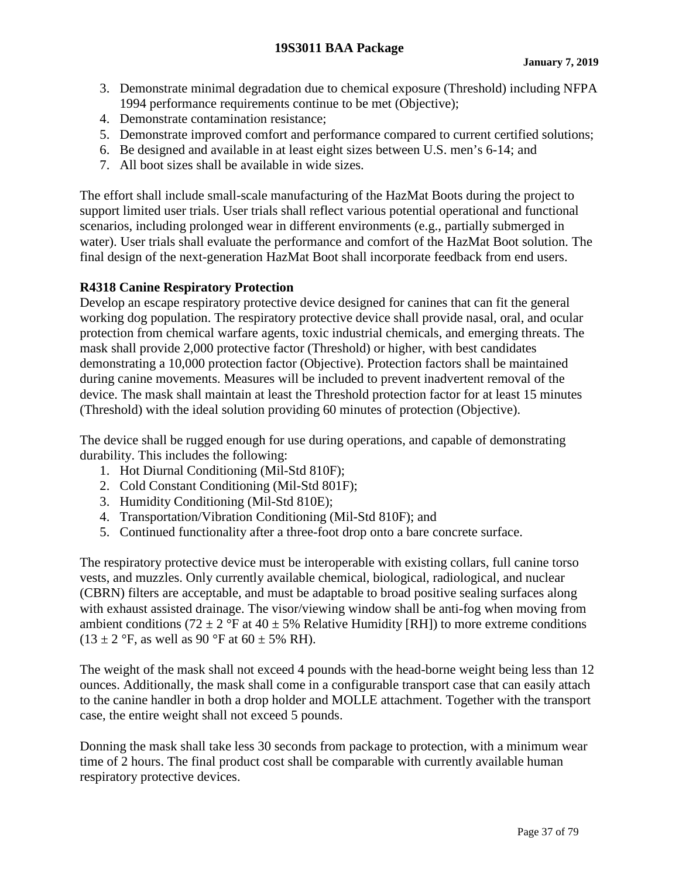3. Demonstrate minimal degradation due to chemical exposure (Threshold) including NFPA 1994 performance requirements continue to be met (Objective);
4. Demonstrate contamination resistance;
5. Demonstrate improved comfort and performance compared to current certified solutions;
6. Be designed and available in at least eight sizes between U.S. men's 6-14; and
7. All boot sizes shall be available in wide sizes.

The effort shall include small-scale manufacturing of the HazMat Boots during the project to support limited user trials. User trials shall reflect various potential operational and functional scenarios, including prolonged wear in different environments (e.g., partially submerged in water). User trials shall evaluate the performance and comfort of the HazMat Boot solution. The final design of the next-generation HazMat Boot shall incorporate feedback from end users.

**R4318 Canine Respiratory Protection**

Develop an escape respiratory protective device designed for canines that can fit the general working dog population. The respiratory protective device shall provide nasal, oral, and ocular protection from chemical warfare agents, toxic industrial chemicals, and emerging threats. The mask shall provide 2,000 protective factor (Threshold) or higher, with best candidates demonstrating a 10,000 protection factor (Objective). Protection factors shall be maintained during canine movements. Measures will be included to prevent inadvertent removal of the device. The mask shall maintain at least the Threshold protection factor for at least 15 minutes (Threshold) with the ideal solution providing 60 minutes of protection (Objective).

The device shall be rugged enough for use during operations, and capable of demonstrating durability. This includes the following:

1. Hot Diurnal Conditioning (Mil-Std 810F);
2. Cold Constant Conditioning (Mil-Std 801F);
3. Humidity Conditioning (Mil-Std 810E);
4. Transportation/Vibration Conditioning (Mil-Std 810F); and
5. Continued functionality after a three-foot drop onto a bare concrete surface.

The respiratory protective device must be interoperable with existing collars, full canine torso vests, and muzzles. Only currently available chemical, biological, radiological, and nuclear (CBRN) filters are acceptable, and must be adaptable to broad positive sealing surfaces along with exhaust assisted drainage. The visor/viewing window shall be anti-fog when moving from ambient conditions (72 ± 2 °F at 40 ± 5% Relative Humidity [RH]) to more extreme conditions (13 ± 2 °F, as well as 90 °F at 60 ± 5% RH).

The weight of the mask shall not exceed 4 pounds with the head-borne weight being less than 12 ounces. Additionally, the mask shall come in a configurable transport case that can easily attach to the canine handler in both a drop holder and MOLLE attachment. Together with the transport case, the entire weight shall not exceed 5 pounds.

Donning the mask shall take less 30 seconds from package to protection, with a minimum wear time of 2 hours. The final product cost shall be comparable with currently available human respiratory protective devices.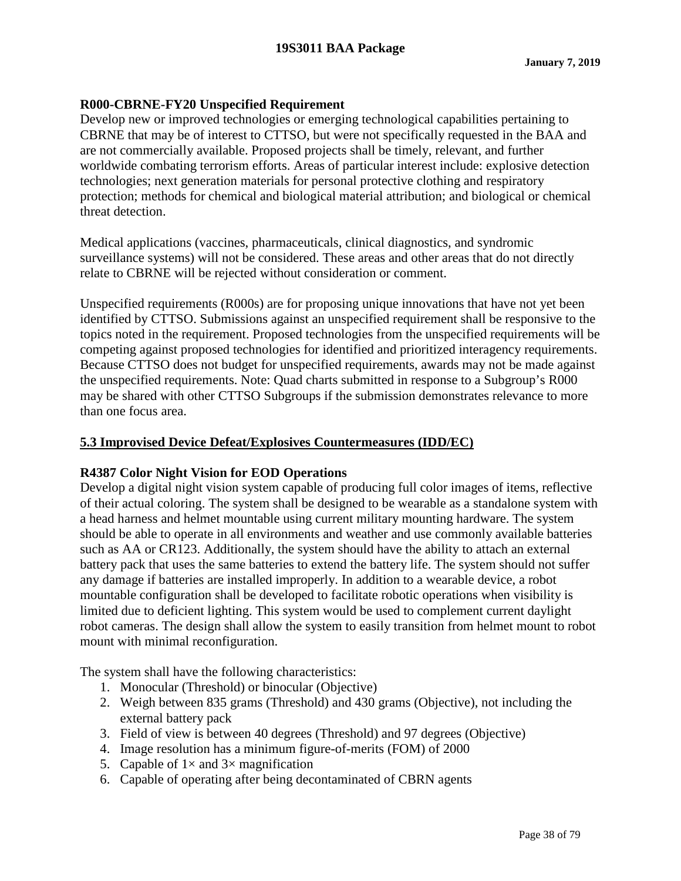**R000-CBRNE-FY20 Unspecified Requirement**

Develop new or improved technologies or emerging technological capabilities pertaining to CBRNE that may be of interest to CTTSO, but were not specifically requested in the BAA and are not commercially available. Proposed projects shall be timely, relevant, and further worldwide combating terrorism efforts. Areas of particular interest include: explosive detection technologies; next generation materials for personal protective clothing and respiratory protection; methods for chemical and biological material attribution; and biological or chemical threat detection.

Medical applications (vaccines, pharmaceuticals, clinical diagnostics, and syndromic surveillance systems) will not be considered. These areas and other areas that do not directly relate to CBRNE will be rejected without consideration or comment.

Unspecified requirements (R000s) are for proposing unique innovations that have not yet been identified by CTTSO. Submissions against an unspecified requirement shall be responsive to the topics noted in the requirement. Proposed technologies from the unspecified requirements will be competing against proposed technologies for identified and prioritized interagency requirements. Because CTTSO does not budget for unspecified requirements, awards may not be made against the unspecified requirements. Note: Quad charts submitted in response to a Subgroup's R000 may be shared with other CTTSO Subgroups if the submission demonstrates relevance to more than one focus area.

## 5.3 Improvised Device Defeat/Explosives Countermeasures (IDD/EC)

**R4387 Color Night Vision for EOD Operations**

Develop a digital night vision system capable of producing full color images of items, reflective of their actual coloring. The system shall be designed to be wearable as a standalone system with a head harness and helmet mountable using current military mounting hardware. The system should be able to operate in all environments and weather and use commonly available batteries such as AA or CR123. Additionally, the system should have the ability to attach an external battery pack that uses the same batteries to extend the battery life. The system should not suffer any damage if batteries are installed improperly. In addition to a wearable device, a robot mountable configuration shall be developed to facilitate robotic operations when visibility is limited due to deficient lighting. This system would be used to complement current daylight robot cameras. The design shall allow the system to easily transition from helmet mount to robot mount with minimal reconfiguration.

The system shall have the following characteristics:

1. Monocular (Threshold) or binocular (Objective)
2. Weigh between 835 grams (Threshold) and 430 grams (Objective), not including the external battery pack
3. Field of view is between 40 degrees (Threshold) and 97 degrees (Objective)
4. Image resolution has a minimum figure-of-merits (FOM) of 2000
5. Capable of 1× and 3× magnification
6. Capable of operating after being decontaminated of CBRN agents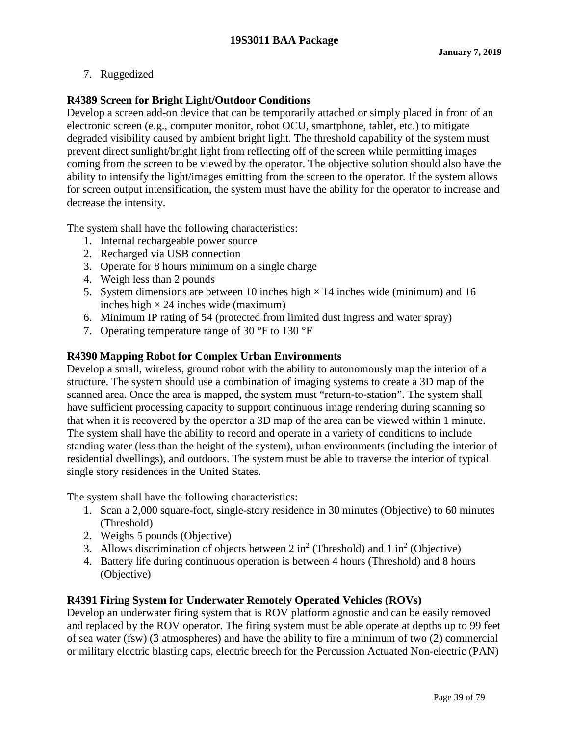7. Ruggedized

**R4389 Screen for Bright Light/Outdoor Conditions**

Develop a screen add-on device that can be temporarily attached or simply placed in front of an electronic screen (e.g., computer monitor, robot OCU, smartphone, tablet, etc.) to mitigate degraded visibility caused by ambient bright light. The threshold capability of the system must prevent direct sunlight/bright light from reflecting off of the screen while permitting images coming from the screen to be viewed by the operator. The objective solution should also have the ability to intensify the light/images emitting from the screen to the operator. If the system allows for screen output intensification, the system must have the ability for the operator to increase and decrease the intensity.

The system shall have the following characteristics:

1. Internal rechargeable power source
2. Recharged via USB connection
3. Operate for 8 hours minimum on a single charge
4. Weigh less than 2 pounds
5. System dimensions are between 10 inches high × 14 inches wide (minimum) and 16 inches high × 24 inches wide (maximum)
6. Minimum IP rating of 54 (protected from limited dust ingress and water spray)
7. Operating temperature range of 30 °F to 130 °F

**R4390 Mapping Robot for Complex Urban Environments**

Develop a small, wireless, ground robot with the ability to autonomously map the interior of a structure. The system should use a combination of imaging systems to create a 3D map of the scanned area. Once the area is mapped, the system must "return-to-station". The system shall have sufficient processing capacity to support continuous image rendering during scanning so that when it is recovered by the operator a 3D map of the area can be viewed within 1 minute. The system shall have the ability to record and operate in a variety of conditions to include standing water (less than the height of the system), urban environments (including the interior of residential dwellings), and outdoors. The system must be able to traverse the interior of typical single story residences in the United States.

The system shall have the following characteristics:

1. Scan a 2,000 square-foot, single-story residence in 30 minutes (Objective) to 60 minutes (Threshold)
2. Weighs 5 pounds (Objective)
3. Allows discrimination of objects between 2 $in^2$ (Threshold) and 1 $in^2$ (Objective)
4. Battery life during continuous operation is between 4 hours (Threshold) and 8 hours (Objective)

**R4391 Firing System for Underwater Remotely Operated Vehicles (ROVs)**

Develop an underwater firing system that is ROV platform agnostic and can be easily removed and replaced by the ROV operator. The firing system must be able operate at depths up to 99 feet of sea water (fsw) (3 atmospheres) and have the ability to fire a minimum of two (2) commercial or military electric blasting caps, electric breech for the Percussion Actuated Non-electric (PAN)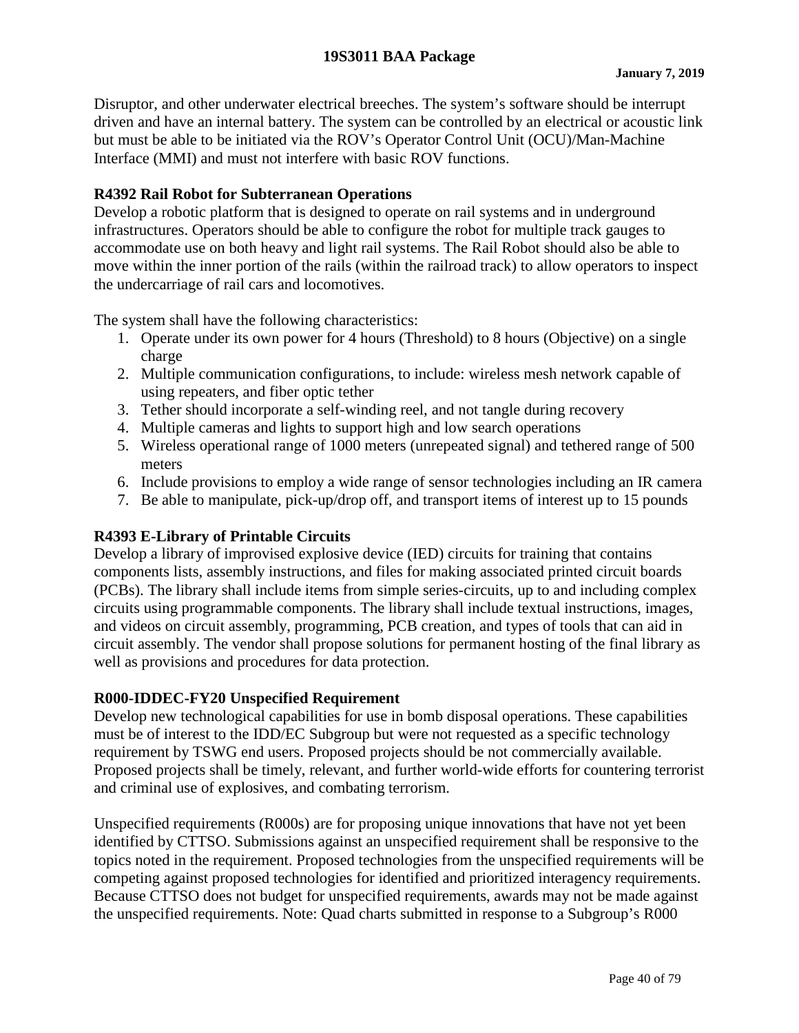Disruptor, and other underwater electrical breeches. The system's software should be interrupt driven and have an internal battery. The system can be controlled by an electrical or acoustic link but must be able to be initiated via the ROV's Operator Control Unit (OCU)/Man-Machine Interface (MMI) and must not interfere with basic ROV functions.

**R4392 Rail Robot for Subterranean Operations**
Develop a robotic platform that is designed to operate on rail systems and in underground infrastructures. Operators should be able to configure the robot for multiple track gauges to accommodate use on both heavy and light rail systems. The Rail Robot should also be able to move within the inner portion of the rails (within the railroad track) to allow operators to inspect the undercarriage of rail cars and locomotives.

The system shall have the following characteristics:

1. Operate under its own power for 4 hours (Threshold) to 8 hours (Objective) on a single charge
2. Multiple communication configurations, to include: wireless mesh network capable of using repeaters, and fiber optic tether
3. Tether should incorporate a self-winding reel, and not tangle during recovery
4. Multiple cameras and lights to support high and low search operations
5. Wireless operational range of 1000 meters (unrepeated signal) and tethered range of 500 meters
6. Include provisions to employ a wide range of sensor technologies including an IR camera
7. Be able to manipulate, pick-up/drop off, and transport items of interest up to 15 pounds

**R4393 E-Library of Printable Circuits**
Develop a library of improvised explosive device (IED) circuits for training that contains components lists, assembly instructions, and files for making associated printed circuit boards (PCBs). The library shall include items from simple series-circuits, up to and including complex circuits using programmable components. The library shall include textual instructions, images, and videos on circuit assembly, programming, PCB creation, and types of tools that can aid in circuit assembly. The vendor shall propose solutions for permanent hosting of the final library as well as provisions and procedures for data protection.

**R000-IDDEC-FY20 Unspecified Requirement**
Develop new technological capabilities for use in bomb disposal operations. These capabilities must be of interest to the IDD/EC Subgroup but were not requested as a specific technology requirement by TSWG end users. Proposed projects should be not commercially available. Proposed projects shall be timely, relevant, and further world-wide efforts for countering terrorist and criminal use of explosives, and combating terrorism.

Unspecified requirements (R000s) are for proposing unique innovations that have not yet been identified by CTTSO. Submissions against an unspecified requirement shall be responsive to the topics noted in the requirement. Proposed technologies from the unspecified requirements will be competing against proposed technologies for identified and prioritized interagency requirements. Because CTTSO does not budget for unspecified requirements, awards may not be made against the unspecified requirements. Note: Quad charts submitted in response to a Subgroup's R000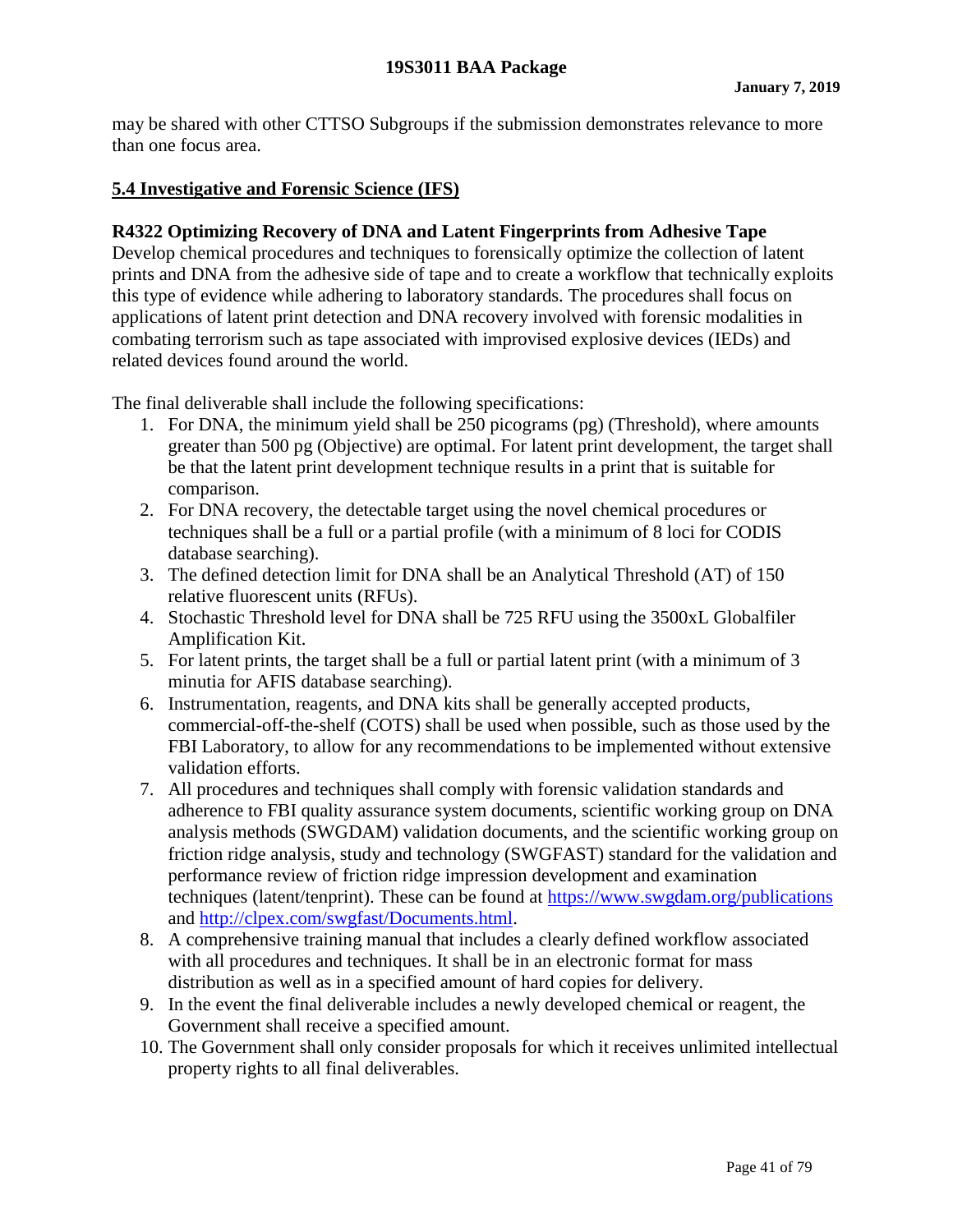may be shared with other CTTSO Subgroups if the submission demonstrates relevance to more than one focus area.

## 5.4 Investigative and Forensic Science (IFS)

**R4322 Optimizing Recovery of DNA and Latent Fingerprints from Adhesive Tape**
Develop chemical procedures and techniques to forensically optimize the collection of latent prints and DNA from the adhesive side of tape and to create a workflow that technically exploits this type of evidence while adhering to laboratory standards. The procedures shall focus on applications of latent print detection and DNA recovery involved with forensic modalities in combating terrorism such as tape associated with improvised explosive devices (IEDs) and related devices found around the world.

The final deliverable shall include the following specifications:

1. For DNA, the minimum yield shall be 250 picograms (pg) (Threshold), where amounts greater than 500 pg (Objective) are optimal. For latent print development, the target shall be that the latent print development technique results in a print that is suitable for comparison.
2. For DNA recovery, the detectable target using the novel chemical procedures or techniques shall be a full or a partial profile (with a minimum of 8 loci for CODIS database searching).
3. The defined detection limit for DNA shall be an Analytical Threshold (AT) of 150 relative fluorescent units (RFUs).
4. Stochastic Threshold level for DNA shall be 725 RFU using the 3500xL Globalfiler Amplification Kit.
5. For latent prints, the target shall be a full or partial latent print (with a minimum of 3 minutia for AFIS database searching).
6. Instrumentation, reagents, and DNA kits shall be generally accepted products, commercial-off-the-shelf (COTS) shall be used when possible, such as those used by the FBI Laboratory, to allow for any recommendations to be implemented without extensive validation efforts.
7. All procedures and techniques shall comply with forensic validation standards and adherence to FBI quality assurance system documents, scientific working group on DNA analysis methods (SWGDAM) validation documents, and the scientific working group on friction ridge analysis, study and technology (SWGFAST) standard for the validation and performance review of friction ridge impression development and examination techniques (latent/tenprint). These can be found at https://www.swgdam.org/publications and http://clpex.com/swgfast/Documents.html.
8. A comprehensive training manual that includes a clearly defined workflow associated with all procedures and techniques. It shall be in an electronic format for mass distribution as well as in a specified amount of hard copies for delivery.
9. In the event the final deliverable includes a newly developed chemical or reagent, the Government shall receive a specified amount.
10. The Government shall only consider proposals for which it receives unlimited intellectual property rights to all final deliverables.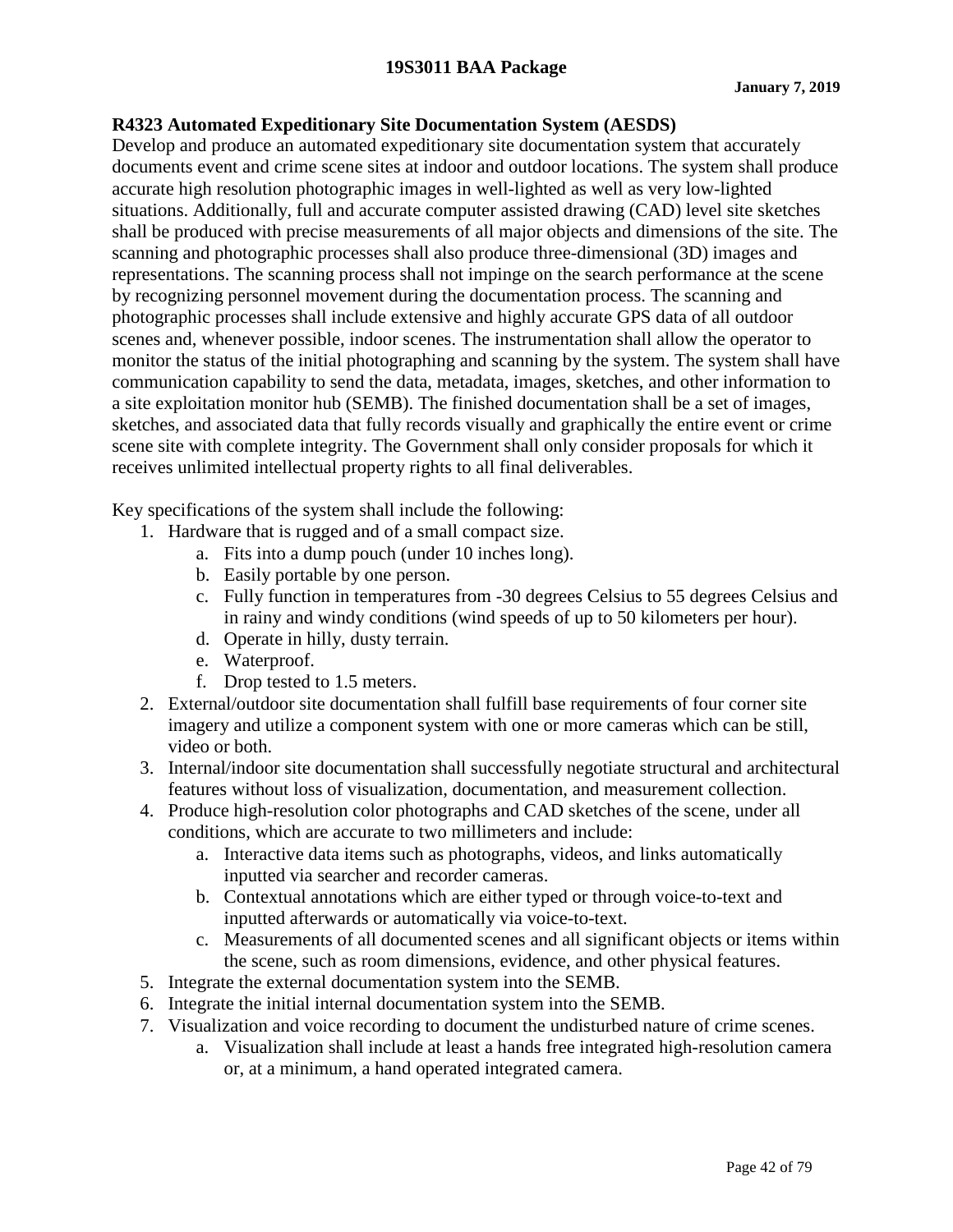**R4323 Automated Expeditionary Site Documentation System (AESDS)**

Develop and produce an automated expeditionary site documentation system that accurately documents event and crime scene sites at indoor and outdoor locations. The system shall produce accurate high resolution photographic images in well-lighted as well as very low-lighted situations. Additionally, full and accurate computer assisted drawing (CAD) level site sketches shall be produced with precise measurements of all major objects and dimensions of the site. The scanning and photographic processes shall also produce three-dimensional (3D) images and representations. The scanning process shall not impinge on the search performance at the scene by recognizing personnel movement during the documentation process. The scanning and photographic processes shall include extensive and highly accurate GPS data of all outdoor scenes and, whenever possible, indoor scenes. The instrumentation shall allow the operator to monitor the status of the initial photographing and scanning by the system. The system shall have communication capability to send the data, metadata, images, sketches, and other information to a site exploitation monitor hub (SEMB). The finished documentation shall be a set of images, sketches, and associated data that fully records visually and graphically the entire event or crime scene site with complete integrity. The Government shall only consider proposals for which it receives unlimited intellectual property rights to all final deliverables.

Key specifications of the system shall include the following:

1. Hardware that is rugged and of a small compact size.
   a. Fits into a dump pouch (under 10 inches long).
   b. Easily portable by one person.
   c. Fully function in temperatures from -30 degrees Celsius to 55 degrees Celsius and in rainy and windy conditions (wind speeds of up to 50 kilometers per hour).
   d. Operate in hilly, dusty terrain.
   e. Waterproof.
   f. Drop tested to 1.5 meters.
2. External/outdoor site documentation shall fulfill base requirements of four corner site imagery and utilize a component system with one or more cameras which can be still, video or both.
3. Internal/indoor site documentation shall successfully negotiate structural and architectural features without loss of visualization, documentation, and measurement collection.
4. Produce high-resolution color photographs and CAD sketches of the scene, under all conditions, which are accurate to two millimeters and include:
   a. Interactive data items such as photographs, videos, and links automatically inputted via searcher and recorder cameras.
   b. Contextual annotations which are either typed or through voice-to-text and inputted afterwards or automatically via voice-to-text.
   c. Measurements of all documented scenes and all significant objects or items within the scene, such as room dimensions, evidence, and other physical features.
5. Integrate the external documentation system into the SEMB.
6. Integrate the initial internal documentation system into the SEMB.
7. Visualization and voice recording to document the undisturbed nature of crime scenes.
   a. Visualization shall include at least a hands free integrated high-resolution camera or, at a minimum, a hand operated integrated camera.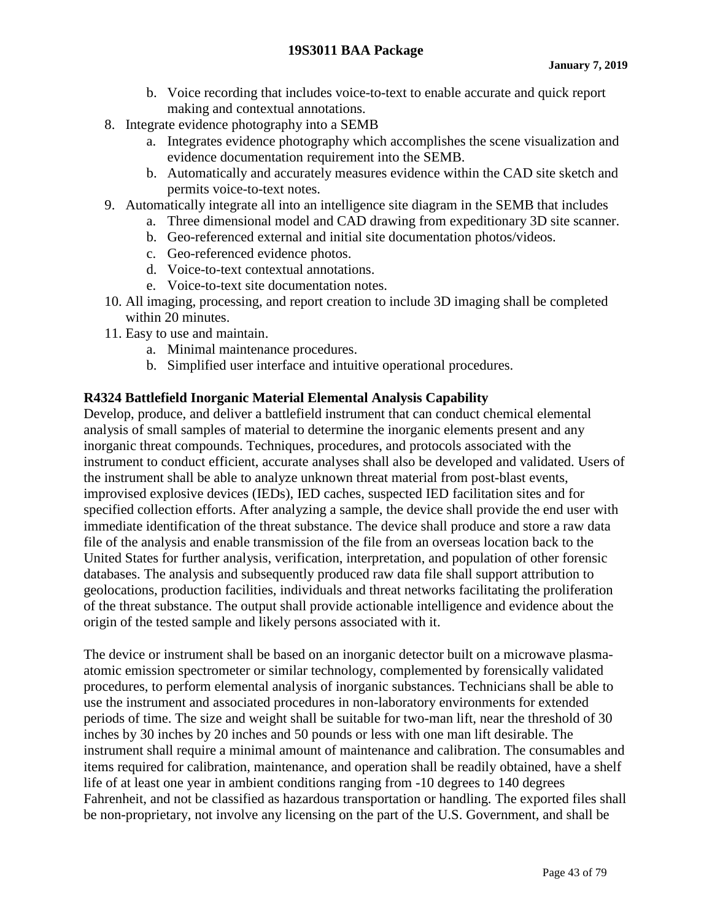b. Voice recording that includes voice-to-text to enable accurate and quick report making and contextual annotations.
8. Integrate evidence photography into a SEMB
   a. Integrates evidence photography which accomplishes the scene visualization and evidence documentation requirement into the SEMB.
   b. Automatically and accurately measures evidence within the CAD site sketch and permits voice-to-text notes.
9. Automatically integrate all into an intelligence site diagram in the SEMB that includes
   a. Three dimensional model and CAD drawing from expeditionary 3D site scanner.
   b. Geo-referenced external and initial site documentation photos/videos.
   c. Geo-referenced evidence photos.
   d. Voice-to-text contextual annotations.
   e. Voice-to-text site documentation notes.
10. All imaging, processing, and report creation to include 3D imaging shall be completed within 20 minutes.
11. Easy to use and maintain.
    a. Minimal maintenance procedures.
    b. Simplified user interface and intuitive operational procedures.

**R4324 Battlefield Inorganic Material Elemental Analysis Capability**

Develop, produce, and deliver a battlefield instrument that can conduct chemical elemental analysis of small samples of material to determine the inorganic elements present and any inorganic threat compounds. Techniques, procedures, and protocols associated with the instrument to conduct efficient, accurate analyses shall also be developed and validated. Users of the instrument shall be able to analyze unknown threat material from post-blast events, improvised explosive devices (IEDs), IED caches, suspected IED facilitation sites and for specified collection efforts. After analyzing a sample, the device shall provide the end user with immediate identification of the threat substance. The device shall produce and store a raw data file of the analysis and enable transmission of the file from an overseas location back to the United States for further analysis, verification, interpretation, and population of other forensic databases. The analysis and subsequently produced raw data file shall support attribution to geolocations, production facilities, individuals and threat networks facilitating the proliferation of the threat substance. The output shall provide actionable intelligence and evidence about the origin of the tested sample and likely persons associated with it.

The device or instrument shall be based on an inorganic detector built on a microwave plasma-atomic emission spectrometer or similar technology, complemented by forensically validated procedures, to perform elemental analysis of inorganic substances. Technicians shall be able to use the instrument and associated procedures in non-laboratory environments for extended periods of time. The size and weight shall be suitable for two-man lift, near the threshold of 30 inches by 30 inches by 20 inches and 50 pounds or less with one man lift desirable. The instrument shall require a minimal amount of maintenance and calibration. The consumables and items required for calibration, maintenance, and operation shall be readily obtained, have a shelf life of at least one year in ambient conditions ranging from -10 degrees to 140 degrees Fahrenheit, and not be classified as hazardous transportation or handling. The exported files shall be non-proprietary, not involve any licensing on the part of the U.S. Government, and shall be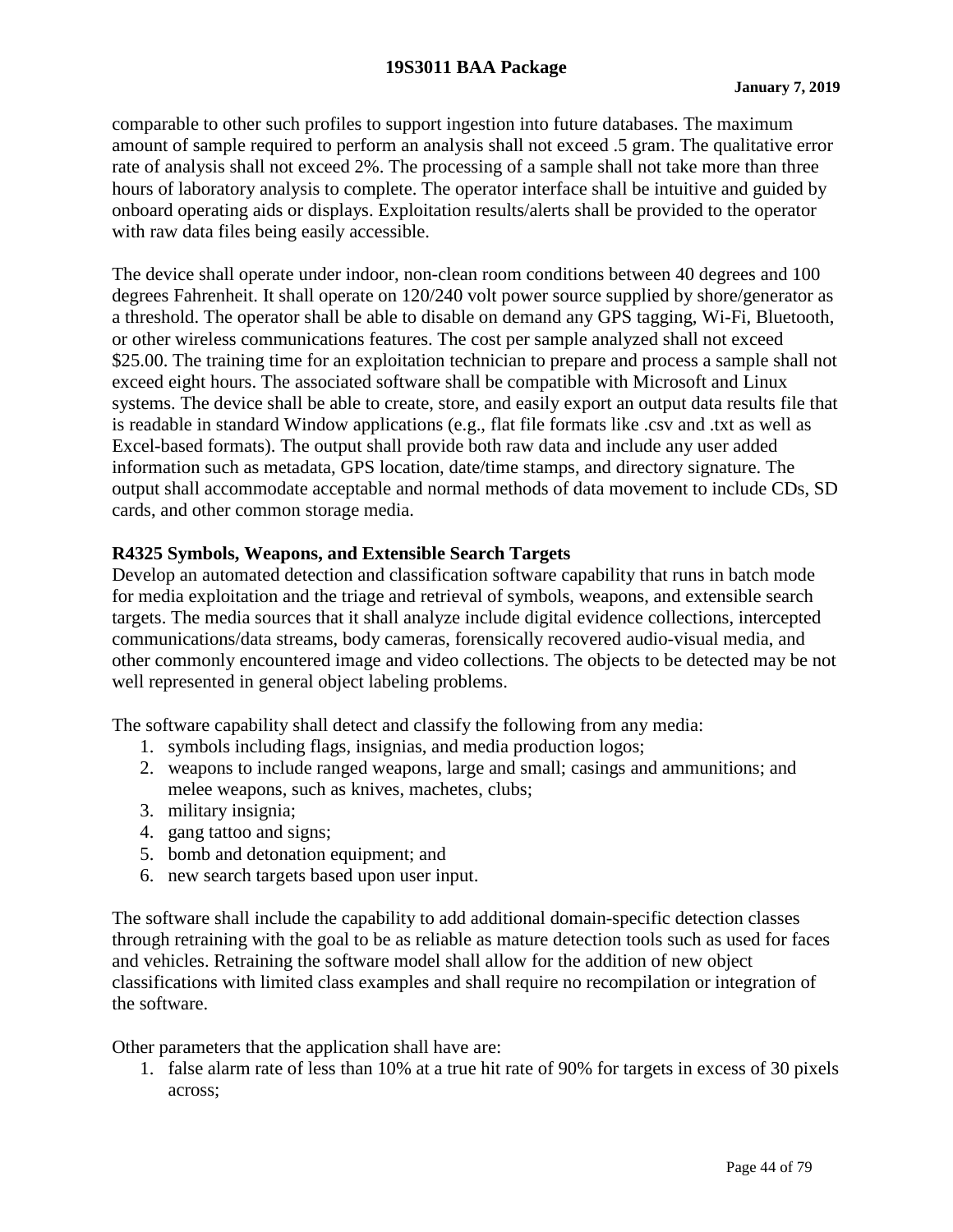comparable to other such profiles to support ingestion into future databases. The maximum amount of sample required to perform an analysis shall not exceed .5 gram. The qualitative error rate of analysis shall not exceed 2%. The processing of a sample shall not take more than three hours of laboratory analysis to complete. The operator interface shall be intuitive and guided by onboard operating aids or displays. Exploitation results/alerts shall be provided to the operator with raw data files being easily accessible.

The device shall operate under indoor, non-clean room conditions between 40 degrees and 100 degrees Fahrenheit. It shall operate on 120/240 volt power source supplied by shore/generator as a threshold. The operator shall be able to disable on demand any GPS tagging, Wi-Fi, Bluetooth, or other wireless communications features. The cost per sample analyzed shall not exceed \$25.00. The training time for an exploitation technician to prepare and process a sample shall not exceed eight hours. The associated software shall be compatible with Microsoft and Linux systems. The device shall be able to create, store, and easily export an output data results file that is readable in standard Window applications (e.g., flat file formats like .csv and .txt as well as Excel-based formats). The output shall provide both raw data and include any user added information such as metadata, GPS location, date/time stamps, and directory signature. The output shall accommodate acceptable and normal methods of data movement to include CDs, SD cards, and other common storage media.

**R4325 Symbols, Weapons, and Extensible Search Targets**

Develop an automated detection and classification software capability that runs in batch mode for media exploitation and the triage and retrieval of symbols, weapons, and extensible search targets. The media sources that it shall analyze include digital evidence collections, intercepted communications/data streams, body cameras, forensically recovered audio-visual media, and other commonly encountered image and video collections. The objects to be detected may be not well represented in general object labeling problems.

The software capability shall detect and classify the following from any media:

1. symbols including flags, insignias, and media production logos;
2. weapons to include ranged weapons, large and small; casings and ammunitions; and melee weapons, such as knives, machetes, clubs;
3. military insignia;
4. gang tattoo and signs;
5. bomb and detonation equipment; and
6. new search targets based upon user input.

The software shall include the capability to add additional domain-specific detection classes through retraining with the goal to be as reliable as mature detection tools such as used for faces and vehicles. Retraining the software model shall allow for the addition of new object classifications with limited class examples and shall require no recompilation or integration of the software.

Other parameters that the application shall have are:

1. false alarm rate of less than 10% at a true hit rate of 90% for targets in excess of 30 pixels across;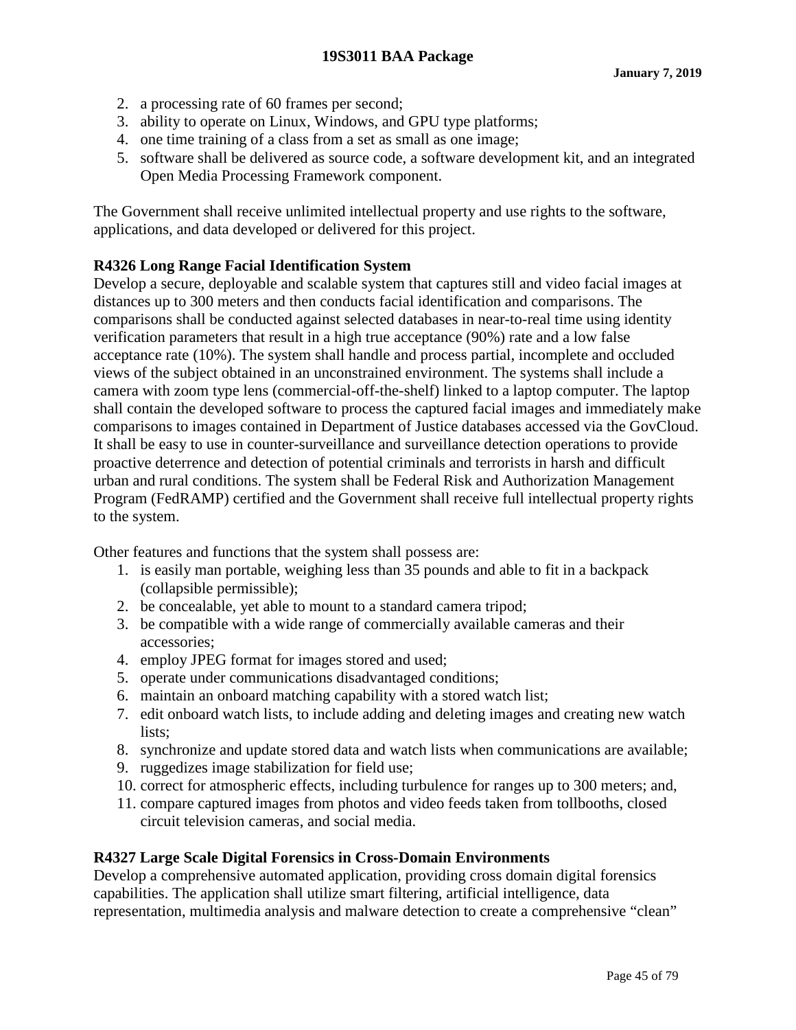2. a processing rate of 60 frames per second;
3. ability to operate on Linux, Windows, and GPU type platforms;
4. one time training of a class from a set as small as one image;
5. software shall be delivered as source code, a software development kit, and an integrated Open Media Processing Framework component.

The Government shall receive unlimited intellectual property and use rights to the software, applications, and data developed or delivered for this project.

**R4326 Long Range Facial Identification System**

Develop a secure, deployable and scalable system that captures still and video facial images at distances up to 300 meters and then conducts facial identification and comparisons. The comparisons shall be conducted against selected databases in near-to-real time using identity verification parameters that result in a high true acceptance (90%) rate and a low false acceptance rate (10%). The system shall handle and process partial, incomplete and occluded views of the subject obtained in an unconstrained environment. The systems shall include a camera with zoom type lens (commercial-off-the-shelf) linked to a laptop computer. The laptop shall contain the developed software to process the captured facial images and immediately make comparisons to images contained in Department of Justice databases accessed via the GovCloud. It shall be easy to use in counter-surveillance and surveillance detection operations to provide proactive deterrence and detection of potential criminals and terrorists in harsh and difficult urban and rural conditions. The system shall be Federal Risk and Authorization Management Program (FedRAMP) certified and the Government shall receive full intellectual property rights to the system.

Other features and functions that the system shall possess are:

1. is easily man portable, weighing less than 35 pounds and able to fit in a backpack (collapsible permissible);
2. be concealable, yet able to mount to a standard camera tripod;
3. be compatible with a wide range of commercially available cameras and their accessories;
4. employ JPEG format for images stored and used;
5. operate under communications disadvantaged conditions;
6. maintain an onboard matching capability with a stored watch list;
7. edit onboard watch lists, to include adding and deleting images and creating new watch lists;
8. synchronize and update stored data and watch lists when communications are available;
9. ruggedizes image stabilization for field use;
10. correct for atmospheric effects, including turbulence for ranges up to 300 meters; and,
11. compare captured images from photos and video feeds taken from tollbooths, closed circuit television cameras, and social media.

**R4327 Large Scale Digital Forensics in Cross-Domain Environments**

Develop a comprehensive automated application, providing cross domain digital forensics capabilities. The application shall utilize smart filtering, artificial intelligence, data representation, multimedia analysis and malware detection to create a comprehensive "clean"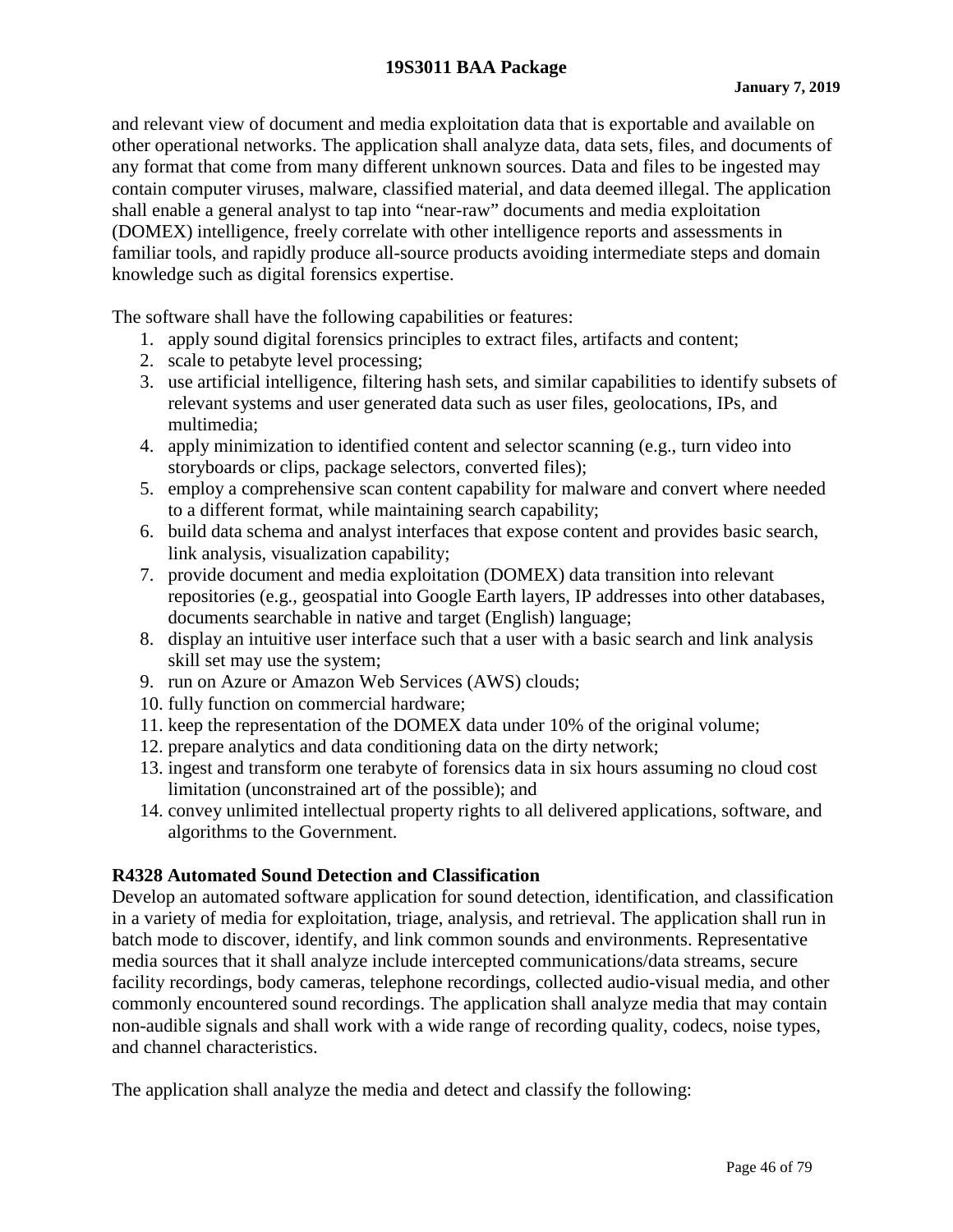and relevant view of document and media exploitation data that is exportable and available on other operational networks. The application shall analyze data, data sets, files, and documents of any format that come from many different unknown sources. Data and files to be ingested may contain computer viruses, malware, classified material, and data deemed illegal. The application shall enable a general analyst to tap into "near-raw" documents and media exploitation (DOMEX) intelligence, freely correlate with other intelligence reports and assessments in familiar tools, and rapidly produce all-source products avoiding intermediate steps and domain knowledge such as digital forensics expertise.

The software shall have the following capabilities or features:

1. apply sound digital forensics principles to extract files, artifacts and content;
2. scale to petabyte level processing;
3. use artificial intelligence, filtering hash sets, and similar capabilities to identify subsets of relevant systems and user generated data such as user files, geolocations, IPs, and multimedia;
4. apply minimization to identified content and selector scanning (e.g., turn video into storyboards or clips, package selectors, converted files);
5. employ a comprehensive scan content capability for malware and convert where needed to a different format, while maintaining search capability;
6. build data schema and analyst interfaces that expose content and provides basic search, link analysis, visualization capability;
7. provide document and media exploitation (DOMEX) data transition into relevant repositories (e.g., geospatial into Google Earth layers, IP addresses into other databases, documents searchable in native and target (English) language;
8. display an intuitive user interface such that a user with a basic search and link analysis skill set may use the system;
9. run on Azure or Amazon Web Services (AWS) clouds;
10. fully function on commercial hardware;
11. keep the representation of the DOMEX data under 10% of the original volume;
12. prepare analytics and data conditioning data on the dirty network;
13. ingest and transform one terabyte of forensics data in six hours assuming no cloud cost limitation (unconstrained art of the possible); and
14. convey unlimited intellectual property rights to all delivered applications, software, and algorithms to the Government.

**R4328 Automated Sound Detection and Classification**

Develop an automated software application for sound detection, identification, and classification in a variety of media for exploitation, triage, analysis, and retrieval. The application shall run in batch mode to discover, identify, and link common sounds and environments. Representative media sources that it shall analyze include intercepted communications/data streams, secure facility recordings, body cameras, telephone recordings, collected audio-visual media, and other commonly encountered sound recordings. The application shall analyze media that may contain non-audible signals and shall work with a wide range of recording quality, codecs, noise types, and channel characteristics.

The application shall analyze the media and detect and classify the following: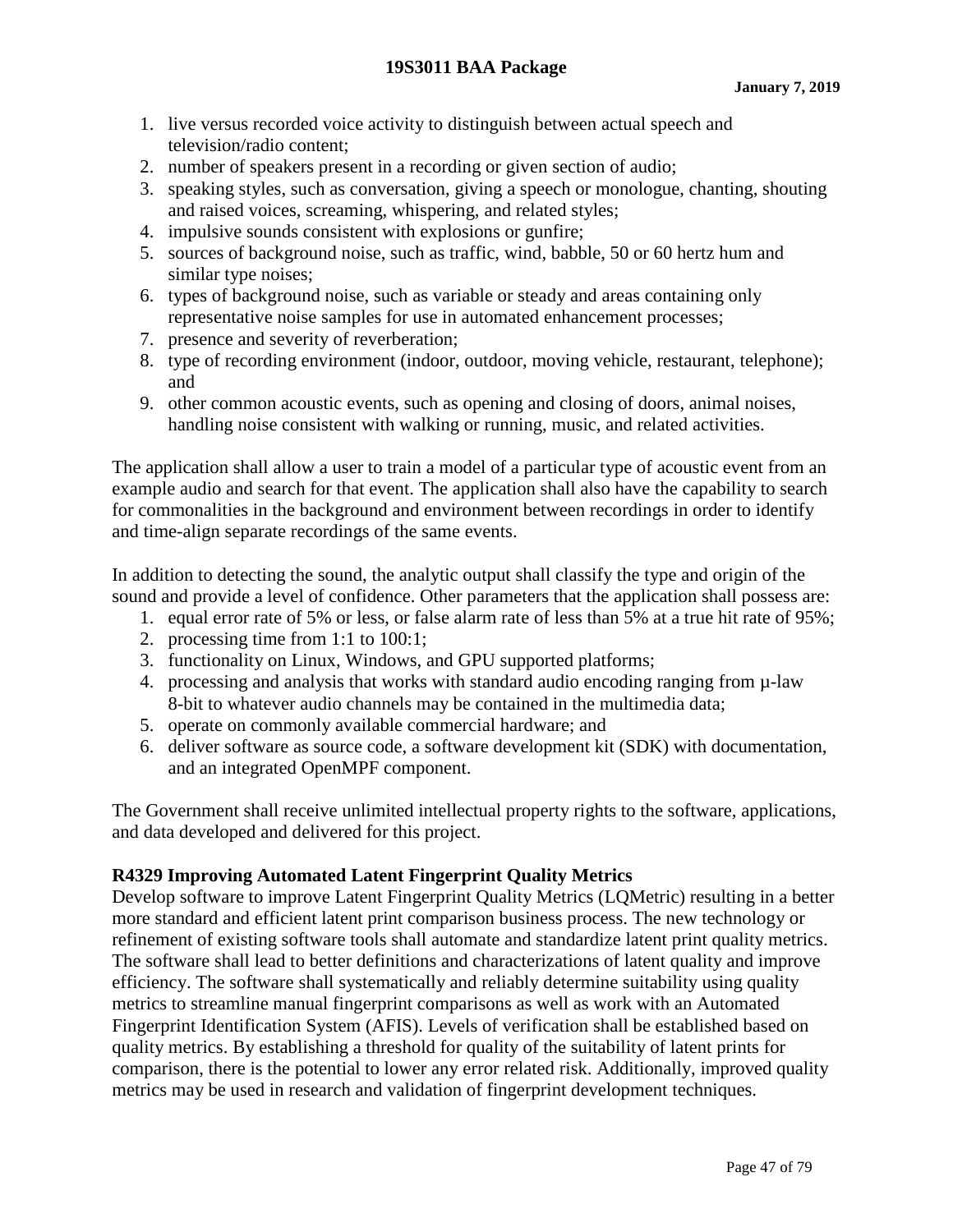1. live versus recorded voice activity to distinguish between actual speech and television/radio content;
2. number of speakers present in a recording or given section of audio;
3. speaking styles, such as conversation, giving a speech or monologue, chanting, shouting and raised voices, screaming, whispering, and related styles;
4. impulsive sounds consistent with explosions or gunfire;
5. sources of background noise, such as traffic, wind, babble, 50 or 60 hertz hum and similar type noises;
6. types of background noise, such as variable or steady and areas containing only representative noise samples for use in automated enhancement processes;
7. presence and severity of reverberation;
8. type of recording environment (indoor, outdoor, moving vehicle, restaurant, telephone); and
9. other common acoustic events, such as opening and closing of doors, animal noises, handling noise consistent with walking or running, music, and related activities.

The application shall allow a user to train a model of a particular type of acoustic event from an example audio and search for that event. The application shall also have the capability to search for commonalities in the background and environment between recordings in order to identify and time-align separate recordings of the same events.

In addition to detecting the sound, the analytic output shall classify the type and origin of the sound and provide a level of confidence. Other parameters that the application shall possess are:

1. equal error rate of 5% or less, or false alarm rate of less than 5% at a true hit rate of 95%;
2. processing time from 1:1 to 100:1;
3. functionality on Linux, Windows, and GPU supported platforms;
4. processing and analysis that works with standard audio encoding ranging from µ-law 8-bit to whatever audio channels may be contained in the multimedia data;
5. operate on commonly available commercial hardware; and
6. deliver software as source code, a software development kit (SDK) with documentation, and an integrated OpenMPF component.

The Government shall receive unlimited intellectual property rights to the software, applications, and data developed and delivered for this project.

**R4329 Improving Automated Latent Fingerprint Quality Metrics**

Develop software to improve Latent Fingerprint Quality Metrics (LQMetric) resulting in a better more standard and efficient latent print comparison business process. The new technology or refinement of existing software tools shall automate and standardize latent print quality metrics. The software shall lead to better definitions and characterizations of latent quality and improve efficiency. The software shall systematically and reliably determine suitability using quality metrics to streamline manual fingerprint comparisons as well as work with an Automated Fingerprint Identification System (AFIS). Levels of verification shall be established based on quality metrics. By establishing a threshold for quality of the suitability of latent prints for comparison, there is the potential to lower any error related risk. Additionally, improved quality metrics may be used in research and validation of fingerprint development techniques.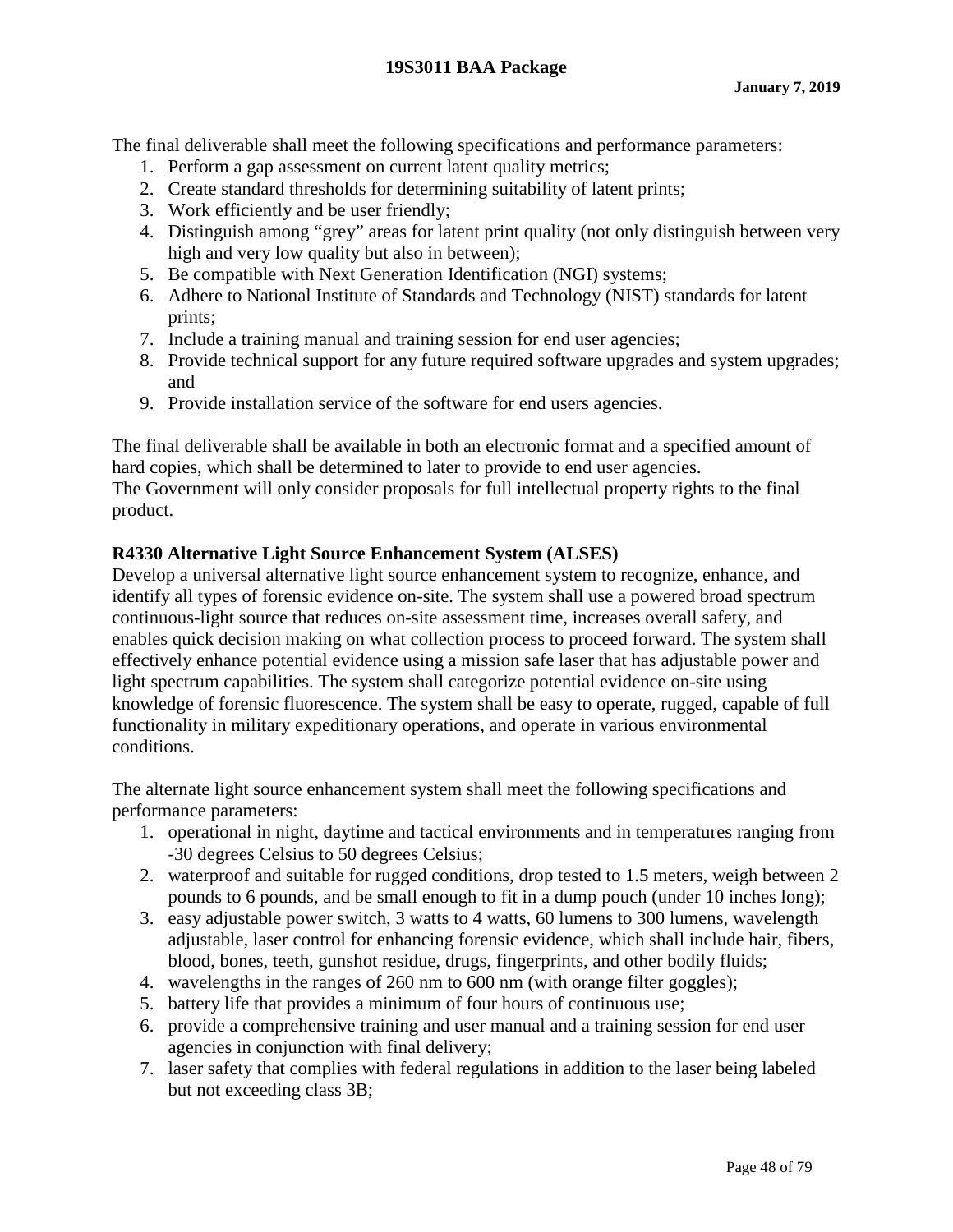The final deliverable shall meet the following specifications and performance parameters:

1. Perform a gap assessment on current latent quality metrics;
2. Create standard thresholds for determining suitability of latent prints;
3. Work efficiently and be user friendly;
4. Distinguish among “grey” areas for latent print quality (not only distinguish between very high and very low quality but also in between);
5. Be compatible with Next Generation Identification (NGI) systems;
6. Adhere to National Institute of Standards and Technology (NIST) standards for latent prints;
7. Include a training manual and training session for end user agencies;
8. Provide technical support for any future required software upgrades and system upgrades; and
9. Provide installation service of the software for end users agencies.

The final deliverable shall be available in both an electronic format and a specified amount of hard copies, which shall be determined to later to provide to end user agencies.
The Government will only consider proposals for full intellectual property rights to the final product.

**R4330 Alternative Light Source Enhancement System (ALSES)**

Develop a universal alternative light source enhancement system to recognize, enhance, and identify all types of forensic evidence on-site. The system shall use a powered broad spectrum continuous-light source that reduces on-site assessment time, increases overall safety, and enables quick decision making on what collection process to proceed forward. The system shall effectively enhance potential evidence using a mission safe laser that has adjustable power and light spectrum capabilities. The system shall categorize potential evidence on-site using knowledge of forensic fluorescence. The system shall be easy to operate, rugged, capable of full functionality in military expeditionary operations, and operate in various environmental conditions.

The alternate light source enhancement system shall meet the following specifications and performance parameters:

1. operational in night, daytime and tactical environments and in temperatures ranging from -30 degrees Celsius to 50 degrees Celsius;
2. waterproof and suitable for rugged conditions, drop tested to 1.5 meters, weigh between 2 pounds to 6 pounds, and be small enough to fit in a dump pouch (under 10 inches long);
3. easy adjustable power switch, 3 watts to 4 watts, 60 lumens to 300 lumens, wavelength adjustable, laser control for enhancing forensic evidence, which shall include hair, fibers, blood, bones, teeth, gunshot residue, drugs, fingerprints, and other bodily fluids;
4. wavelengths in the ranges of 260 nm to 600 nm (with orange filter goggles);
5. battery life that provides a minimum of four hours of continuous use;
6. provide a comprehensive training and user manual and a training session for end user agencies in conjunction with final delivery;
7. laser safety that complies with federal regulations in addition to the laser being labeled but not exceeding class 3B;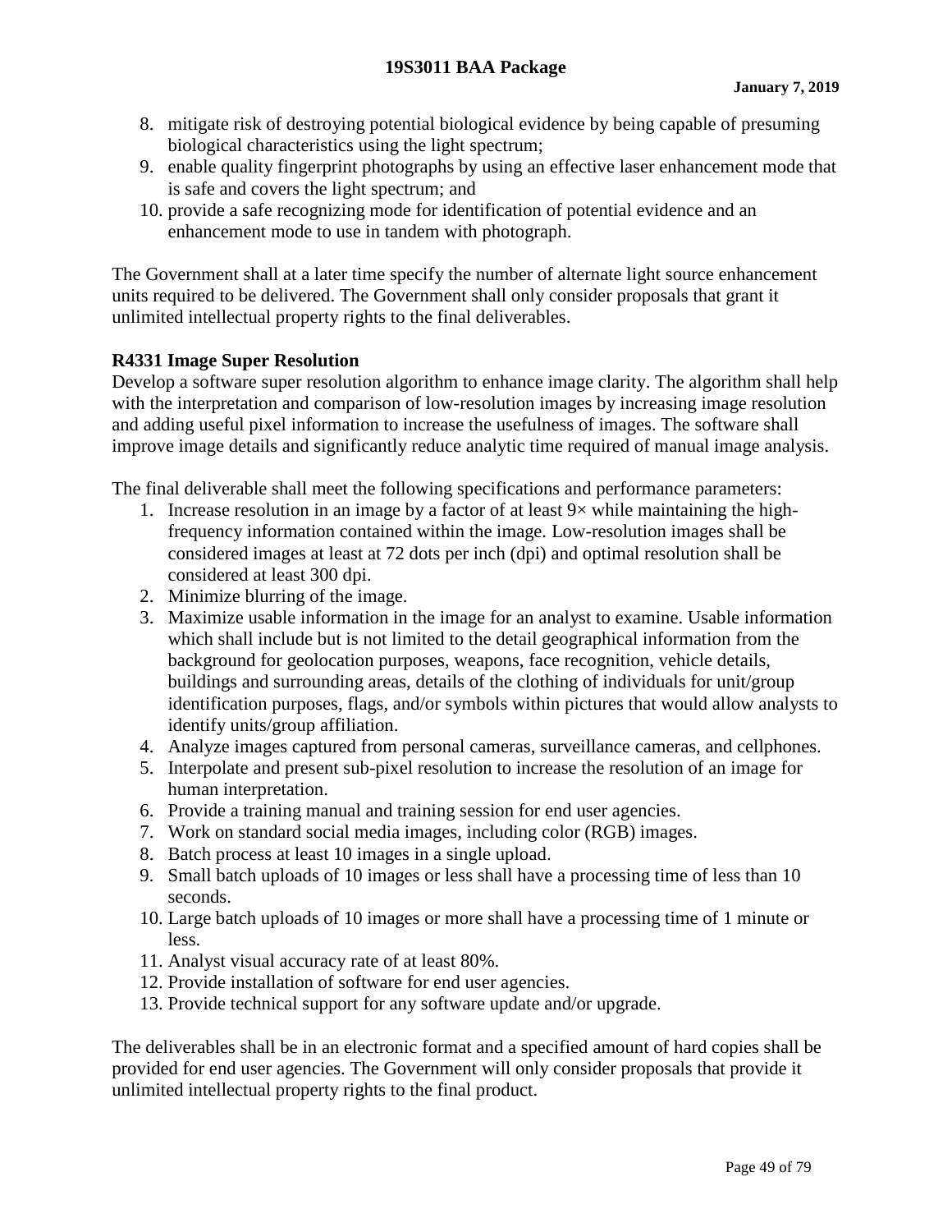8. mitigate risk of destroying potential biological evidence by being capable of presuming biological characteristics using the light spectrum;
9. enable quality fingerprint photographs by using an effective laser enhancement mode that is safe and covers the light spectrum; and
10. provide a safe recognizing mode for identification of potential evidence and an enhancement mode to use in tandem with photograph.

The Government shall at a later time specify the number of alternate light source enhancement units required to be delivered. The Government shall only consider proposals that grant it unlimited intellectual property rights to the final deliverables.

**R4331 Image Super Resolution**

Develop a software super resolution algorithm to enhance image clarity. The algorithm shall help with the interpretation and comparison of low-resolution images by increasing image resolution and adding useful pixel information to increase the usefulness of images. The software shall improve image details and significantly reduce analytic time required of manual image analysis.

The final deliverable shall meet the following specifications and performance parameters:

1. Increase resolution in an image by a factor of at least 9× while maintaining the high-frequency information contained within the image. Low-resolution images shall be considered images at least at 72 dots per inch (dpi) and optimal resolution shall be considered at least 300 dpi.
2. Minimize blurring of the image.
3. Maximize usable information in the image for an analyst to examine. Usable information which shall include but is not limited to the detail geographical information from the background for geolocation purposes, weapons, face recognition, vehicle details, buildings and surrounding areas, details of the clothing of individuals for unit/group identification purposes, flags, and/or symbols within pictures that would allow analysts to identify units/group affiliation.
4. Analyze images captured from personal cameras, surveillance cameras, and cellphones.
5. Interpolate and present sub-pixel resolution to increase the resolution of an image for human interpretation.
6. Provide a training manual and training session for end user agencies.
7. Work on standard social media images, including color (RGB) images.
8. Batch process at least 10 images in a single upload.
9. Small batch uploads of 10 images or less shall have a processing time of less than 10 seconds.
10. Large batch uploads of 10 images or more shall have a processing time of 1 minute or less.
11. Analyst visual accuracy rate of at least 80%.
12. Provide installation of software for end user agencies.
13. Provide technical support for any software update and/or upgrade.

The deliverables shall be in an electronic format and a specified amount of hard copies shall be provided for end user agencies. The Government will only consider proposals that provide it unlimited intellectual property rights to the final product.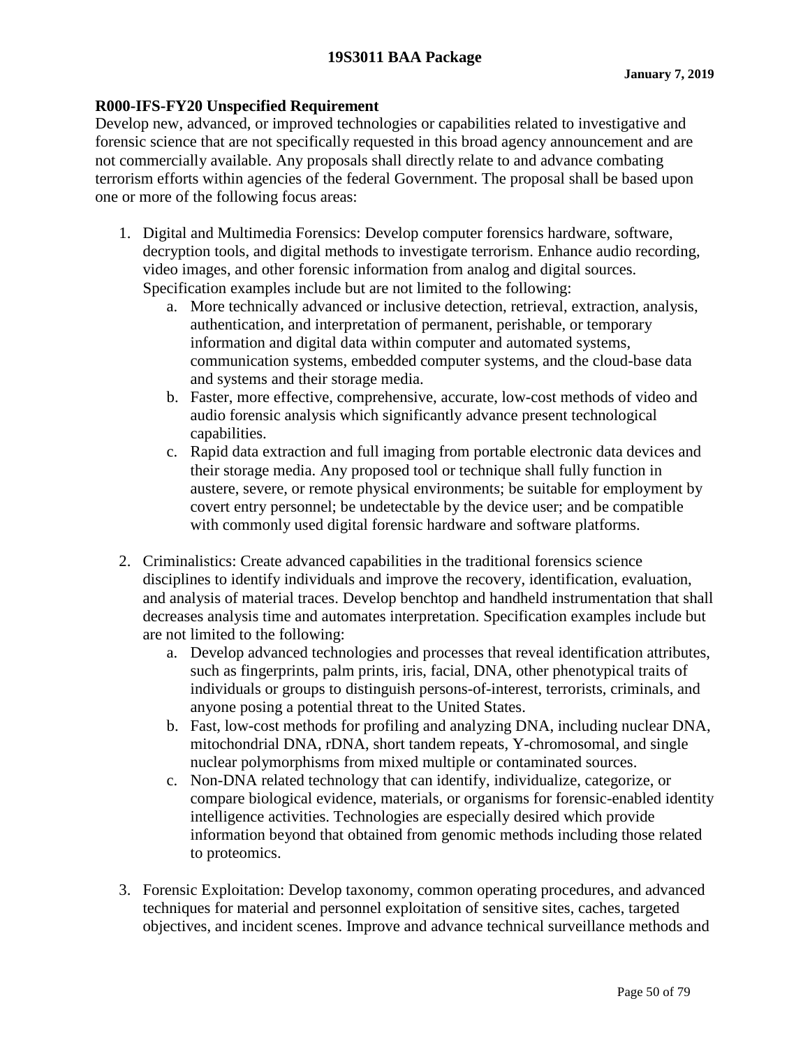**R000-IFS-FY20 Unspecified Requirement**

Develop new, advanced, or improved technologies or capabilities related to investigative and forensic science that are not specifically requested in this broad agency announcement and are not commercially available. Any proposals shall directly relate to and advance combating terrorism efforts within agencies of the federal Government. The proposal shall be based upon one or more of the following focus areas:

1. Digital and Multimedia Forensics: Develop computer forensics hardware, software, decryption tools, and digital methods to investigate terrorism. Enhance audio recording, video images, and other forensic information from analog and digital sources. Specification examples include but are not limited to the following:
   a. More technically advanced or inclusive detection, retrieval, extraction, analysis, authentication, and interpretation of permanent, perishable, or temporary information and digital data within computer and automated systems, communication systems, embedded computer systems, and the cloud-base data and systems and their storage media.
   b. Faster, more effective, comprehensive, accurate, low-cost methods of video and audio forensic analysis which significantly advance present technological capabilities.
   c. Rapid data extraction and full imaging from portable electronic data devices and their storage media. Any proposed tool or technique shall fully function in austere, severe, or remote physical environments; be suitable for employment by covert entry personnel; be undetectable by the device user; and be compatible with commonly used digital forensic hardware and software platforms.

2. Criminalistics: Create advanced capabilities in the traditional forensics science disciplines to identify individuals and improve the recovery, identification, evaluation, and analysis of material traces. Develop benchtop and handheld instrumentation that shall decreases analysis time and automates interpretation. Specification examples include but are not limited to the following:
   a. Develop advanced technologies and processes that reveal identification attributes, such as fingerprints, palm prints, iris, facial, DNA, other phenotypical traits of individuals or groups to distinguish persons-of-interest, terrorists, criminals, and anyone posing a potential threat to the United States.
   b. Fast, low-cost methods for profiling and analyzing DNA, including nuclear DNA, mitochondrial DNA, rDNA, short tandem repeats, Y-chromosomal, and single nuclear polymorphisms from mixed multiple or contaminated sources.
   c. Non-DNA related technology that can identify, individualize, categorize, or compare biological evidence, materials, or organisms for forensic-enabled identity intelligence activities. Technologies are especially desired which provide information beyond that obtained from genomic methods including those related to proteomics.

3. Forensic Exploitation: Develop taxonomy, common operating procedures, and advanced techniques for material and personnel exploitation of sensitive sites, caches, targeted objectives, and incident scenes. Improve and advance technical surveillance methods and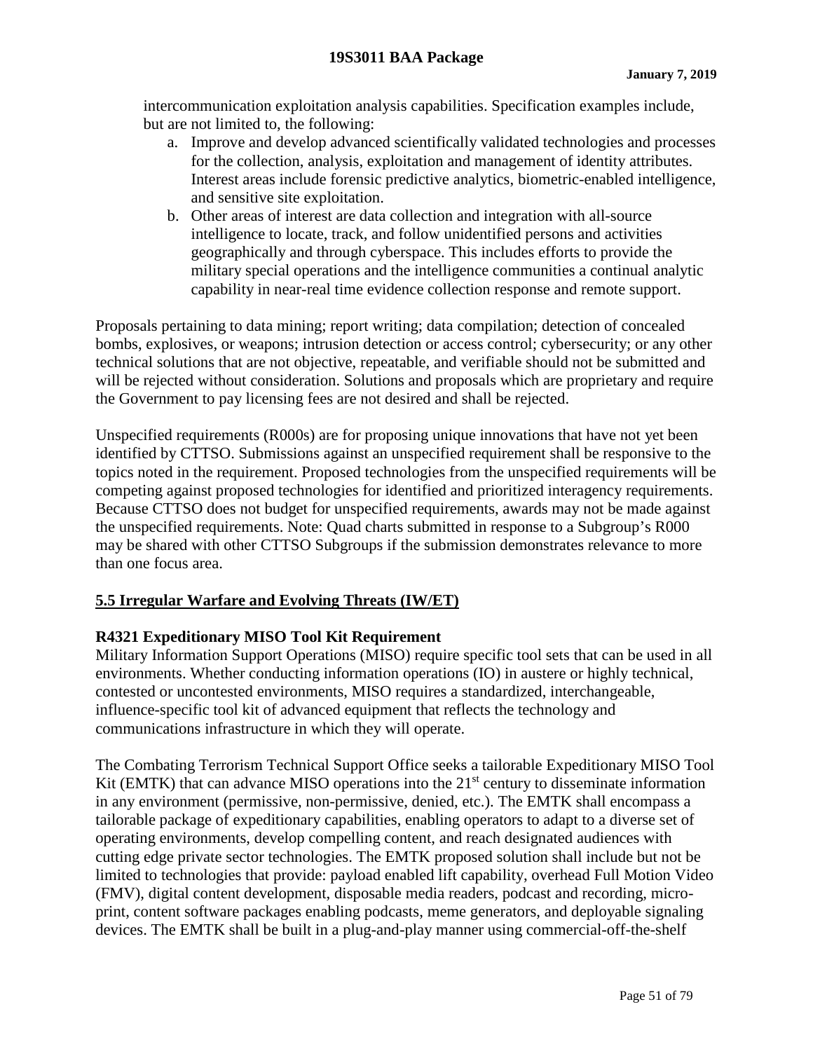intercommunication exploitation analysis capabilities. Specification examples include, but are not limited to, the following:

a. Improve and develop advanced scientifically validated technologies and processes for the collection, analysis, exploitation and management of identity attributes. Interest areas include forensic predictive analytics, biometric-enabled intelligence, and sensitive site exploitation.
b. Other areas of interest are data collection and integration with all-source intelligence to locate, track, and follow unidentified persons and activities geographically and through cyberspace. This includes efforts to provide the military special operations and the intelligence communities a continual analytic capability in near-real time evidence collection response and remote support.

Proposals pertaining to data mining; report writing; data compilation; detection of concealed bombs, explosives, or weapons; intrusion detection or access control; cybersecurity; or any other technical solutions that are not objective, repeatable, and verifiable should not be submitted and will be rejected without consideration. Solutions and proposals which are proprietary and require the Government to pay licensing fees are not desired and shall be rejected.

Unspecified requirements (R000s) are for proposing unique innovations that have not yet been identified by CTTSO. Submissions against an unspecified requirement shall be responsive to the topics noted in the requirement. Proposed technologies from the unspecified requirements will be competing against proposed technologies for identified and prioritized interagency requirements. Because CTTSO does not budget for unspecified requirements, awards may not be made against the unspecified requirements. Note: Quad charts submitted in response to a Subgroup's R000 may be shared with other CTTSO Subgroups if the submission demonstrates relevance to more than one focus area.

## 5.5 Irregular Warfare and Evolving Threats (IW/ET)

### R4321 Expeditionary MISO Tool Kit Requirement

Military Information Support Operations (MISO) require specific tool sets that can be used in all environments. Whether conducting information operations (IO) in austere or highly technical, contested or uncontested environments, MISO requires a standardized, interchangeable, influence-specific tool kit of advanced equipment that reflects the technology and communications infrastructure in which they will operate.

The Combating Terrorism Technical Support Office seeks a tailorable Expeditionary MISO Tool Kit (EMTK) that can advance MISO operations into the 21st century to disseminate information in any environment (permissive, non-permissive, denied, etc.). The EMTK shall encompass a tailorable package of expeditionary capabilities, enabling operators to adapt to a diverse set of operating environments, develop compelling content, and reach designated audiences with cutting edge private sector technologies. The EMTK proposed solution shall include but not be limited to technologies that provide: payload enabled lift capability, overhead Full Motion Video (FMV), digital content development, disposable media readers, podcast and recording, micro-print, content software packages enabling podcasts, meme generators, and deployable signaling devices. The EMTK shall be built in a plug-and-play manner using commercial-off-the-shelf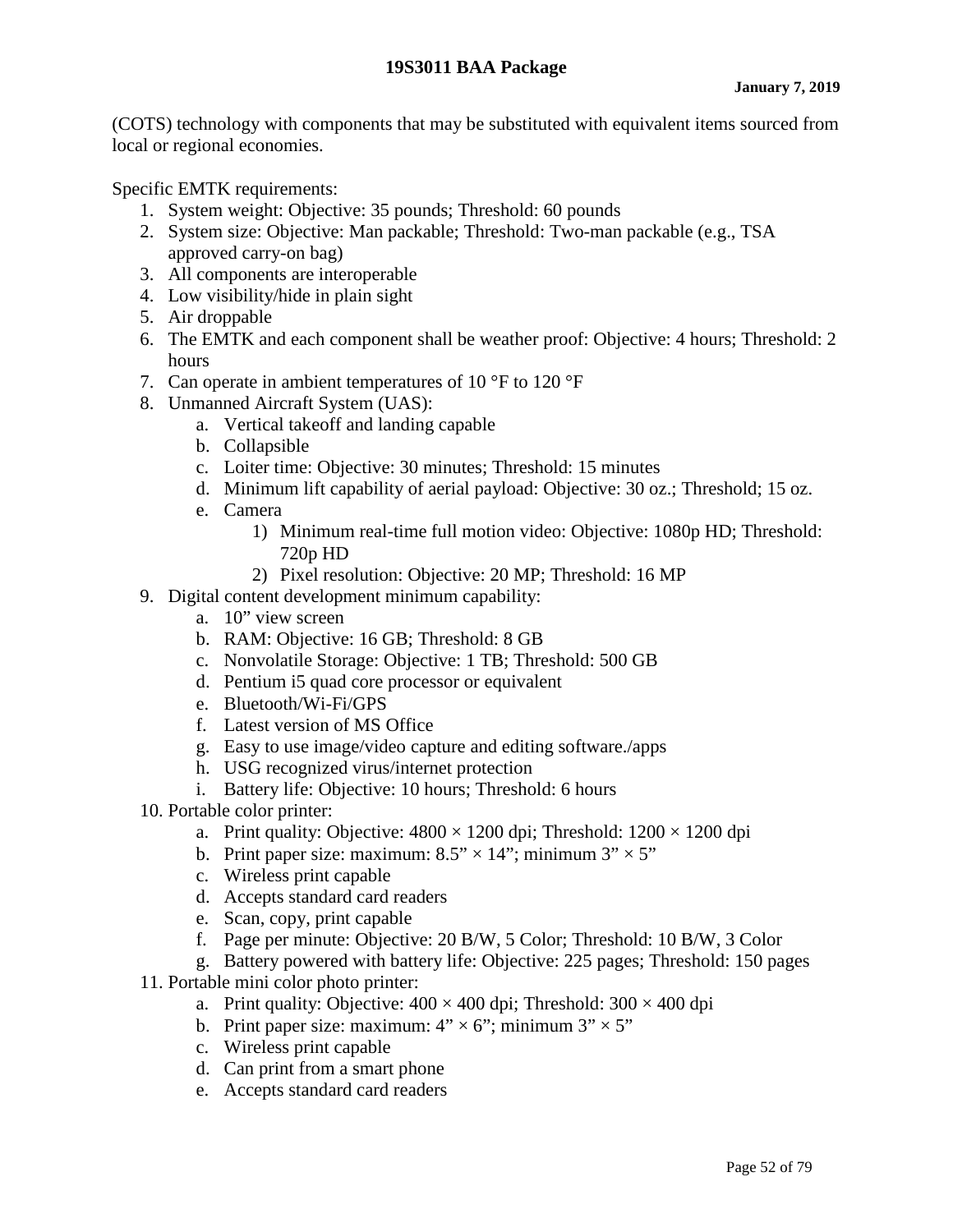(COTS) technology with components that may be substituted with equivalent items sourced from local or regional economies.

Specific EMTK requirements:

1. System weight: Objective: 35 pounds; Threshold: 60 pounds
2. System size: Objective: Man packable; Threshold: Two-man packable (e.g., TSA approved carry-on bag)
3. All components are interoperable
4. Low visibility/hide in plain sight
5. Air droppable
6. The EMTK and each component shall be weather proof: Objective: 4 hours; Threshold: 2 hours
7. Can operate in ambient temperatures of 10 °F to 120 °F
8. Unmanned Aircraft System (UAS):
   a. Vertical takeoff and landing capable
   b. Collapsible
   c. Loiter time: Objective: 30 minutes; Threshold: 15 minutes
   d. Minimum lift capability of aerial payload: Objective: 30 oz.; Threshold; 15 oz.
   e. Camera
      1) Minimum real-time full motion video: Objective: 1080p HD; Threshold: 720p HD
      2) Pixel resolution: Objective: 20 MP; Threshold: 16 MP
9. Digital content development minimum capability:
   a. 10” view screen
   b. RAM: Objective: 16 GB; Threshold: 8 GB
   c. Nonvolatile Storage: Objective: 1 TB; Threshold: 500 GB
   d. Pentium i5 quad core processor or equivalent
   e. Bluetooth/Wi-Fi/GPS
   f. Latest version of MS Office
   g. Easy to use image/video capture and editing software./apps
   h. USG recognized virus/internet protection
   i. Battery life: Objective: 10 hours; Threshold: 6 hours
10. Portable color printer:
    a. Print quality: Objective: 4800 × 1200 dpi; Threshold: 1200 × 1200 dpi
    b. Print paper size: maximum: 8.5” × 14”; minimum 3” × 5”
    c. Wireless print capable
    d. Accepts standard card readers
    e. Scan, copy, print capable
    f. Page per minute: Objective: 20 B/W, 5 Color; Threshold: 10 B/W, 3 Color
    g. Battery powered with battery life: Objective: 225 pages; Threshold: 150 pages
11. Portable mini color photo printer:
    a. Print quality: Objective: 400 × 400 dpi; Threshold: 300 × 400 dpi
    b. Print paper size: maximum: 4” × 6”; minimum 3” × 5”
    c. Wireless print capable
    d. Can print from a smart phone
    e. Accepts standard card readers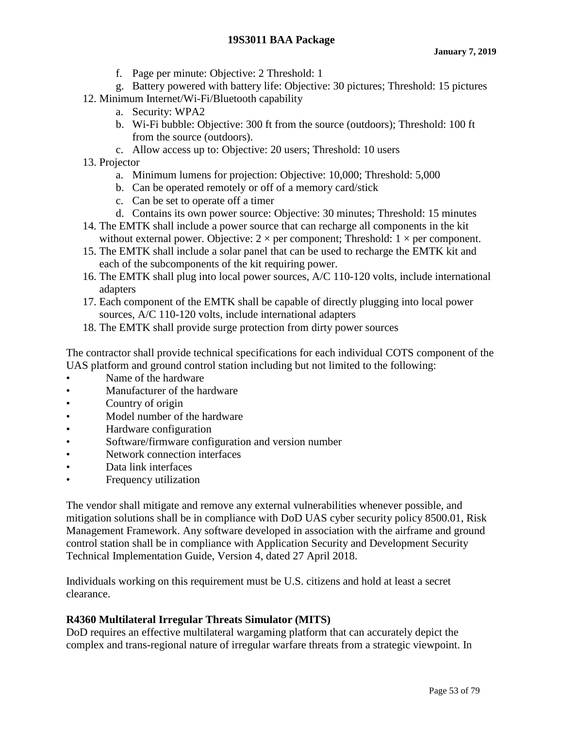f. Page per minute: Objective: 2 Threshold: 1
   g. Battery powered with battery life: Objective: 30 pictures; Threshold: 15 pictures

12. Minimum Internet/Wi-Fi/Bluetooth capability
    a. Security: WPA2
    b. Wi-Fi bubble: Objective: 300 ft from the source (outdoors); Threshold: 100 ft from the source (outdoors).
    c. Allow access up to: Objective: 20 users; Threshold: 10 users
13. Projector
    a. Minimum lumens for projection: Objective: 10,000; Threshold: 5,000
    b. Can be operated remotely or off of a memory card/stick
    c. Can be set to operate off a timer
    d. Contains its own power source: Objective: 30 minutes; Threshold: 15 minutes
14. The EMTK shall include a power source that can recharge all components in the kit without external power. Objective: 2 × per component; Threshold: 1 × per component.
15. The EMTK shall include a solar panel that can be used to recharge the EMTK kit and each of the subcomponents of the kit requiring power.
16. The EMTK shall plug into local power sources, A/C 110-120 volts, include international adapters
17. Each component of the EMTK shall be capable of directly plugging into local power sources, A/C 110-120 volts, include international adapters
18. The EMTK shall provide surge protection from dirty power sources

The contractor shall provide technical specifications for each individual COTS component of the UAS platform and ground control station including but not limited to the following:

- Name of the hardware
- Manufacturer of the hardware
- Country of origin
- Model number of the hardware
- Hardware configuration
- Software/firmware configuration and version number
- Network connection interfaces
- Data link interfaces
- Frequency utilization

The vendor shall mitigate and remove any external vulnerabilities whenever possible, and mitigation solutions shall be in compliance with DoD UAS cyber security policy 8500.01, Risk Management Framework. Any software developed in association with the airframe and ground control station shall be in compliance with Application Security and Development Security Technical Implementation Guide, Version 4, dated 27 April 2018.

Individuals working on this requirement must be U.S. citizens and hold at least a secret clearance.

**R4360 Multilateral Irregular Threats Simulator (MITS)**

DoD requires an effective multilateral wargaming platform that can accurately depict the complex and trans-regional nature of irregular warfare threats from a strategic viewpoint. In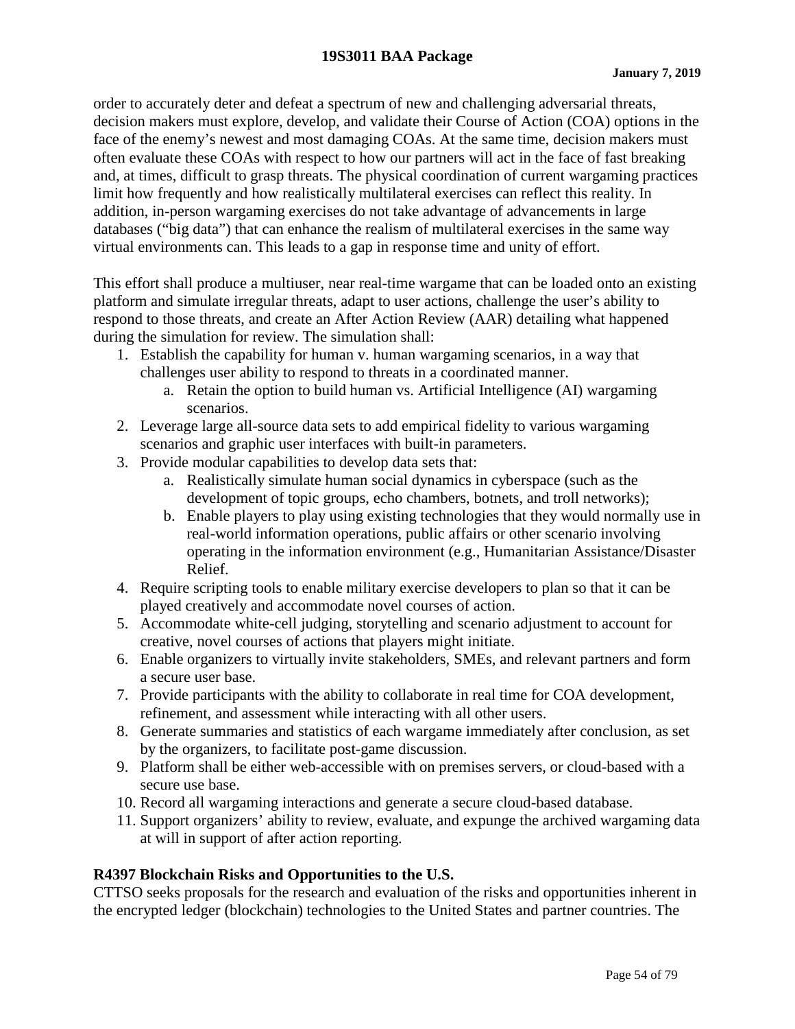order to accurately deter and defeat a spectrum of new and challenging adversarial threats, decision makers must explore, develop, and validate their Course of Action (COA) options in the face of the enemy's newest and most damaging COAs. At the same time, decision makers must often evaluate these COAs with respect to how our partners will act in the face of fast breaking and, at times, difficult to grasp threats. The physical coordination of current wargaming practices limit how frequently and how realistically multilateral exercises can reflect this reality. In addition, in-person wargaming exercises do not take advantage of advancements in large databases ("big data") that can enhance the realism of multilateral exercises in the same way virtual environments can. This leads to a gap in response time and unity of effort.

This effort shall produce a multiuser, near real-time wargame that can be loaded onto an existing platform and simulate irregular threats, adapt to user actions, challenge the user's ability to respond to those threats, and create an After Action Review (AAR) detailing what happened during the simulation for review. The simulation shall:

1. Establish the capability for human v. human wargaming scenarios, in a way that challenges user ability to respond to threats in a coordinated manner.
   a. Retain the option to build human vs. Artificial Intelligence (AI) wargaming scenarios.
2. Leverage large all-source data sets to add empirical fidelity to various wargaming scenarios and graphic user interfaces with built-in parameters.
3. Provide modular capabilities to develop data sets that:
   a. Realistically simulate human social dynamics in cyberspace (such as the development of topic groups, echo chambers, botnets, and troll networks);
   b. Enable players to play using existing technologies that they would normally use in real-world information operations, public affairs or other scenario involving operating in the information environment (e.g., Humanitarian Assistance/Disaster Relief.
4. Require scripting tools to enable military exercise developers to plan so that it can be played creatively and accommodate novel courses of action.
5. Accommodate white-cell judging, storytelling and scenario adjustment to account for creative, novel courses of actions that players might initiate.
6. Enable organizers to virtually invite stakeholders, SMEs, and relevant partners and form a secure user base.
7. Provide participants with the ability to collaborate in real time for COA development, refinement, and assessment while interacting with all other users.
8. Generate summaries and statistics of each wargame immediately after conclusion, as set by the organizers, to facilitate post-game discussion.
9. Platform shall be either web-accessible with on premises servers, or cloud-based with a secure use base.
10. Record all wargaming interactions and generate a secure cloud-based database.
11. Support organizers' ability to review, evaluate, and expunge the archived wargaming data at will in support of after action reporting.

**R4397 Blockchain Risks and Opportunities to the U.S.**

CTTSO seeks proposals for the research and evaluation of the risks and opportunities inherent in the encrypted ledger (blockchain) technologies to the United States and partner countries. The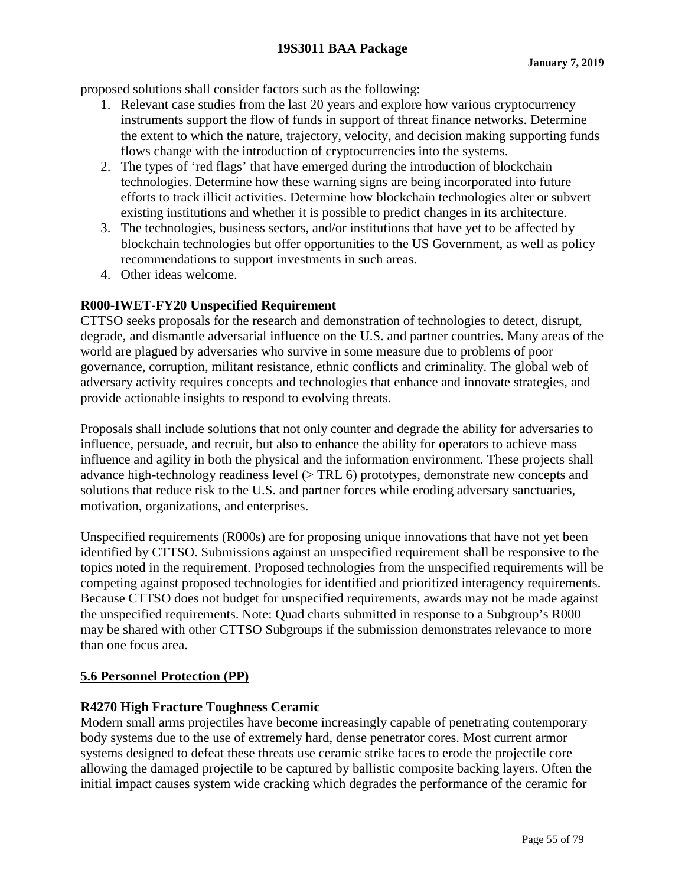proposed solutions shall consider factors such as the following:

1. Relevant case studies from the last 20 years and explore how various cryptocurrency instruments support the flow of funds in support of threat finance networks. Determine the extent to which the nature, trajectory, velocity, and decision making supporting funds flows change with the introduction of cryptocurrencies into the systems.
2. The types of 'red flags' that have emerged during the introduction of blockchain technologies. Determine how these warning signs are being incorporated into future efforts to track illicit activities. Determine how blockchain technologies alter or subvert existing institutions and whether it is possible to predict changes in its architecture.
3. The technologies, business sectors, and/or institutions that have yet to be affected by blockchain technologies but offer opportunities to the US Government, as well as policy recommendations to support investments in such areas.
4. Other ideas welcome.

**R000-IWET-FY20 Unspecified Requirement**

CTTSO seeks proposals for the research and demonstration of technologies to detect, disrupt, degrade, and dismantle adversarial influence on the U.S. and partner countries. Many areas of the world are plagued by adversaries who survive in some measure due to problems of poor governance, corruption, militant resistance, ethnic conflicts and criminality. The global web of adversary activity requires concepts and technologies that enhance and innovate strategies, and provide actionable insights to respond to evolving threats.

Proposals shall include solutions that not only counter and degrade the ability for adversaries to influence, persuade, and recruit, but also to enhance the ability for operators to achieve mass influence and agility in both the physical and the information environment. These projects shall advance high-technology readiness level (> TRL 6) prototypes, demonstrate new concepts and solutions that reduce risk to the U.S. and partner forces while eroding adversary sanctuaries, motivation, organizations, and enterprises.

Unspecified requirements (R000s) are for proposing unique innovations that have not yet been identified by CTTSO. Submissions against an unspecified requirement shall be responsive to the topics noted in the requirement. Proposed technologies from the unspecified requirements will be competing against proposed technologies for identified and prioritized interagency requirements. Because CTTSO does not budget for unspecified requirements, awards may not be made against the unspecified requirements. Note: Quad charts submitted in response to a Subgroup's R000 may be shared with other CTTSO Subgroups if the submission demonstrates relevance to more than one focus area.

## 5.6 Personnel Protection (PP)

**R4270 High Fracture Toughness Ceramic**

Modern small arms projectiles have become increasingly capable of penetrating contemporary body systems due to the use of extremely hard, dense penetrator cores. Most current armor systems designed to defeat these threats use ceramic strike faces to erode the projectile core allowing the damaged projectile to be captured by ballistic composite backing layers. Often the initial impact causes system wide cracking which degrades the performance of the ceramic for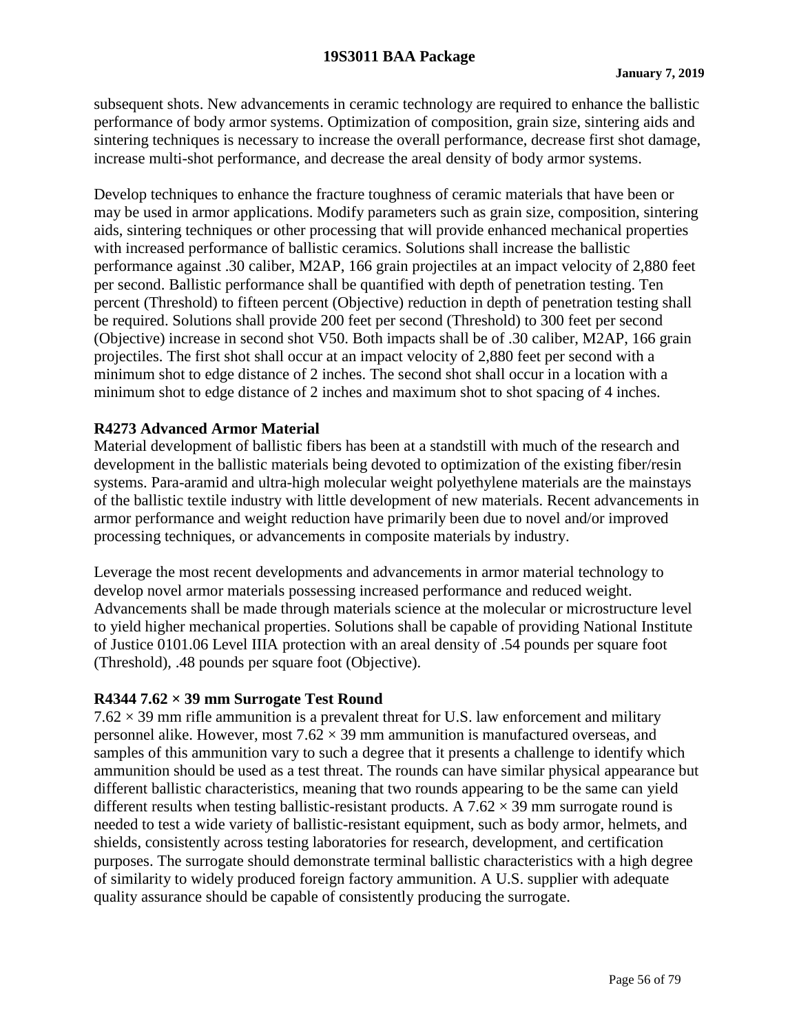subsequent shots. New advancements in ceramic technology are required to enhance the ballistic performance of body armor systems. Optimization of composition, grain size, sintering aids and sintering techniques is necessary to increase the overall performance, decrease first shot damage, increase multi-shot performance, and decrease the areal density of body armor systems.

Develop techniques to enhance the fracture toughness of ceramic materials that have been or may be used in armor applications. Modify parameters such as grain size, composition, sintering aids, sintering techniques or other processing that will provide enhanced mechanical properties with increased performance of ballistic ceramics. Solutions shall increase the ballistic performance against .30 caliber, M2AP, 166 grain projectiles at an impact velocity of 2,880 feet per second. Ballistic performance shall be quantified with depth of penetration testing. Ten percent (Threshold) to fifteen percent (Objective) reduction in depth of penetration testing shall be required. Solutions shall provide 200 feet per second (Threshold) to 300 feet per second (Objective) increase in second shot V50. Both impacts shall be of .30 caliber, M2AP, 166 grain projectiles. The first shot shall occur at an impact velocity of 2,880 feet per second with a minimum shot to edge distance of 2 inches. The second shot shall occur in a location with a minimum shot to edge distance of 2 inches and maximum shot to shot spacing of 4 inches.

**R4273 Advanced Armor Material**

Material development of ballistic fibers has been at a standstill with much of the research and development in the ballistic materials being devoted to optimization of the existing fiber/resin systems. Para-aramid and ultra-high molecular weight polyethylene materials are the mainstays of the ballistic textile industry with little development of new materials. Recent advancements in armor performance and weight reduction have primarily been due to novel and/or improved processing techniques, or advancements in composite materials by industry.

Leverage the most recent developments and advancements in armor material technology to develop novel armor materials possessing increased performance and reduced weight. Advancements shall be made through materials science at the molecular or microstructure level to yield higher mechanical properties. Solutions shall be capable of providing National Institute of Justice 0101.06 Level IIIA protection with an areal density of .54 pounds per square foot (Threshold), .48 pounds per square foot (Objective).

**R4344 7.62 × 39 mm Surrogate Test Round**

7.62 × 39 mm rifle ammunition is a prevalent threat for U.S. law enforcement and military personnel alike. However, most 7.62 × 39 mm ammunition is manufactured overseas, and samples of this ammunition vary to such a degree that it presents a challenge to identify which ammunition should be used as a test threat. The rounds can have similar physical appearance but different ballistic characteristics, meaning that two rounds appearing to be the same can yield different results when testing ballistic-resistant products. A 7.62 × 39 mm surrogate round is needed to test a wide variety of ballistic-resistant equipment, such as body armor, helmets, and shields, consistently across testing laboratories for research, development, and certification purposes. The surrogate should demonstrate terminal ballistic characteristics with a high degree of similarity to widely produced foreign factory ammunition. A U.S. supplier with adequate quality assurance should be capable of consistently producing the surrogate.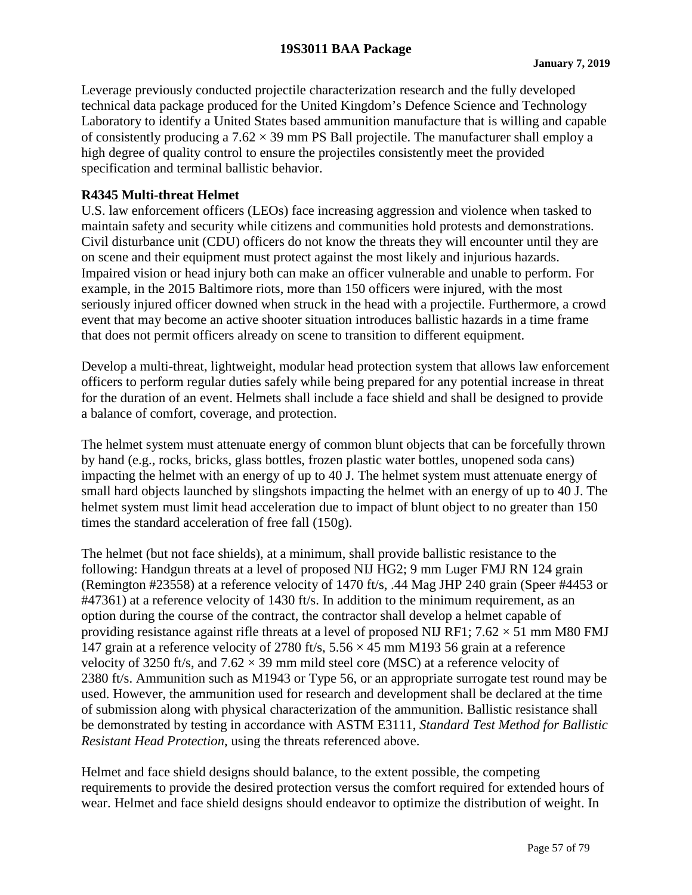Leverage previously conducted projectile characterization research and the fully developed technical data package produced for the United Kingdom's Defence Science and Technology Laboratory to identify a United States based ammunition manufacture that is willing and capable of consistently producing a 7.62 × 39 mm PS Ball projectile. The manufacturer shall employ a high degree of quality control to ensure the projectiles consistently meet the provided specification and terminal ballistic behavior.

**R4345 Multi-threat Helmet**

U.S. law enforcement officers (LEOs) face increasing aggression and violence when tasked to maintain safety and security while citizens and communities hold protests and demonstrations. Civil disturbance unit (CDU) officers do not know the threats they will encounter until they are on scene and their equipment must protect against the most likely and injurious hazards. Impaired vision or head injury both can make an officer vulnerable and unable to perform. For example, in the 2015 Baltimore riots, more than 150 officers were injured, with the most seriously injured officer downed when struck in the head with a projectile. Furthermore, a crowd event that may become an active shooter situation introduces ballistic hazards in a time frame that does not permit officers already on scene to transition to different equipment.

Develop a multi-threat, lightweight, modular head protection system that allows law enforcement officers to perform regular duties safely while being prepared for any potential increase in threat for the duration of an event. Helmets shall include a face shield and shall be designed to provide a balance of comfort, coverage, and protection.

The helmet system must attenuate energy of common blunt objects that can be forcefully thrown by hand (e.g., rocks, bricks, glass bottles, frozen plastic water bottles, unopened soda cans) impacting the helmet with an energy of up to 40 J. The helmet system must attenuate energy of small hard objects launched by slingshots impacting the helmet with an energy of up to 40 J. The helmet system must limit head acceleration due to impact of blunt object to no greater than 150 times the standard acceleration of free fall (150g).

The helmet (but not face shields), at a minimum, shall provide ballistic resistance to the following: Handgun threats at a level of proposed NIJ HG2; 9 mm Luger FMJ RN 124 grain (Remington #23558) at a reference velocity of 1470 ft/s, .44 Mag JHP 240 grain (Speer #4453 or #47361) at a reference velocity of 1430 ft/s. In addition to the minimum requirement, as an option during the course of the contract, the contractor shall develop a helmet capable of providing resistance against rifle threats at a level of proposed NIJ RF1; 7.62 × 51 mm M80 FMJ 147 grain at a reference velocity of 2780 ft/s, 5.56 × 45 mm M193 56 grain at a reference velocity of 3250 ft/s, and 7.62 × 39 mm mild steel core (MSC) at a reference velocity of 2380 ft/s. Ammunition such as M1943 or Type 56, or an appropriate surrogate test round may be used. However, the ammunition used for research and development shall be declared at the time of submission along with physical characterization of the ammunition. Ballistic resistance shall be demonstrated by testing in accordance with ASTM E3111, *Standard Test Method for Ballistic Resistant Head Protection*, using the threats referenced above.

Helmet and face shield designs should balance, to the extent possible, the competing requirements to provide the desired protection versus the comfort required for extended hours of wear. Helmet and face shield designs should endeavor to optimize the distribution of weight. In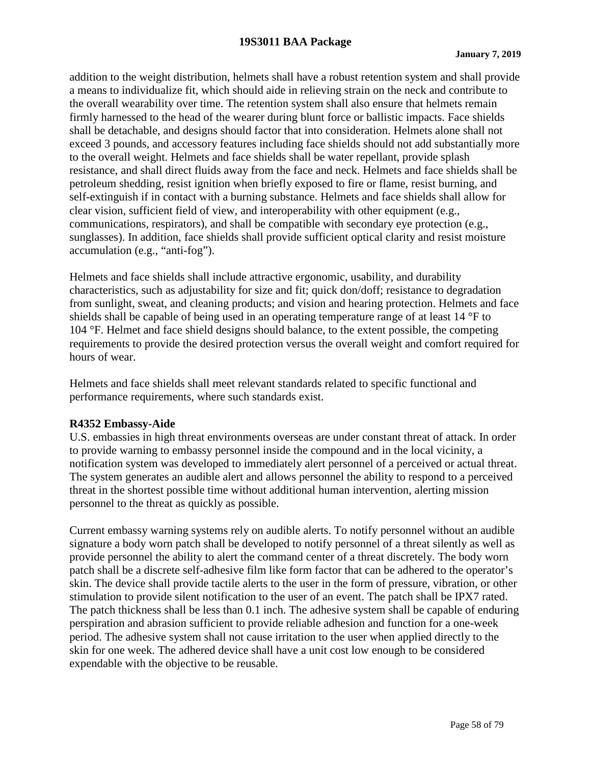addition to the weight distribution, helmets shall have a robust retention system and shall provide a means to individualize fit, which should aide in relieving strain on the neck and contribute to the overall wearability over time. The retention system shall also ensure that helmets remain firmly harnessed to the head of the wearer during blunt force or ballistic impacts. Face shields shall be detachable, and designs should factor that into consideration. Helmets alone shall not exceed 3 pounds, and accessory features including face shields should not add substantially more to the overall weight. Helmets and face shields shall be water repellant, provide splash resistance, and shall direct fluids away from the face and neck. Helmets and face shields shall be petroleum shedding, resist ignition when briefly exposed to fire or flame, resist burning, and self-extinguish if in contact with a burning substance. Helmets and face shields shall allow for clear vision, sufficient field of view, and interoperability with other equipment (e.g., communications, respirators), and shall be compatible with secondary eye protection (e.g., sunglasses). In addition, face shields shall provide sufficient optical clarity and resist moisture accumulation (e.g., "anti-fog").

Helmets and face shields shall include attractive ergonomic, usability, and durability characteristics, such as adjustability for size and fit; quick don/doff; resistance to degradation from sunlight, sweat, and cleaning products; and vision and hearing protection. Helmets and face shields shall be capable of being used in an operating temperature range of at least 14 °F to 104 °F. Helmet and face shield designs should balance, to the extent possible, the competing requirements to provide the desired protection versus the overall weight and comfort required for hours of wear.

Helmets and face shields shall meet relevant standards related to specific functional and performance requirements, where such standards exist.

**R4352 Embassy-Aide**

U.S. embassies in high threat environments overseas are under constant threat of attack. In order to provide warning to embassy personnel inside the compound and in the local vicinity, a notification system was developed to immediately alert personnel of a perceived or actual threat. The system generates an audible alert and allows personnel the ability to respond to a perceived threat in the shortest possible time without additional human intervention, alerting mission personnel to the threat as quickly as possible.

Current embassy warning systems rely on audible alerts. To notify personnel without an audible signature a body worn patch shall be developed to notify personnel of a threat silently as well as provide personnel the ability to alert the command center of a threat discretely. The body worn patch shall be a discrete self-adhesive film like form factor that can be adhered to the operator's skin. The device shall provide tactile alerts to the user in the form of pressure, vibration, or other stimulation to provide silent notification to the user of an event. The patch shall be IPX7 rated. The patch thickness shall be less than 0.1 inch. The adhesive system shall be capable of enduring perspiration and abrasion sufficient to provide reliable adhesion and function for a one-week period. The adhesive system shall not cause irritation to the user when applied directly to the skin for one week. The adhered device shall have a unit cost low enough to be considered expendable with the objective to be reusable.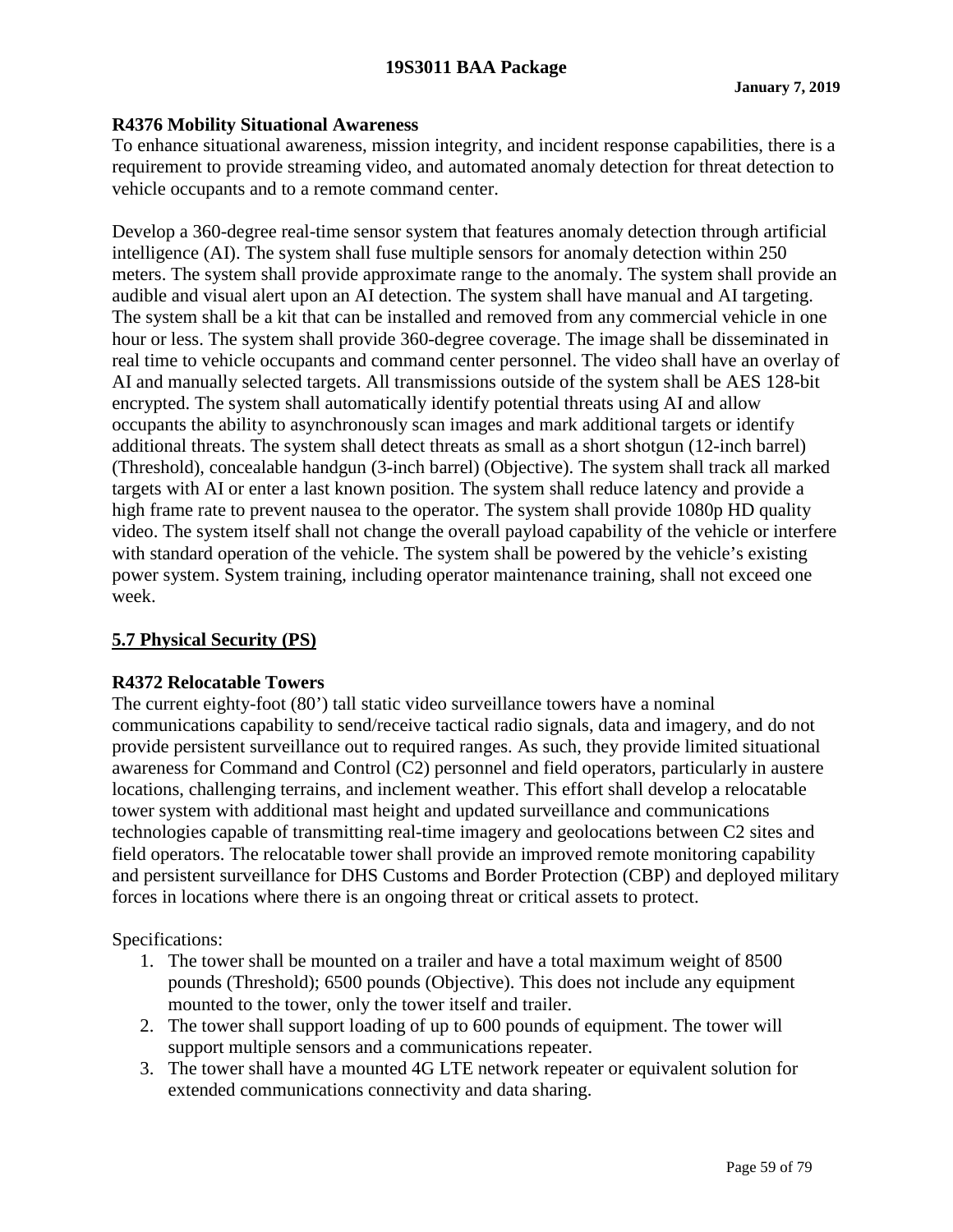**R4376 Mobility Situational Awareness**

To enhance situational awareness, mission integrity, and incident response capabilities, there is a requirement to provide streaming video, and automated anomaly detection for threat detection to vehicle occupants and to a remote command center.

Develop a 360-degree real-time sensor system that features anomaly detection through artificial intelligence (AI). The system shall fuse multiple sensors for anomaly detection within 250 meters. The system shall provide approximate range to the anomaly. The system shall provide an audible and visual alert upon an AI detection. The system shall have manual and AI targeting. The system shall be a kit that can be installed and removed from any commercial vehicle in one hour or less. The system shall provide 360-degree coverage. The image shall be disseminated in real time to vehicle occupants and command center personnel. The video shall have an overlay of AI and manually selected targets. All transmissions outside of the system shall be AES 128-bit encrypted. The system shall automatically identify potential threats using AI and allow occupants the ability to asynchronously scan images and mark additional targets or identify additional threats. The system shall detect threats as small as a short shotgun (12-inch barrel) (Threshold), concealable handgun (3-inch barrel) (Objective). The system shall track all marked targets with AI or enter a last known position. The system shall reduce latency and provide a high frame rate to prevent nausea to the operator. The system shall provide 1080p HD quality video. The system itself shall not change the overall payload capability of the vehicle or interfere with standard operation of the vehicle. The system shall be powered by the vehicle's existing power system. System training, including operator maintenance training, shall not exceed one week.

## 5.7 Physical Security (PS)

**R4372 Relocatable Towers**

The current eighty-foot (80') tall static video surveillance towers have a nominal communications capability to send/receive tactical radio signals, data and imagery, and do not provide persistent surveillance out to required ranges. As such, they provide limited situational awareness for Command and Control (C2) personnel and field operators, particularly in austere locations, challenging terrains, and inclement weather. This effort shall develop a relocatable tower system with additional mast height and updated surveillance and communications technologies capable of transmitting real-time imagery and geolocations between C2 sites and field operators. The relocatable tower shall provide an improved remote monitoring capability and persistent surveillance for DHS Customs and Border Protection (CBP) and deployed military forces in locations where there is an ongoing threat or critical assets to protect.

Specifications:

1. The tower shall be mounted on a trailer and have a total maximum weight of 8500 pounds (Threshold); 6500 pounds (Objective). This does not include any equipment mounted to the tower, only the tower itself and trailer.
2. The tower shall support loading of up to 600 pounds of equipment. The tower will support multiple sensors and a communications repeater.
3. The tower shall have a mounted 4G LTE network repeater or equivalent solution for extended communications connectivity and data sharing.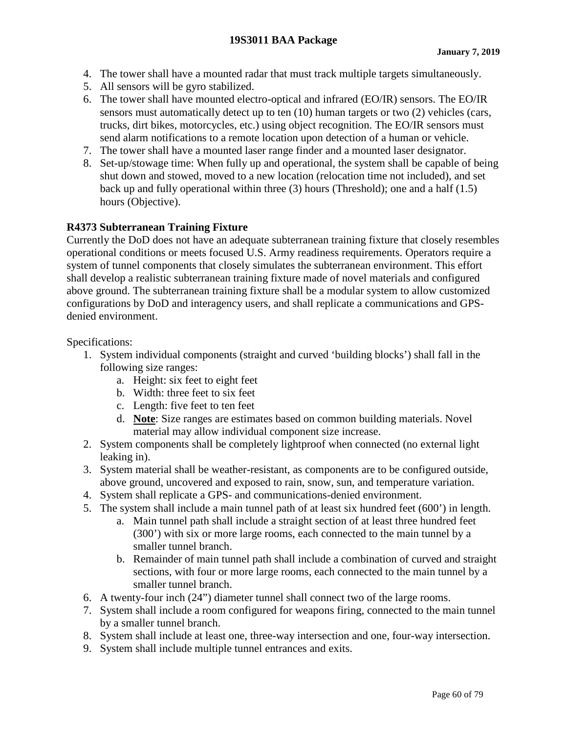4. The tower shall have a mounted radar that must track multiple targets simultaneously.
5. All sensors will be gyro stabilized.
6. The tower shall have mounted electro-optical and infrared (EO/IR) sensors. The EO/IR sensors must automatically detect up to ten (10) human targets or two (2) vehicles (cars, trucks, dirt bikes, motorcycles, etc.) using object recognition. The EO/IR sensors must send alarm notifications to a remote location upon detection of a human or vehicle.
7. The tower shall have a mounted laser range finder and a mounted laser designator.
8. Set-up/stowage time: When fully up and operational, the system shall be capable of being shut down and stowed, moved to a new location (relocation time not included), and set back up and fully operational within three (3) hours (Threshold); one and a half (1.5) hours (Objective).

**R4373 Subterranean Training Fixture**

Currently the DoD does not have an adequate subterranean training fixture that closely resembles operational conditions or meets focused U.S. Army readiness requirements. Operators require a system of tunnel components that closely simulates the subterranean environment. This effort shall develop a realistic subterranean training fixture made of novel materials and configured above ground. The subterranean training fixture shall be a modular system to allow customized configurations by DoD and interagency users, and shall replicate a communications and GPS-denied environment.

Specifications:

1. System individual components (straight and curved 'building blocks') shall fall in the following size ranges:
    a. Height: six feet to eight feet
    b. Width: three feet to six feet
    c. Length: five feet to ten feet
    d. **Note**: Size ranges are estimates based on common building materials. Novel material may allow individual component size increase.
2. System components shall be completely lightproof when connected (no external light leaking in).
3. System material shall be weather-resistant, as components are to be configured outside, above ground, uncovered and exposed to rain, snow, sun, and temperature variation.
4. System shall replicate a GPS- and communications-denied environment.
5. The system shall include a main tunnel path of at least six hundred feet (600') in length.
    a. Main tunnel path shall include a straight section of at least three hundred feet (300') with six or more large rooms, each connected to the main tunnel by a smaller tunnel branch.
    b. Remainder of main tunnel path shall include a combination of curved and straight sections, with four or more large rooms, each connected to the main tunnel by a smaller tunnel branch.
6. A twenty-four inch (24") diameter tunnel shall connect two of the large rooms.
7. System shall include a room configured for weapons firing, connected to the main tunnel by a smaller tunnel branch.
8. System shall include at least one, three-way intersection and one, four-way intersection.
9. System shall include multiple tunnel entrances and exits.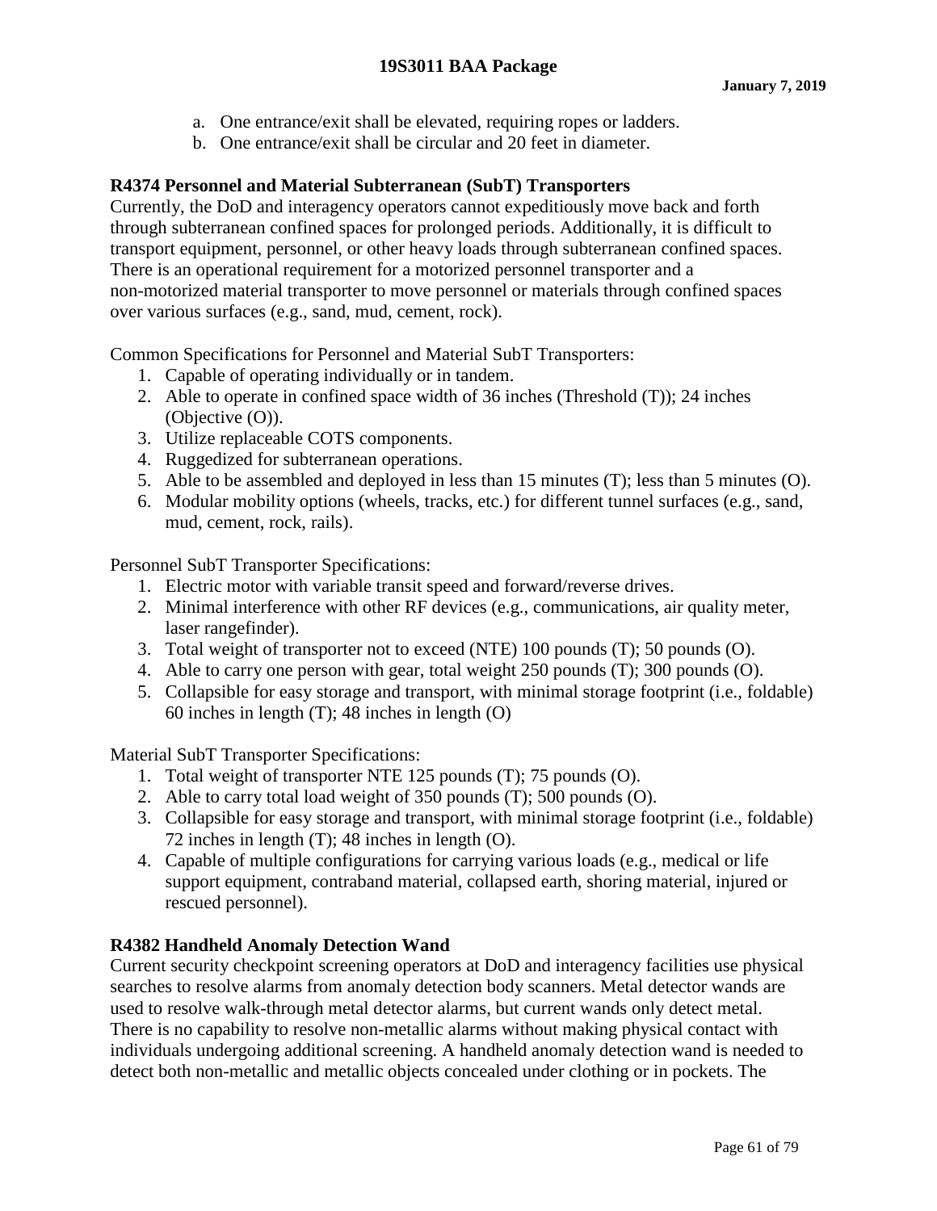a. One entrance/exit shall be elevated, requiring ropes or ladders.
   b. One entrance/exit shall be circular and 20 feet in diameter.

**R4374 Personnel and Material Subterranean (SubT) Transporters**
Currently, the DoD and interagency operators cannot expeditiously move back and forth through subterranean confined spaces for prolonged periods. Additionally, it is difficult to transport equipment, personnel, or other heavy loads through subterranean confined spaces. There is an operational requirement for a motorized personnel transporter and a non-motorized material transporter to move personnel or materials through confined spaces over various surfaces (e.g., sand, mud, cement, rock).

Common Specifications for Personnel and Material SubT Transporters:

1. Capable of operating individually or in tandem.
2. Able to operate in confined space width of 36 inches (Threshold (T)); 24 inches (Objective (O)).
3. Utilize replaceable COTS components.
4. Ruggedized for subterranean operations.
5. Able to be assembled and deployed in less than 15 minutes (T); less than 5 minutes (O).
6. Modular mobility options (wheels, tracks, etc.) for different tunnel surfaces (e.g., sand, mud, cement, rock, rails).

Personnel SubT Transporter Specifications:

1. Electric motor with variable transit speed and forward/reverse drives.
2. Minimal interference with other RF devices (e.g., communications, air quality meter, laser rangefinder).
3. Total weight of transporter not to exceed (NTE) 100 pounds (T); 50 pounds (O).
4. Able to carry one person with gear, total weight 250 pounds (T); 300 pounds (O).
5. Collapsible for easy storage and transport, with minimal storage footprint (i.e., foldable) 60 inches in length (T); 48 inches in length (O)

Material SubT Transporter Specifications:

1. Total weight of transporter NTE 125 pounds (T); 75 pounds (O).
2. Able to carry total load weight of 350 pounds (T); 500 pounds (O).
3. Collapsible for easy storage and transport, with minimal storage footprint (i.e., foldable) 72 inches in length (T); 48 inches in length (O).
4. Capable of multiple configurations for carrying various loads (e.g., medical or life support equipment, contraband material, collapsed earth, shoring material, injured or rescued personnel).

**R4382 Handheld Anomaly Detection Wand**
Current security checkpoint screening operators at DoD and interagency facilities use physical searches to resolve alarms from anomaly detection body scanners. Metal detector wands are used to resolve walk-through metal detector alarms, but current wands only detect metal. There is no capability to resolve non-metallic alarms without making physical contact with individuals undergoing additional screening. A handheld anomaly detection wand is needed to detect both non-metallic and metallic objects concealed under clothing or in pockets. The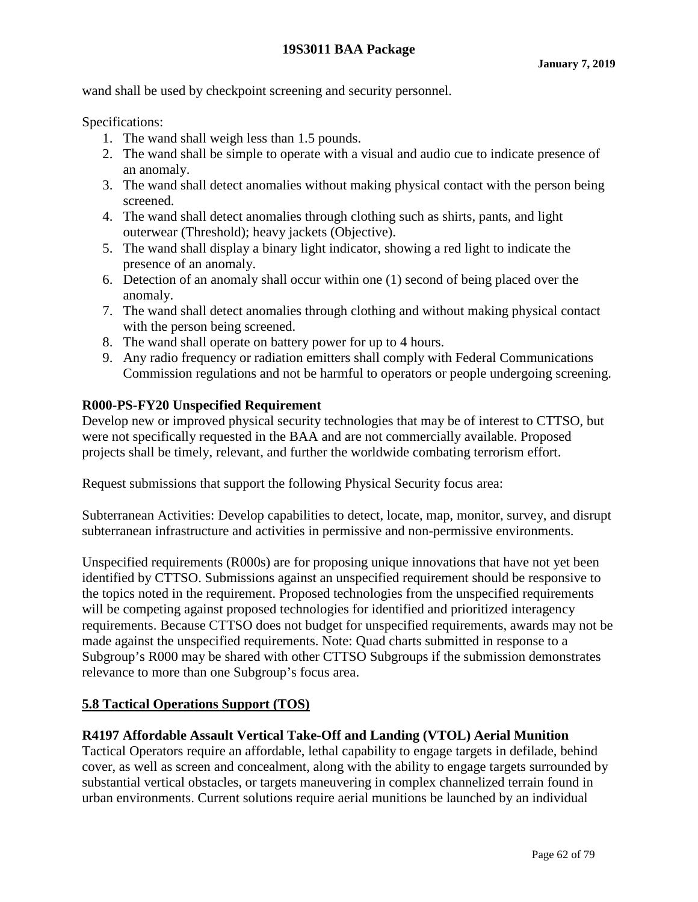wand shall be used by checkpoint screening and security personnel.

Specifications:

1. The wand shall weigh less than 1.5 pounds.
2. The wand shall be simple to operate with a visual and audio cue to indicate presence of an anomaly.
3. The wand shall detect anomalies without making physical contact with the person being screened.
4. The wand shall detect anomalies through clothing such as shirts, pants, and light outerwear (Threshold); heavy jackets (Objective).
5. The wand shall display a binary light indicator, showing a red light to indicate the presence of an anomaly.
6. Detection of an anomaly shall occur within one (1) second of being placed over the anomaly.
7. The wand shall detect anomalies through clothing and without making physical contact with the person being screened.
8. The wand shall operate on battery power for up to 4 hours.
9. Any radio frequency or radiation emitters shall comply with Federal Communications Commission regulations and not be harmful to operators or people undergoing screening.

**R000-PS-FY20 Unspecified Requirement**

Develop new or improved physical security technologies that may be of interest to CTTSO, but were not specifically requested in the BAA and are not commercially available. Proposed projects shall be timely, relevant, and further the worldwide combating terrorism effort.

Request submissions that support the following Physical Security focus area:

Subterranean Activities: Develop capabilities to detect, locate, map, monitor, survey, and disrupt subterranean infrastructure and activities in permissive and non-permissive environments.

Unspecified requirements (R000s) are for proposing unique innovations that have not yet been identified by CTTSO. Submissions against an unspecified requirement should be responsive to the topics noted in the requirement. Proposed technologies from the unspecified requirements will be competing against proposed technologies for identified and prioritized interagency requirements. Because CTTSO does not budget for unspecified requirements, awards may not be made against the unspecified requirements. Note: Quad charts submitted in response to a Subgroup's R000 may be shared with other CTTSO Subgroups if the submission demonstrates relevance to more than one Subgroup's focus area.

## 5.8 Tactical Operations Support (TOS)

**R4197 Affordable Assault Vertical Take-Off and Landing (VTOL) Aerial Munition**

Tactical Operators require an affordable, lethal capability to engage targets in defilade, behind cover, as well as screen and concealment, along with the ability to engage targets surrounded by substantial vertical obstacles, or targets maneuvering in complex channelized terrain found in urban environments. Current solutions require aerial munitions be launched by an individual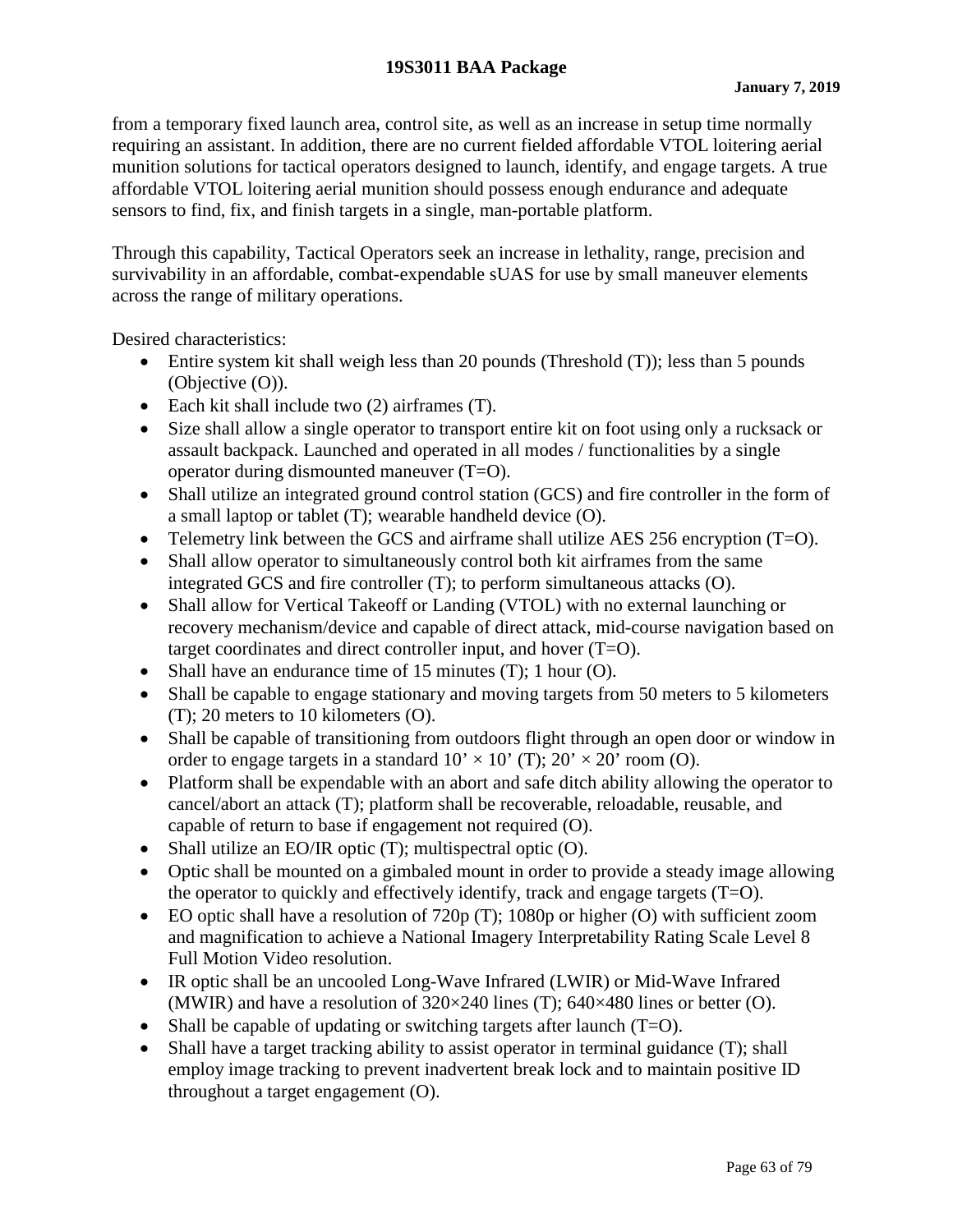from a temporary fixed launch area, control site, as well as an increase in setup time normally requiring an assistant. In addition, there are no current fielded affordable VTOL loitering aerial munition solutions for tactical operators designed to launch, identify, and engage targets. A true affordable VTOL loitering aerial munition should possess enough endurance and adequate sensors to find, fix, and finish targets in a single, man-portable platform.

Through this capability, Tactical Operators seek an increase in lethality, range, precision and survivability in an affordable, combat-expendable sUAS for use by small maneuver elements across the range of military operations.

Desired characteristics:

- Entire system kit shall weigh less than 20 pounds (Threshold (T)); less than 5 pounds (Objective (O)).
- Each kit shall include two (2) airframes (T).
- Size shall allow a single operator to transport entire kit on foot using only a rucksack or assault backpack. Launched and operated in all modes / functionalities by a single operator during dismounted maneuver (T=O).
- Shall utilize an integrated ground control station (GCS) and fire controller in the form of a small laptop or tablet (T); wearable handheld device (O).
- Telemetry link between the GCS and airframe shall utilize AES 256 encryption (T=O).
- Shall allow operator to simultaneously control both kit airframes from the same integrated GCS and fire controller (T); to perform simultaneous attacks (O).
- Shall allow for Vertical Takeoff or Landing (VTOL) with no external launching or recovery mechanism/device and capable of direct attack, mid-course navigation based on target coordinates and direct controller input, and hover (T=O).
- Shall have an endurance time of 15 minutes (T); 1 hour (O).
- Shall be capable to engage stationary and moving targets from 50 meters to 5 kilometers (T); 20 meters to 10 kilometers (O).
- Shall be capable of transitioning from outdoors flight through an open door or window in order to engage targets in a standard 10' × 10' (T); 20' × 20' room (O).
- Platform shall be expendable with an abort and safe ditch ability allowing the operator to cancel/abort an attack (T); platform shall be recoverable, reloadable, reusable, and capable of return to base if engagement not required (O).
- Shall utilize an EO/IR optic (T); multispectral optic (O).
- Optic shall be mounted on a gimbaled mount in order to provide a steady image allowing the operator to quickly and effectively identify, track and engage targets (T=O).
- EO optic shall have a resolution of 720p (T); 1080p or higher (O) with sufficient zoom and magnification to achieve a National Imagery Interpretability Rating Scale Level 8 Full Motion Video resolution.
- IR optic shall be an uncooled Long-Wave Infrared (LWIR) or Mid-Wave Infrared (MWIR) and have a resolution of 320×240 lines (T); 640×480 lines or better (O).
- Shall be capable of updating or switching targets after launch (T=O).
- Shall have a target tracking ability to assist operator in terminal guidance (T); shall employ image tracking to prevent inadvertent break lock and to maintain positive ID throughout a target engagement (O).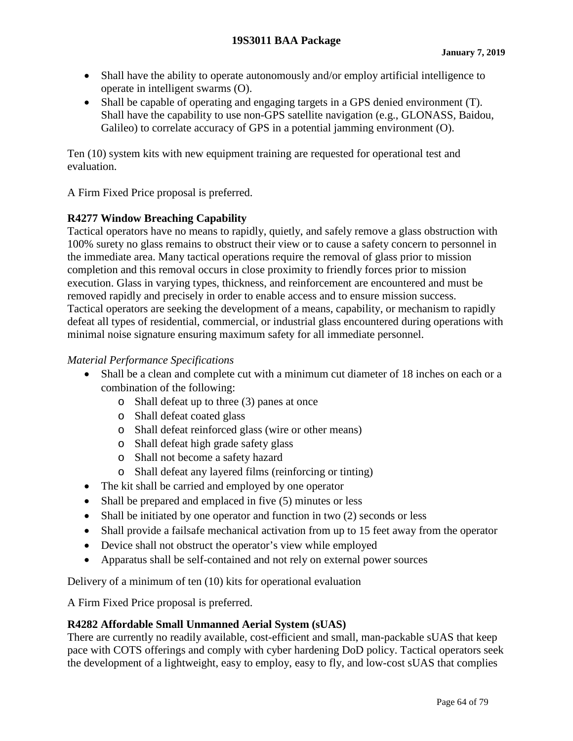- Shall have the ability to operate autonomously and/or employ artificial intelligence to operate in intelligent swarms (O).
- Shall be capable of operating and engaging targets in a GPS denied environment (T). Shall have the capability to use non-GPS satellite navigation (e.g., GLONASS, Baidou, Galileo) to correlate accuracy of GPS in a potential jamming environment (O).

Ten (10) system kits with new equipment training are requested for operational test and evaluation.

A Firm Fixed Price proposal is preferred.

**R4277 Window Breaching Capability**
Tactical operators have no means to rapidly, quietly, and safely remove a glass obstruction with 100% surety no glass remains to obstruct their view or to cause a safety concern to personnel in the immediate area. Many tactical operations require the removal of glass prior to mission completion and this removal occurs in close proximity to friendly forces prior to mission execution. Glass in varying types, thickness, and reinforcement are encountered and must be removed rapidly and precisely in order to enable access and to ensure mission success. Tactical operators are seeking the development of a means, capability, or mechanism to rapidly defeat all types of residential, commercial, or industrial glass encountered during operations with minimal noise signature ensuring maximum safety for all immediate personnel.

*Material Performance Specifications*

- Shall be a clean and complete cut with a minimum cut diameter of 18 inches on each or a combination of the following:
  - Shall defeat up to three (3) panes at once
  - Shall defeat coated glass
  - Shall defeat reinforced glass (wire or other means)
  - Shall defeat high grade safety glass
  - Shall not become a safety hazard
  - Shall defeat any layered films (reinforcing or tinting)
- The kit shall be carried and employed by one operator
- Shall be prepared and emplaced in five (5) minutes or less
- Shall be initiated by one operator and function in two (2) seconds or less
- Shall provide a failsafe mechanical activation from up to 15 feet away from the operator
- Device shall not obstruct the operator's view while employed
- Apparatus shall be self-contained and not rely on external power sources

Delivery of a minimum of ten (10) kits for operational evaluation

A Firm Fixed Price proposal is preferred.

**R4282 Affordable Small Unmanned Aerial System (sUAS)**
There are currently no readily available, cost-efficient and small, man-packable sUAS that keep pace with COTS offerings and comply with cyber hardening DoD policy. Tactical operators seek the development of a lightweight, easy to employ, easy to fly, and low-cost sUAS that complies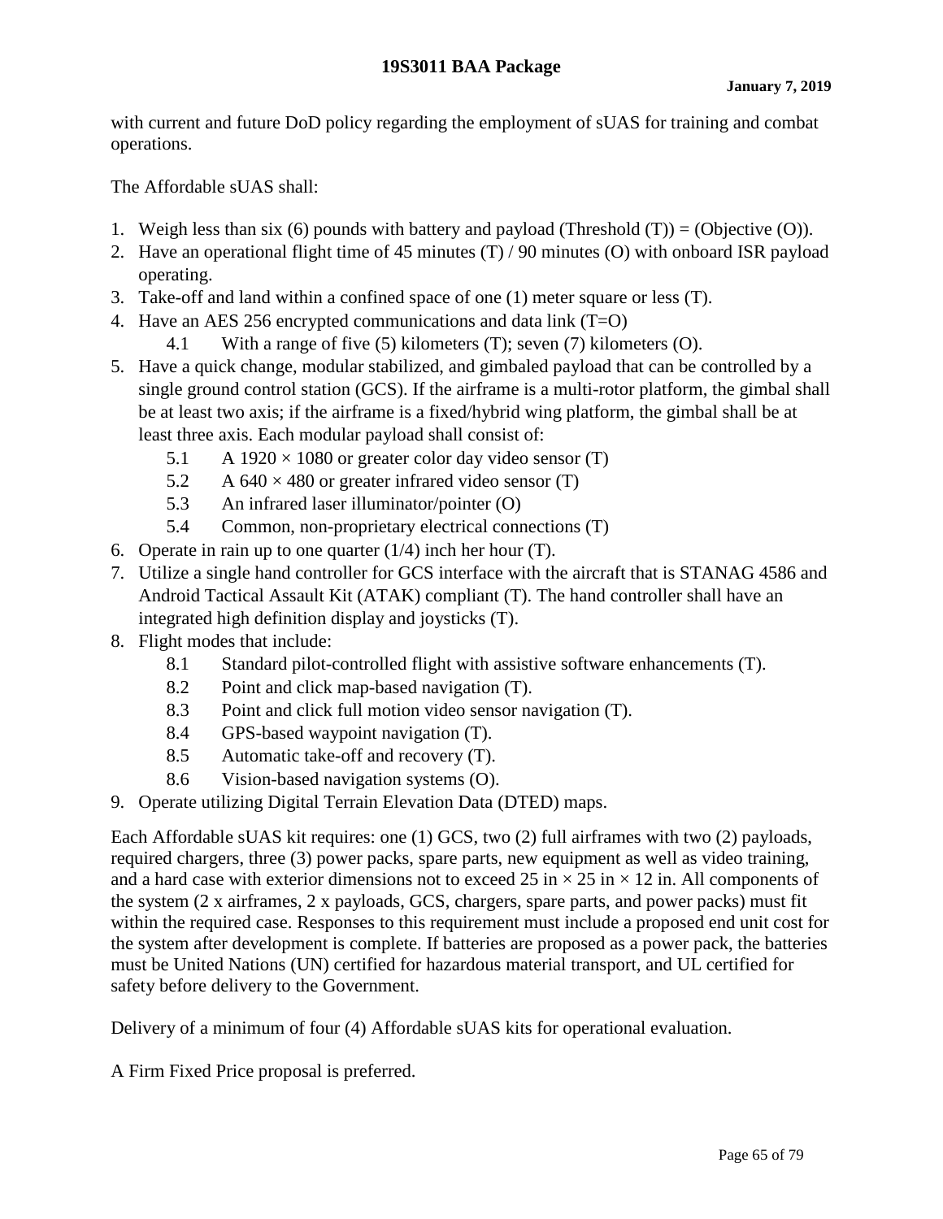with current and future DoD policy regarding the employment of sUAS for training and combat operations.

The Affordable sUAS shall:

1. Weigh less than six (6) pounds with battery and payload (Threshold (T)) = (Objective (O)).
2. Have an operational flight time of 45 minutes (T) / 90 minutes (O) with onboard ISR payload operating.
3. Take-off and land within a confined space of one (1) meter square or less (T).
4. Have an AES 256 encrypted communications and data link (T=O)
    - 4.1 With a range of five (5) kilometers (T); seven (7) kilometers (O).
5. Have a quick change, modular stabilized, and gimbaled payload that can be controlled by a single ground control station (GCS). If the airframe is a multi-rotor platform, the gimbal shall be at least two axis; if the airframe is a fixed/hybrid wing platform, the gimbal shall be at least three axis. Each modular payload shall consist of:
    - 5.1 A 1920 × 1080 or greater color day video sensor (T)
    - 5.2 A 640 × 480 or greater infrared video sensor (T)
    - 5.3 An infrared laser illuminator/pointer (O)
    - 5.4 Common, non-proprietary electrical connections (T)
6. Operate in rain up to one quarter (1/4) inch her hour (T).
7. Utilize a single hand controller for GCS interface with the aircraft that is STANAG 4586 and Android Tactical Assault Kit (ATAK) compliant (T). The hand controller shall have an integrated high definition display and joysticks (T).
8. Flight modes that include:
    - 8.1 Standard pilot-controlled flight with assistive software enhancements (T).
    - 8.2 Point and click map-based navigation (T).
    - 8.3 Point and click full motion video sensor navigation (T).
    - 8.4 GPS-based waypoint navigation (T).
    - 8.5 Automatic take-off and recovery (T).
    - 8.6 Vision-based navigation systems (O).
9. Operate utilizing Digital Terrain Elevation Data (DTED) maps.

Each Affordable sUAS kit requires: one (1) GCS, two (2) full airframes with two (2) payloads, required chargers, three (3) power packs, spare parts, new equipment as well as video training, and a hard case with exterior dimensions not to exceed 25 in × 25 in × 12 in. All components of the system (2 x airframes, 2 x payloads, GCS, chargers, spare parts, and power packs) must fit within the required case. Responses to this requirement must include a proposed end unit cost for the system after development is complete. If batteries are proposed as a power pack, the batteries must be United Nations (UN) certified for hazardous material transport, and UL certified for safety before delivery to the Government.

Delivery of a minimum of four (4) Affordable sUAS kits for operational evaluation.

A Firm Fixed Price proposal is preferred.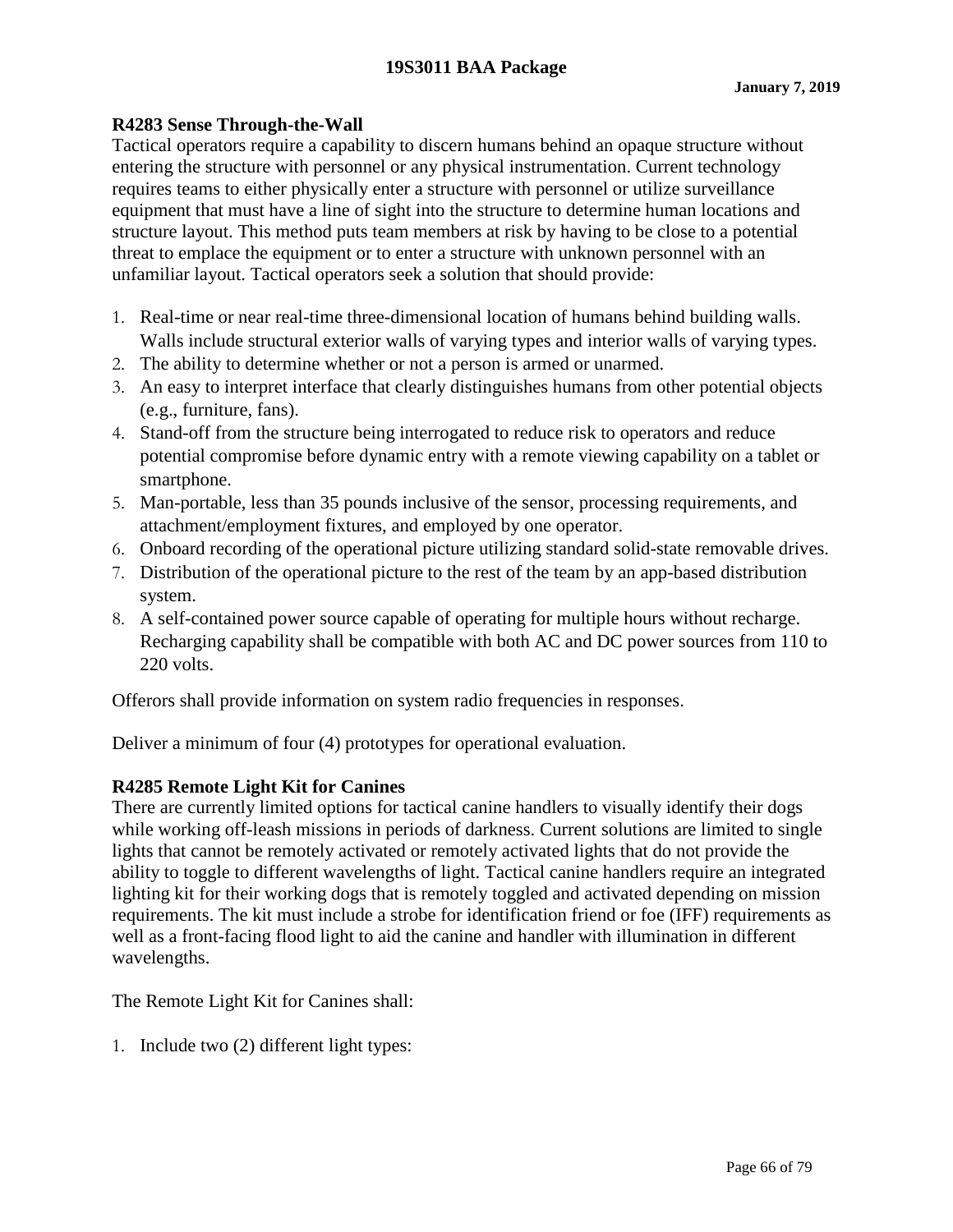**R4283 Sense Through-the-Wall**

Tactical operators require a capability to discern humans behind an opaque structure without entering the structure with personnel or any physical instrumentation. Current technology requires teams to either physically enter a structure with personnel or utilize surveillance equipment that must have a line of sight into the structure to determine human locations and structure layout. This method puts team members at risk by having to be close to a potential threat to emplace the equipment or to enter a structure with unknown personnel with an unfamiliar layout. Tactical operators seek a solution that should provide:

1. Real-time or near real-time three-dimensional location of humans behind building walls. Walls include structural exterior walls of varying types and interior walls of varying types.
2. The ability to determine whether or not a person is armed or unarmed.
3. An easy to interpret interface that clearly distinguishes humans from other potential objects (e.g., furniture, fans).
4. Stand-off from the structure being interrogated to reduce risk to operators and reduce potential compromise before dynamic entry with a remote viewing capability on a tablet or smartphone.
5. Man-portable, less than 35 pounds inclusive of the sensor, processing requirements, and attachment/employment fixtures, and employed by one operator.
6. Onboard recording of the operational picture utilizing standard solid-state removable drives.
7. Distribution of the operational picture to the rest of the team by an app-based distribution system.
8. A self-contained power source capable of operating for multiple hours without recharge. Recharging capability shall be compatible with both AC and DC power sources from 110 to 220 volts.

Offerors shall provide information on system radio frequencies in responses.

Deliver a minimum of four (4) prototypes for operational evaluation.

**R4285 Remote Light Kit for Canines**

There are currently limited options for tactical canine handlers to visually identify their dogs while working off-leash missions in periods of darkness. Current solutions are limited to single lights that cannot be remotely activated or remotely activated lights that do not provide the ability to toggle to different wavelengths of light. Tactical canine handlers require an integrated lighting kit for their working dogs that is remotely toggled and activated depending on mission requirements. The kit must include a strobe for identification friend or foe (IFF) requirements as well as a front-facing flood light to aid the canine and handler with illumination in different wavelengths.

The Remote Light Kit for Canines shall:

1. Include two (2) different light types: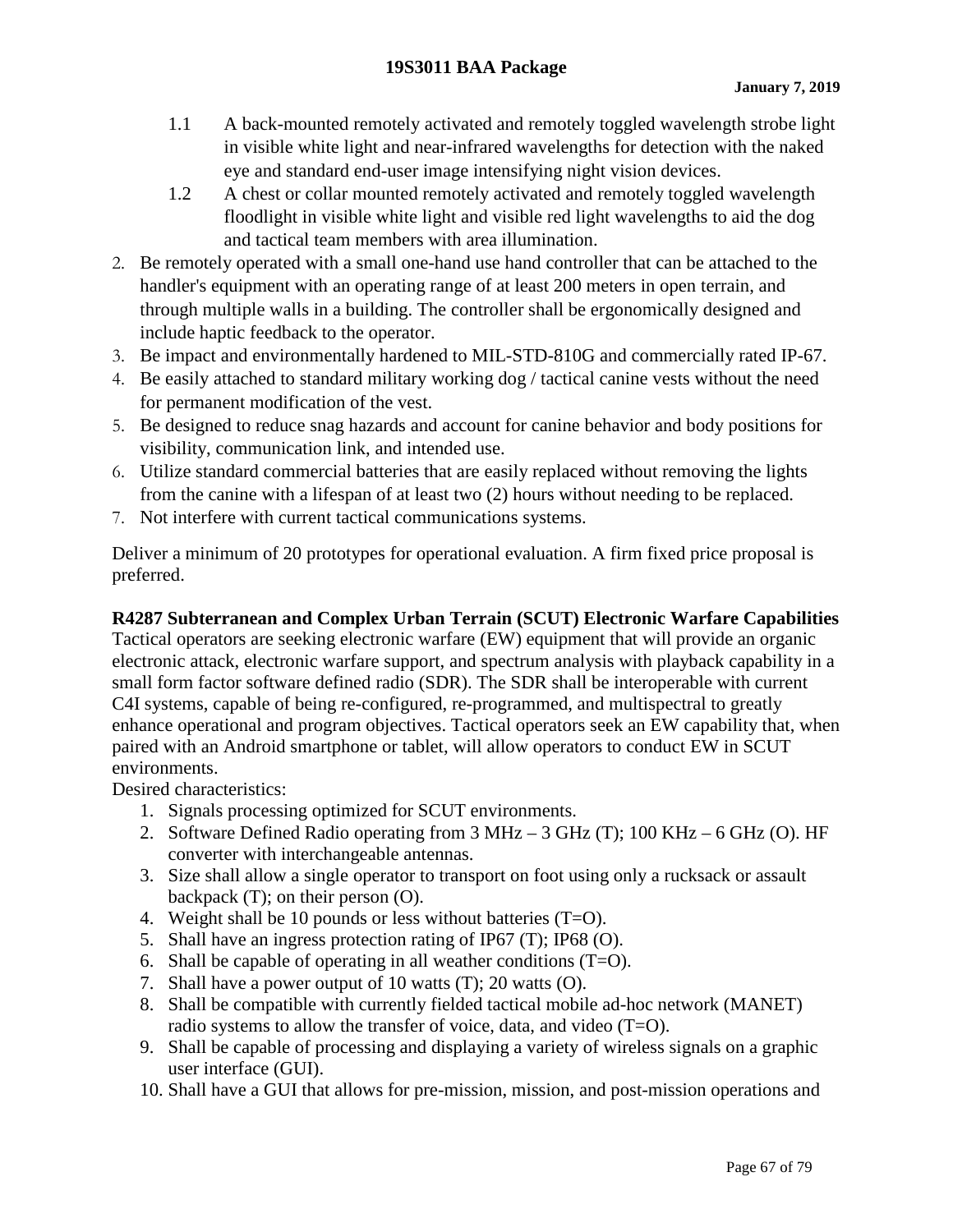1.1 A back-mounted remotely activated and remotely toggled wavelength strobe light in visible white light and near-infrared wavelengths for detection with the naked eye and standard end-user image intensifying night vision devices.

1.2 A chest or collar mounted remotely activated and remotely toggled wavelength floodlight in visible white light and visible red light wavelengths to aid the dog and tactical team members with area illumination.

2. Be remotely operated with a small one-hand use hand controller that can be attached to the handler's equipment with an operating range of at least 200 meters in open terrain, and through multiple walls in a building. The controller shall be ergonomically designed and include haptic feedback to the operator.
3. Be impact and environmentally hardened to MIL-STD-810G and commercially rated IP-67.
4. Be easily attached to standard military working dog / tactical canine vests without the need for permanent modification of the vest.
5. Be designed to reduce snag hazards and account for canine behavior and body positions for visibility, communication link, and intended use.
6. Utilize standard commercial batteries that are easily replaced without removing the lights from the canine with a lifespan of at least two (2) hours without needing to be replaced.
7. Not interfere with current tactical communications systems.

Deliver a minimum of 20 prototypes for operational evaluation. A firm fixed price proposal is preferred.

**R4287 Subterranean and Complex Urban Terrain (SCUT) Electronic Warfare Capabilities**

Tactical operators are seeking electronic warfare (EW) equipment that will provide an organic electronic attack, electronic warfare support, and spectrum analysis with playback capability in a small form factor software defined radio (SDR). The SDR shall be interoperable with current C4I systems, capable of being re-configured, re-programmed, and multispectral to greatly enhance operational and program objectives. Tactical operators seek an EW capability that, when paired with an Android smartphone or tablet, will allow operators to conduct EW in SCUT environments.

Desired characteristics:

1. Signals processing optimized for SCUT environments.
2. Software Defined Radio operating from 3 MHz – 3 GHz (T); 100 KHz – 6 GHz (O). HF converter with interchangeable antennas.
3. Size shall allow a single operator to transport on foot using only a rucksack or assault backpack (T); on their person (O).
4. Weight shall be 10 pounds or less without batteries (T=O).
5. Shall have an ingress protection rating of IP67 (T); IP68 (O).
6. Shall be capable of operating in all weather conditions (T=O).
7. Shall have a power output of 10 watts (T); 20 watts (O).
8. Shall be compatible with currently fielded tactical mobile ad-hoc network (MANET) radio systems to allow the transfer of voice, data, and video (T=O).
9. Shall be capable of processing and displaying a variety of wireless signals on a graphic user interface (GUI).
10. Shall have a GUI that allows for pre-mission, mission, and post-mission operations and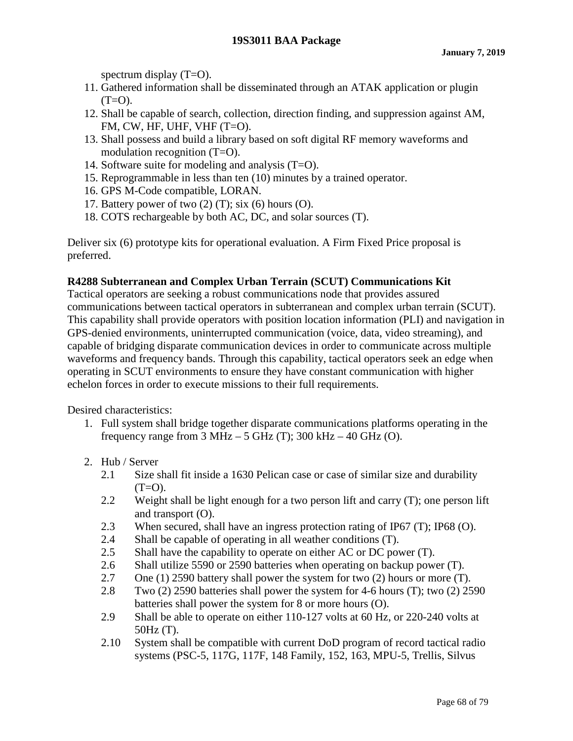spectrum display (T=O).

11. Gathered information shall be disseminated through an ATAK application or plugin (T=O).
12. Shall be capable of search, collection, direction finding, and suppression against AM, FM, CW, HF, UHF, VHF (T=O).
13. Shall possess and build a library based on soft digital RF memory waveforms and modulation recognition (T=O).
14. Software suite for modeling and analysis (T=O).
15. Reprogrammable in less than ten (10) minutes by a trained operator.
16. GPS M-Code compatible, LORAN.
17. Battery power of two (2) (T); six (6) hours (O).
18. COTS rechargeable by both AC, DC, and solar sources (T).

Deliver six (6) prototype kits for operational evaluation. A Firm Fixed Price proposal is preferred.

**R4288 Subterranean and Complex Urban Terrain (SCUT) Communications Kit**

Tactical operators are seeking a robust communications node that provides assured communications between tactical operators in subterranean and complex urban terrain (SCUT). This capability shall provide operators with position location information (PLI) and navigation in GPS-denied environments, uninterrupted communication (voice, data, video streaming), and capable of bridging disparate communication devices in order to communicate across multiple waveforms and frequency bands. Through this capability, tactical operators seek an edge when operating in SCUT environments to ensure they have constant communication with higher echelon forces in order to execute missions to their full requirements.

Desired characteristics:

1. Full system shall bridge together disparate communications platforms operating in the frequency range from 3 MHz – 5 GHz (T); 300 kHz – 40 GHz (O).

2. Hub / Server
   - 2.1 Size shall fit inside a 1630 Pelican case or case of similar size and durability (T=O).
   - 2.2 Weight shall be light enough for a two person lift and carry (T); one person lift and transport (O).
   - 2.3 When secured, shall have an ingress protection rating of IP67 (T); IP68 (O).
   - 2.4 Shall be capable of operating in all weather conditions (T).
   - 2.5 Shall have the capability to operate on either AC or DC power (T).
   - 2.6 Shall utilize 5590 or 2590 batteries when operating on backup power (T).
   - 2.7 One (1) 2590 battery shall power the system for two (2) hours or more (T).
   - 2.8 Two (2) 2590 batteries shall power the system for 4-6 hours (T); two (2) 2590 batteries shall power the system for 8 or more hours (O).
   - 2.9 Shall be able to operate on either 110-127 volts at 60 Hz, or 220-240 volts at 50Hz (T).
   - 2.10 System shall be compatible with current DoD program of record tactical radio systems (PSC-5, 117G, 117F, 148 Family, 152, 163, MPU-5, Trellis, Silvus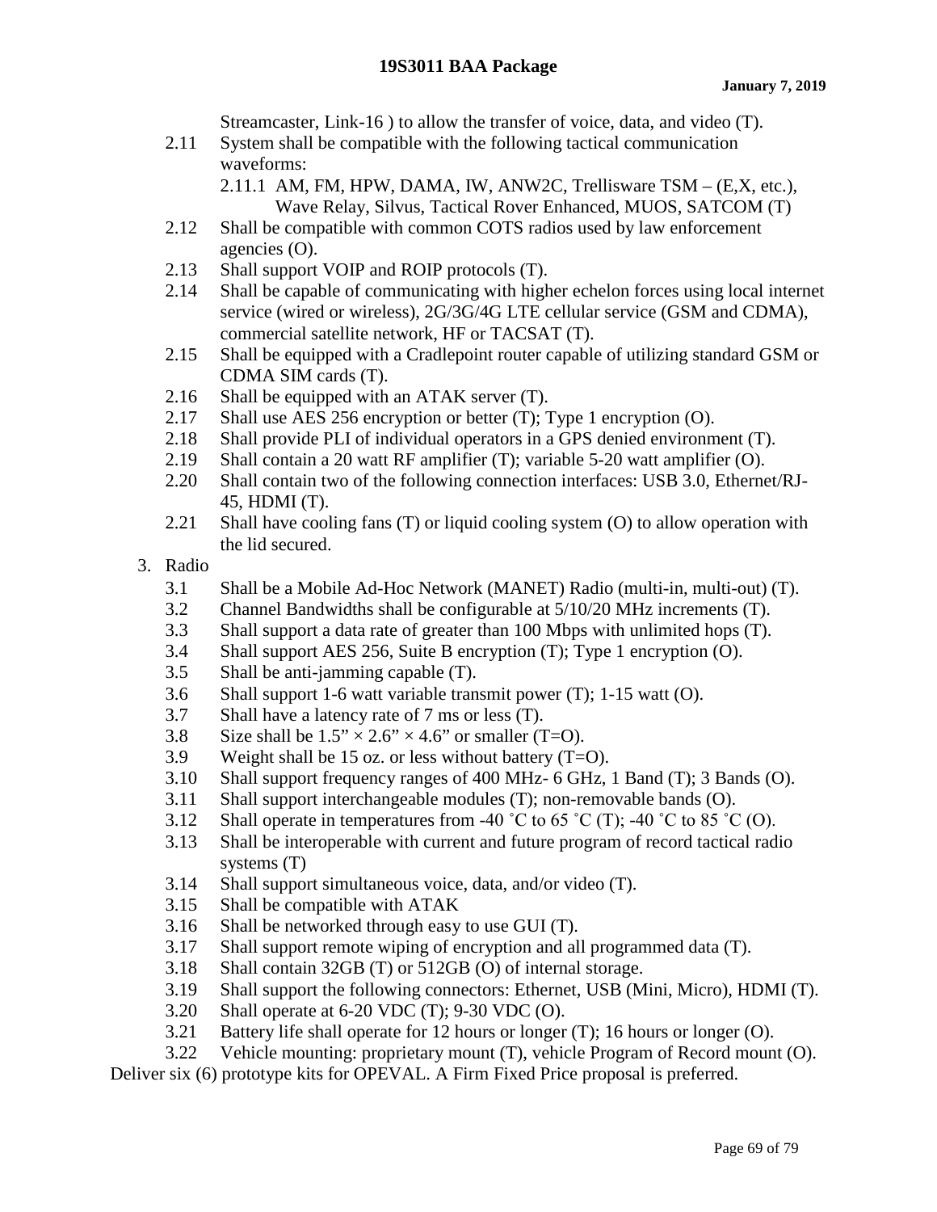Streamcaster, Link-16 ) to allow the transfer of voice, data, and video (T).

- 2.11 System shall be compatible with the following tactical communication waveforms:
  - 2.11.1 AM, FM, HPW, DAMA, IW, ANW2C, Trellisware TSM – (E,X, etc.), Wave Relay, Silvus, Tactical Rover Enhanced, MUOS, SATCOM (T)
- 2.12 Shall be compatible with common COTS radios used by law enforcement agencies (O).
- 2.13 Shall support VOIP and ROIP protocols (T).
- 2.14 Shall be capable of communicating with higher echelon forces using local internet service (wired or wireless), 2G/3G/4G LTE cellular service (GSM and CDMA), commercial satellite network, HF or TACSAT (T).
- 2.15 Shall be equipped with a Cradlepoint router capable of utilizing standard GSM or CDMA SIM cards (T).
- 2.16 Shall be equipped with an ATAK server (T).
- 2.17 Shall use AES 256 encryption or better (T); Type 1 encryption (O).
- 2.18 Shall provide PLI of individual operators in a GPS denied environment (T).
- 2.19 Shall contain a 20 watt RF amplifier (T); variable 5-20 watt amplifier (O).
- 2.20 Shall contain two of the following connection interfaces: USB 3.0, Ethernet/RJ-45, HDMI (T).
- 2.21 Shall have cooling fans (T) or liquid cooling system (O) to allow operation with the lid secured.

3. Radio
   - 3.1 Shall be a Mobile Ad-Hoc Network (MANET) Radio (multi-in, multi-out) (T).
   - 3.2 Channel Bandwidths shall be configurable at 5/10/20 MHz increments (T).
   - 3.3 Shall support a data rate of greater than 100 Mbps with unlimited hops (T).
   - 3.4 Shall support AES 256, Suite B encryption (T); Type 1 encryption (O).
   - 3.5 Shall be anti-jamming capable (T).
   - 3.6 Shall support 1-6 watt variable transmit power (T); 1-15 watt (O).
   - 3.7 Shall have a latency rate of 7 ms or less (T).
   - 3.8 Size shall be 1.5” × 2.6” × 4.6” or smaller (T=O).
   - 3.9 Weight shall be 15 oz. or less without battery (T=O).
   - 3.10 Shall support frequency ranges of 400 MHz- 6 GHz, 1 Band (T); 3 Bands (O).
   - 3.11 Shall support interchangeable modules (T); non-removable bands (O).
   - 3.12 Shall operate in temperatures from -40 ˚C to 65 ˚C (T); -40 ˚C to 85 ˚C (O).
   - 3.13 Shall be interoperable with current and future program of record tactical radio systems (T)
   - 3.14 Shall support simultaneous voice, data, and/or video (T).
   - 3.15 Shall be compatible with ATAK
   - 3.16 Shall be networked through easy to use GUI (T).
   - 3.17 Shall support remote wiping of encryption and all programmed data (T).
   - 3.18 Shall contain 32GB (T) or 512GB (O) of internal storage.
   - 3.19 Shall support the following connectors: Ethernet, USB (Mini, Micro), HDMI (T).
   - 3.20 Shall operate at 6-20 VDC (T); 9-30 VDC (O).
   - 3.21 Battery life shall operate for 12 hours or longer (T); 16 hours or longer (O).
   - 3.22 Vehicle mounting: proprietary mount (T), vehicle Program of Record mount (O).

Deliver six (6) prototype kits for OPEVAL. A Firm Fixed Price proposal is preferred.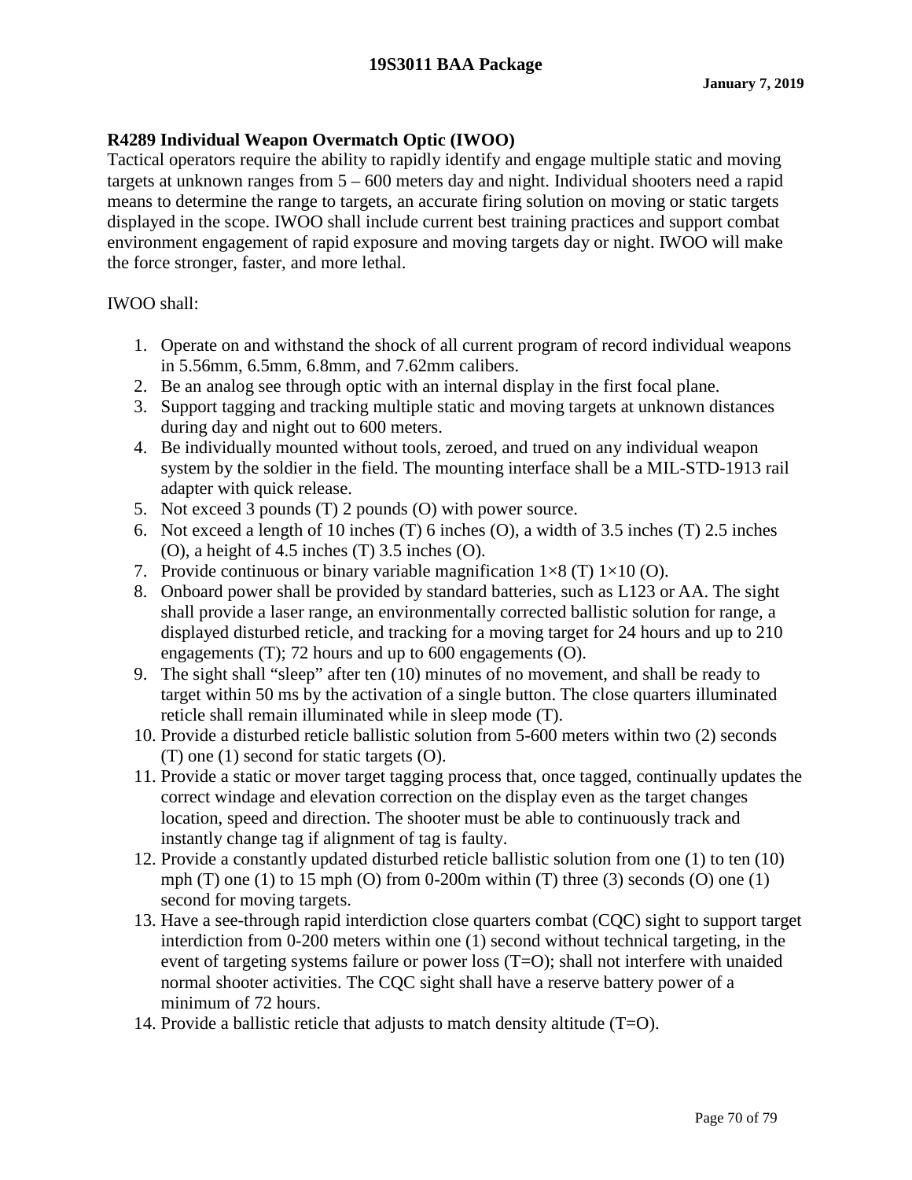**R4289 Individual Weapon Overmatch Optic (IWOO)**

Tactical operators require the ability to rapidly identify and engage multiple static and moving targets at unknown ranges from 5 – 600 meters day and night. Individual shooters need a rapid means to determine the range to targets, an accurate firing solution on moving or static targets displayed in the scope. IWOO shall include current best training practices and support combat environment engagement of rapid exposure and moving targets day or night. IWOO will make the force stronger, faster, and more lethal.

IWOO shall:

1. Operate on and withstand the shock of all current program of record individual weapons in 5.56mm, 6.5mm, 6.8mm, and 7.62mm calibers.
2. Be an analog see through optic with an internal display in the first focal plane.
3. Support tagging and tracking multiple static and moving targets at unknown distances during day and night out to 600 meters.
4. Be individually mounted without tools, zeroed, and trued on any individual weapon system by the soldier in the field. The mounting interface shall be a MIL-STD-1913 rail adapter with quick release.
5. Not exceed 3 pounds (T) 2 pounds (O) with power source.
6. Not exceed a length of 10 inches (T) 6 inches (O), a width of 3.5 inches (T) 2.5 inches (O), a height of 4.5 inches (T) 3.5 inches (O).
7. Provide continuous or binary variable magnification 1×8 (T) 1×10 (O).
8. Onboard power shall be provided by standard batteries, such as L123 or AA. The sight shall provide a laser range, an environmentally corrected ballistic solution for range, a displayed disturbed reticle, and tracking for a moving target for 24 hours and up to 210 engagements (T); 72 hours and up to 600 engagements (O).
9. The sight shall "sleep" after ten (10) minutes of no movement, and shall be ready to target within 50 ms by the activation of a single button. The close quarters illuminated reticle shall remain illuminated while in sleep mode (T).
10. Provide a disturbed reticle ballistic solution from 5-600 meters within two (2) seconds (T) one (1) second for static targets (O).
11. Provide a static or mover target tagging process that, once tagged, continually updates the correct windage and elevation correction on the display even as the target changes location, speed and direction. The shooter must be able to continuously track and instantly change tag if alignment of tag is faulty.
12. Provide a constantly updated disturbed reticle ballistic solution from one (1) to ten (10) mph (T) one (1) to 15 mph (O) from 0-200m within (T) three (3) seconds (O) one (1) second for moving targets.
13. Have a see-through rapid interdiction close quarters combat (CQC) sight to support target interdiction from 0-200 meters within one (1) second without technical targeting, in the event of targeting systems failure or power loss (T=O); shall not interfere with unaided normal shooter activities. The CQC sight shall have a reserve battery power of a minimum of 72 hours.
14. Provide a ballistic reticle that adjusts to match density altitude (T=O).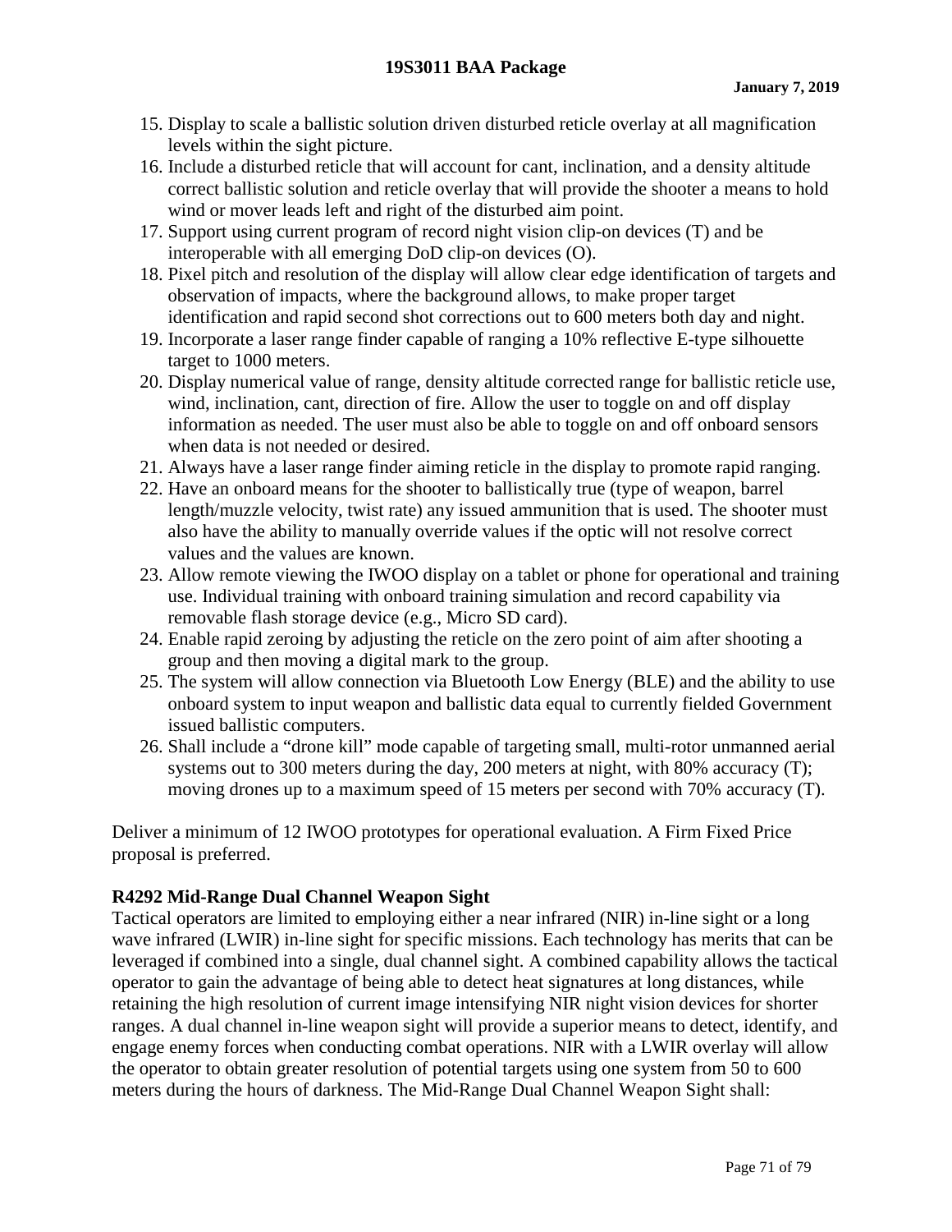15. Display to scale a ballistic solution driven disturbed reticle overlay at all magnification levels within the sight picture.
16. Include a disturbed reticle that will account for cant, inclination, and a density altitude correct ballistic solution and reticle overlay that will provide the shooter a means to hold wind or mover leads left and right of the disturbed aim point.
17. Support using current program of record night vision clip-on devices (T) and be interoperable with all emerging DoD clip-on devices (O).
18. Pixel pitch and resolution of the display will allow clear edge identification of targets and observation of impacts, where the background allows, to make proper target identification and rapid second shot corrections out to 600 meters both day and night.
19. Incorporate a laser range finder capable of ranging a 10% reflective E-type silhouette target to 1000 meters.
20. Display numerical value of range, density altitude corrected range for ballistic reticle use, wind, inclination, cant, direction of fire. Allow the user to toggle on and off display information as needed. The user must also be able to toggle on and off onboard sensors when data is not needed or desired.
21. Always have a laser range finder aiming reticle in the display to promote rapid ranging.
22. Have an onboard means for the shooter to ballistically true (type of weapon, barrel length/muzzle velocity, twist rate) any issued ammunition that is used. The shooter must also have the ability to manually override values if the optic will not resolve correct values and the values are known.
23. Allow remote viewing the IWOO display on a tablet or phone for operational and training use. Individual training with onboard training simulation and record capability via removable flash storage device (e.g., Micro SD card).
24. Enable rapid zeroing by adjusting the reticle on the zero point of aim after shooting a group and then moving a digital mark to the group.
25. The system will allow connection via Bluetooth Low Energy (BLE) and the ability to use onboard system to input weapon and ballistic data equal to currently fielded Government issued ballistic computers.
26. Shall include a "drone kill" mode capable of targeting small, multi-rotor unmanned aerial systems out to 300 meters during the day, 200 meters at night, with 80% accuracy (T); moving drones up to a maximum speed of 15 meters per second with 70% accuracy (T).

Deliver a minimum of 12 IWOO prototypes for operational evaluation. A Firm Fixed Price proposal is preferred.

**R4292 Mid-Range Dual Channel Weapon Sight**

Tactical operators are limited to employing either a near infrared (NIR) in-line sight or a long wave infrared (LWIR) in-line sight for specific missions. Each technology has merits that can be leveraged if combined into a single, dual channel sight. A combined capability allows the tactical operator to gain the advantage of being able to detect heat signatures at long distances, while retaining the high resolution of current image intensifying NIR night vision devices for shorter ranges. A dual channel in-line weapon sight will provide a superior means to detect, identify, and engage enemy forces when conducting combat operations. NIR with a LWIR overlay will allow the operator to obtain greater resolution of potential targets using one system from 50 to 600 meters during the hours of darkness. The Mid-Range Dual Channel Weapon Sight shall: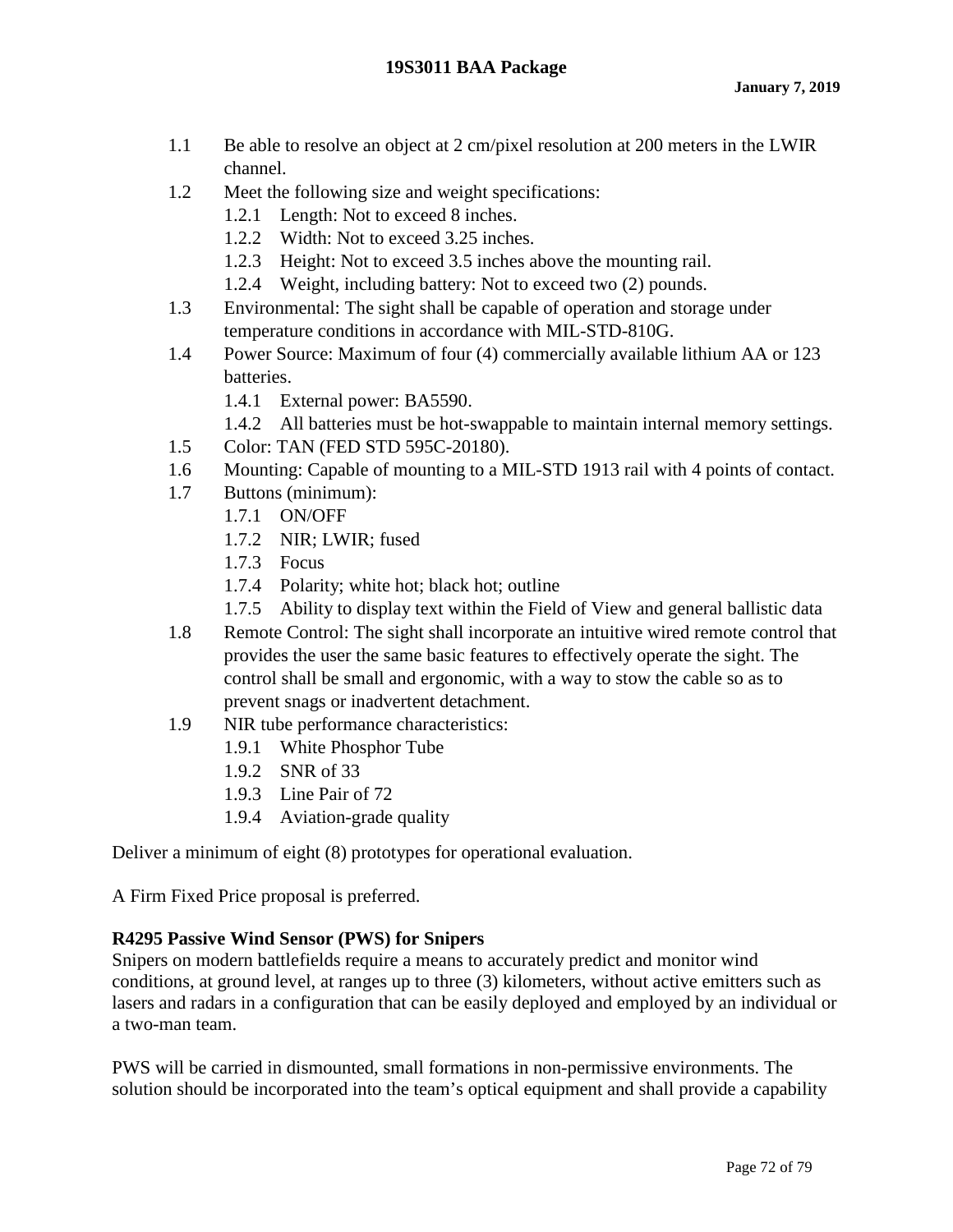1.1 Be able to resolve an object at 2 cm/pixel resolution at 200 meters in the LWIR channel.

1.2 Meet the following size and weight specifications:
   - 1.2.1 Length: Not to exceed 8 inches.
   - 1.2.2 Width: Not to exceed 3.25 inches.
   - 1.2.3 Height: Not to exceed 3.5 inches above the mounting rail.
   - 1.2.4 Weight, including battery: Not to exceed two (2) pounds.

1.3 Environmental: The sight shall be capable of operation and storage under temperature conditions in accordance with MIL-STD-810G.

1.4 Power Source: Maximum of four (4) commercially available lithium AA or 123 batteries.
   - 1.4.1 External power: BA5590.
   - 1.4.2 All batteries must be hot-swappable to maintain internal memory settings.

1.5 Color: TAN (FED STD 595C-20180).

1.6 Mounting: Capable of mounting to a MIL-STD 1913 rail with 4 points of contact.

1.7 Buttons (minimum):
   - 1.7.1 ON/OFF
   - 1.7.2 NIR; LWIR; fused
   - 1.7.3 Focus
   - 1.7.4 Polarity; white hot; black hot; outline
   - 1.7.5 Ability to display text within the Field of View and general ballistic data

1.8 Remote Control: The sight shall incorporate an intuitive wired remote control that provides the user the same basic features to effectively operate the sight. The control shall be small and ergonomic, with a way to stow the cable so as to prevent snags or inadvertent detachment.

1.9 NIR tube performance characteristics:
   - 1.9.1 White Phosphor Tube
   - 1.9.2 SNR of 33
   - 1.9.3 Line Pair of 72
   - 1.9.4 Aviation-grade quality

Deliver a minimum of eight (8) prototypes for operational evaluation.

A Firm Fixed Price proposal is preferred.

**R4295 Passive Wind Sensor (PWS) for Snipers**

Snipers on modern battlefields require a means to accurately predict and monitor wind conditions, at ground level, at ranges up to three (3) kilometers, without active emitters such as lasers and radars in a configuration that can be easily deployed and employed by an individual or a two-man team.

PWS will be carried in dismounted, small formations in non-permissive environments. The solution should be incorporated into the team's optical equipment and shall provide a capability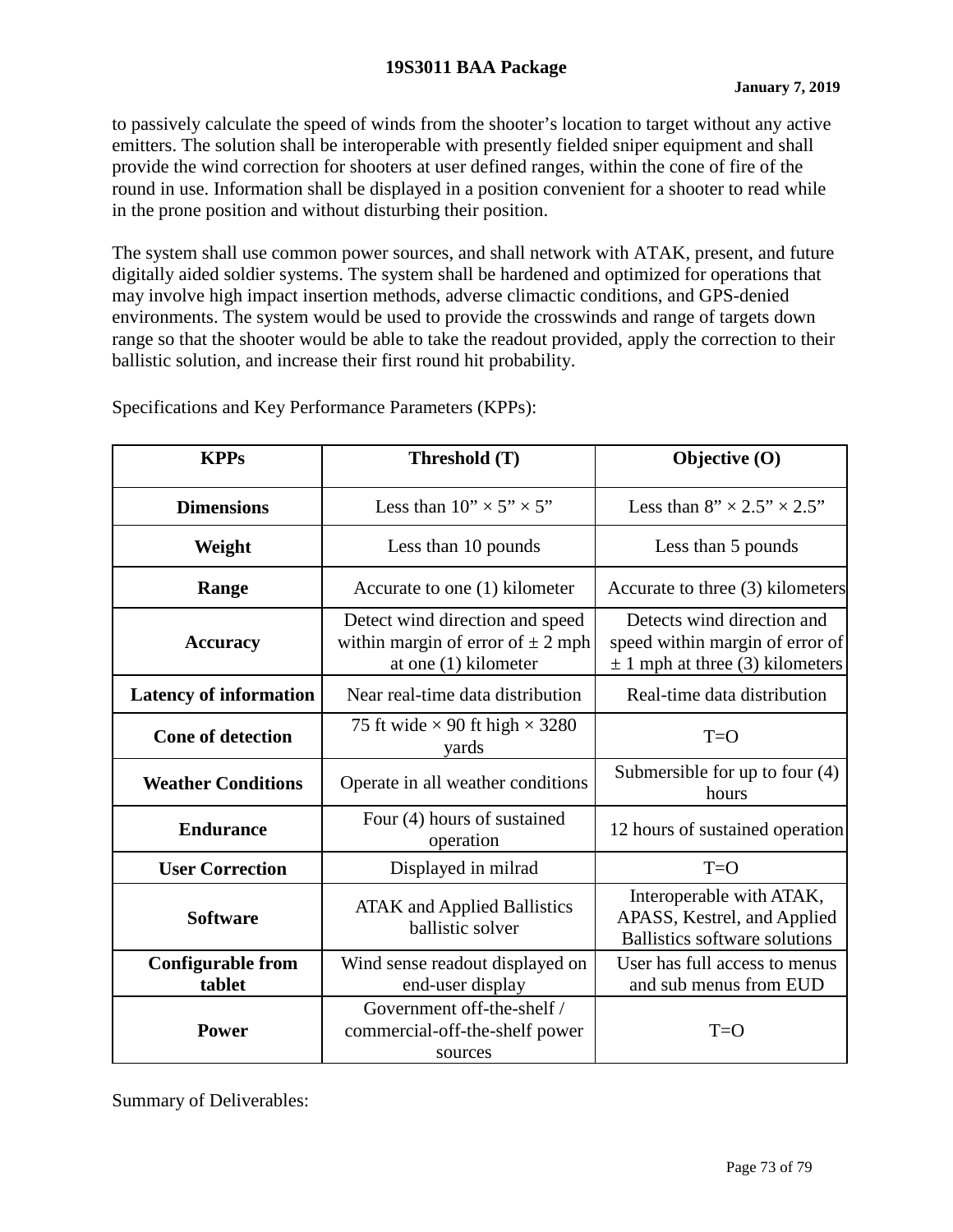to passively calculate the speed of winds from the shooter's location to target without any active emitters. The solution shall be interoperable with presently fielded sniper equipment and shall provide the wind correction for shooters at user defined ranges, within the cone of fire of the round in use. Information shall be displayed in a position convenient for a shooter to read while in the prone position and without disturbing their position.

The system shall use common power sources, and shall network with ATAK, present, and future digitally aided soldier systems. The system shall be hardened and optimized for operations that may involve high impact insertion methods, adverse climactic conditions, and GPS-denied environments. The system would be used to provide the crosswinds and range of targets down range so that the shooter would be able to take the readout provided, apply the correction to their ballistic solution, and increase their first round hit probability.

Specifications and Key Performance Parameters (KPPs):

| KPPs | Threshold (T) | Objective (O) |
|---|---|---|
| **Dimensions** | Less than 10" × 5" × 5" | Less than 8" × 2.5" × 2.5" |
| **Weight** | Less than 10 pounds | Less than 5 pounds |
| **Range** | Accurate to one (1) kilometer | Accurate to three (3) kilometers |
| **Accuracy** | Detect wind direction and speed within margin of error of ± 2 mph at one (1) kilometer | Detects wind direction and speed within margin of error of ± 1 mph at three (3) kilometers |
| **Latency of information** | Near real-time data distribution | Real-time data distribution |
| **Cone of detection** | 75 ft wide × 90 ft high × 3280 yards | T=O |
| **Weather Conditions** | Operate in all weather conditions | Submersible for up to four (4) hours |
| **Endurance** | Four (4) hours of sustained operation | 12 hours of sustained operation |
| **User Correction** | Displayed in milrad | T=O |
| **Software** | ATAK and Applied Ballistics ballistic solver | Interoperable with ATAK, APASS, Kestrel, and Applied Ballistics software solutions |
| **Configurable from tablet** | Wind sense readout displayed on end-user display | User has full access to menus and sub menus from EUD |
| **Power** | Government off-the-shelf / commercial-off-the-shelf power sources | T=O |

Summary of Deliverables: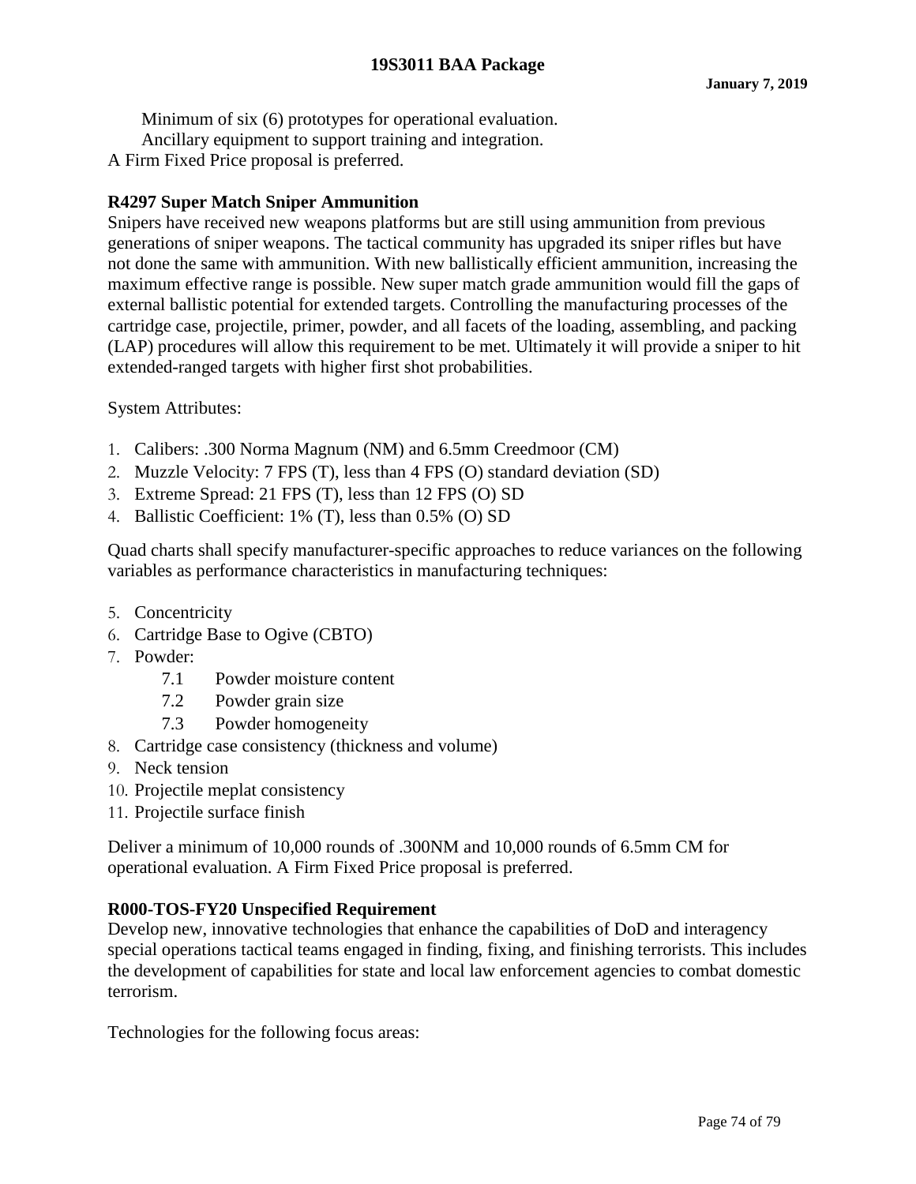Minimum of six (6) prototypes for operational evaluation.
Ancillary equipment to support training and integration.
A Firm Fixed Price proposal is preferred.

**R4297 Super Match Sniper Ammunition**
Snipers have received new weapons platforms but are still using ammunition from previous generations of sniper weapons. The tactical community has upgraded its sniper rifles but have not done the same with ammunition. With new ballistically efficient ammunition, increasing the maximum effective range is possible. New super match grade ammunition would fill the gaps of external ballistic potential for extended targets. Controlling the manufacturing processes of the cartridge case, projectile, primer, powder, and all facets of the loading, assembling, and packing (LAP) procedures will allow this requirement to be met. Ultimately it will provide a sniper to hit extended-ranged targets with higher first shot probabilities.

System Attributes:

1. Calibers: .300 Norma Magnum (NM) and 6.5mm Creedmoor (CM)
2. Muzzle Velocity: 7 FPS (T), less than 4 FPS (O) standard deviation (SD)
3. Extreme Spread: 21 FPS (T), less than 12 FPS (O) SD
4. Ballistic Coefficient: 1% (T), less than 0.5% (O) SD

Quad charts shall specify manufacturer-specific approaches to reduce variances on the following variables as performance characteristics in manufacturing techniques:

5. Concentricity
6. Cartridge Base to Ogive (CBTO)
7. Powder:
    - 7.1 Powder moisture content
    - 7.2 Powder grain size
    - 7.3 Powder homogeneity
8. Cartridge case consistency (thickness and volume)
9. Neck tension
10. Projectile meplat consistency
11. Projectile surface finish

Deliver a minimum of 10,000 rounds of .300NM and 10,000 rounds of 6.5mm CM for operational evaluation. A Firm Fixed Price proposal is preferred.

**R000-TOS-FY20 Unspecified Requirement**
Develop new, innovative technologies that enhance the capabilities of DoD and interagency special operations tactical teams engaged in finding, fixing, and finishing terrorists. This includes the development of capabilities for state and local law enforcement agencies to combat domestic terrorism.

Technologies for the following focus areas: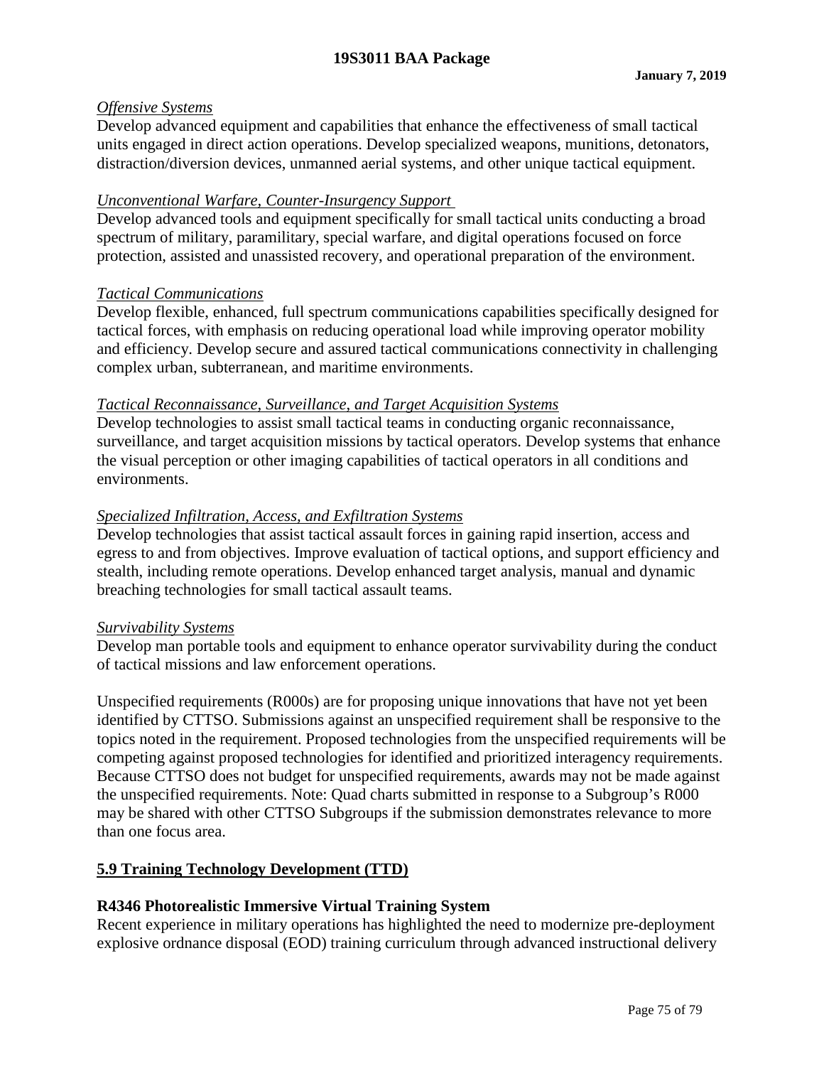*Offensive Systems*
Develop advanced equipment and capabilities that enhance the effectiveness of small tactical units engaged in direct action operations. Develop specialized weapons, munitions, detonators, distraction/diversion devices, unmanned aerial systems, and other unique tactical equipment.

*Unconventional Warfare, Counter-Insurgency Support*
Develop advanced tools and equipment specifically for small tactical units conducting a broad spectrum of military, paramilitary, special warfare, and digital operations focused on force protection, assisted and unassisted recovery, and operational preparation of the environment.

*Tactical Communications*
Develop flexible, enhanced, full spectrum communications capabilities specifically designed for tactical forces, with emphasis on reducing operational load while improving operator mobility and efficiency. Develop secure and assured tactical communications connectivity in challenging complex urban, subterranean, and maritime environments.

*Tactical Reconnaissance, Surveillance, and Target Acquisition Systems*
Develop technologies to assist small tactical teams in conducting organic reconnaissance, surveillance, and target acquisition missions by tactical operators. Develop systems that enhance the visual perception or other imaging capabilities of tactical operators in all conditions and environments.

*Specialized Infiltration, Access, and Exfiltration Systems*
Develop technologies that assist tactical assault forces in gaining rapid insertion, access and egress to and from objectives. Improve evaluation of tactical options, and support efficiency and stealth, including remote operations. Develop enhanced target analysis, manual and dynamic breaching technologies for small tactical assault teams.

*Survivability Systems*
Develop man portable tools and equipment to enhance operator survivability during the conduct of tactical missions and law enforcement operations.

Unspecified requirements (R000s) are for proposing unique innovations that have not yet been identified by CTTSO. Submissions against an unspecified requirement shall be responsive to the topics noted in the requirement. Proposed technologies from the unspecified requirements will be competing against proposed technologies for identified and prioritized interagency requirements. Because CTTSO does not budget for unspecified requirements, awards may not be made against the unspecified requirements. Note: Quad charts submitted in response to a Subgroup's R000 may be shared with other CTTSO Subgroups if the submission demonstrates relevance to more than one focus area.

## 5.9 Training Technology Development (TTD)

### R4346 Photorealistic Immersive Virtual Training System

Recent experience in military operations has highlighted the need to modernize pre-deployment explosive ordnance disposal (EOD) training curriculum through advanced instructional delivery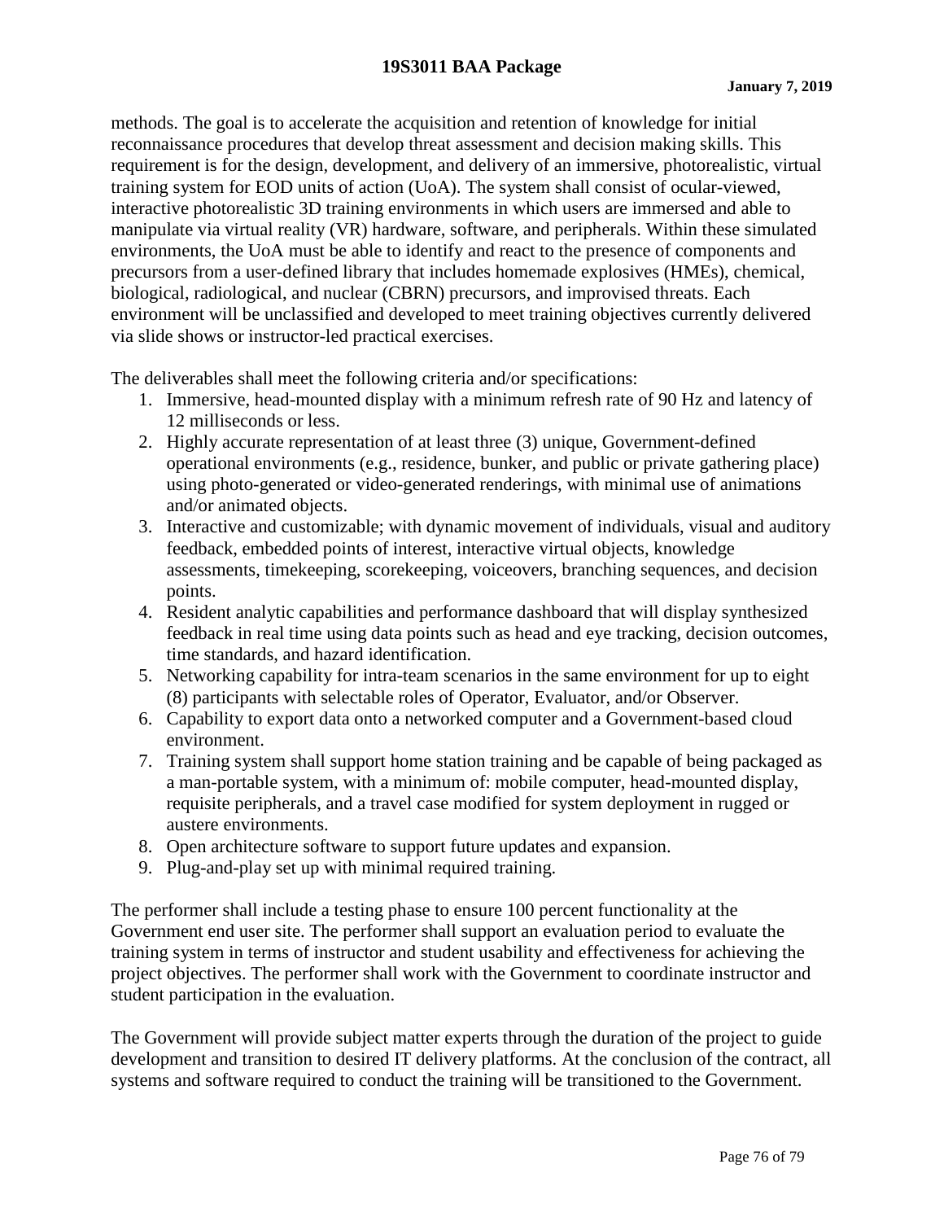methods. The goal is to accelerate the acquisition and retention of knowledge for initial reconnaissance procedures that develop threat assessment and decision making skills. This requirement is for the design, development, and delivery of an immersive, photorealistic, virtual training system for EOD units of action (UoA). The system shall consist of ocular-viewed, interactive photorealistic 3D training environments in which users are immersed and able to manipulate via virtual reality (VR) hardware, software, and peripherals. Within these simulated environments, the UoA must be able to identify and react to the presence of components and precursors from a user-defined library that includes homemade explosives (HMEs), chemical, biological, radiological, and nuclear (CBRN) precursors, and improvised threats. Each environment will be unclassified and developed to meet training objectives currently delivered via slide shows or instructor-led practical exercises.

The deliverables shall meet the following criteria and/or specifications:

1. Immersive, head-mounted display with a minimum refresh rate of 90 Hz and latency of 12 milliseconds or less.
2. Highly accurate representation of at least three (3) unique, Government-defined operational environments (e.g., residence, bunker, and public or private gathering place) using photo-generated or video-generated renderings, with minimal use of animations and/or animated objects.
3. Interactive and customizable; with dynamic movement of individuals, visual and auditory feedback, embedded points of interest, interactive virtual objects, knowledge assessments, timekeeping, scorekeeping, voiceovers, branching sequences, and decision points.
4. Resident analytic capabilities and performance dashboard that will display synthesized feedback in real time using data points such as head and eye tracking, decision outcomes, time standards, and hazard identification.
5. Networking capability for intra-team scenarios in the same environment for up to eight (8) participants with selectable roles of Operator, Evaluator, and/or Observer.
6. Capability to export data onto a networked computer and a Government-based cloud environment.
7. Training system shall support home station training and be capable of being packaged as a man-portable system, with a minimum of: mobile computer, head-mounted display, requisite peripherals, and a travel case modified for system deployment in rugged or austere environments.
8. Open architecture software to support future updates and expansion.
9. Plug-and-play set up with minimal required training.

The performer shall include a testing phase to ensure 100 percent functionality at the Government end user site. The performer shall support an evaluation period to evaluate the training system in terms of instructor and student usability and effectiveness for achieving the project objectives. The performer shall work with the Government to coordinate instructor and student participation in the evaluation.

The Government will provide subject matter experts through the duration of the project to guide development and transition to desired IT delivery platforms. At the conclusion of the contract, all systems and software required to conduct the training will be transitioned to the Government.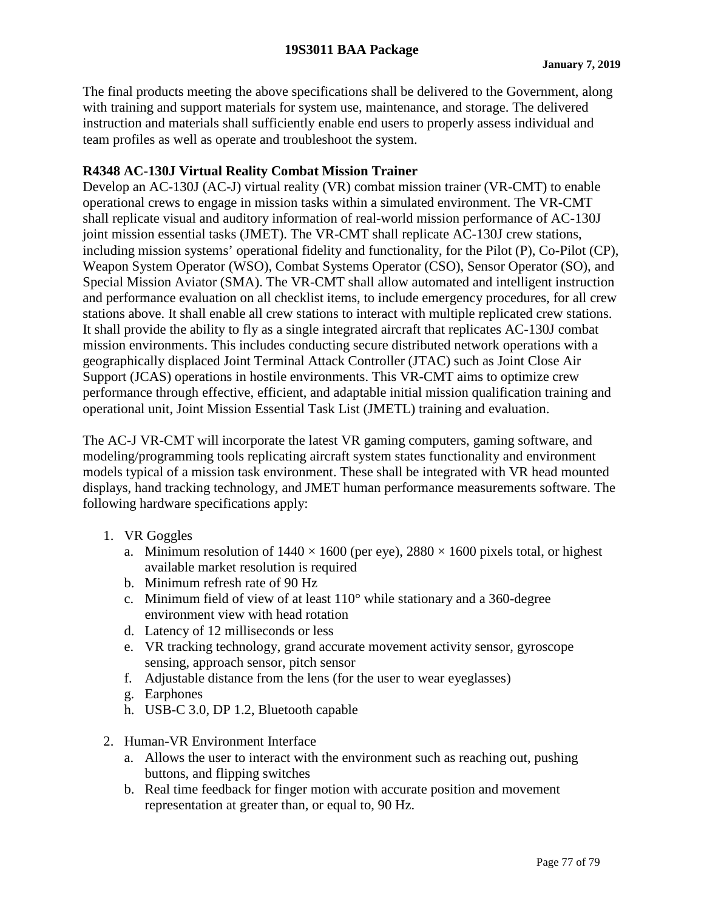The final products meeting the above specifications shall be delivered to the Government, along with training and support materials for system use, maintenance, and storage. The delivered instruction and materials shall sufficiently enable end users to properly assess individual and team profiles as well as operate and troubleshoot the system.

**R4348 AC-130J Virtual Reality Combat Mission Trainer**

Develop an AC-130J (AC-J) virtual reality (VR) combat mission trainer (VR-CMT) to enable operational crews to engage in mission tasks within a simulated environment. The VR-CMT shall replicate visual and auditory information of real-world mission performance of AC-130J joint mission essential tasks (JMET). The VR-CMT shall replicate AC-130J crew stations, including mission systems' operational fidelity and functionality, for the Pilot (P), Co-Pilot (CP), Weapon System Operator (WSO), Combat Systems Operator (CSO), Sensor Operator (SO), and Special Mission Aviator (SMA). The VR-CMT shall allow automated and intelligent instruction and performance evaluation on all checklist items, to include emergency procedures, for all crew stations above. It shall enable all crew stations to interact with multiple replicated crew stations. It shall provide the ability to fly as a single integrated aircraft that replicates AC-130J combat mission environments. This includes conducting secure distributed network operations with a geographically displaced Joint Terminal Attack Controller (JTAC) such as Joint Close Air Support (JCAS) operations in hostile environments. This VR-CMT aims to optimize crew performance through effective, efficient, and adaptable initial mission qualification training and operational unit, Joint Mission Essential Task List (JMETL) training and evaluation.

The AC-J VR-CMT will incorporate the latest VR gaming computers, gaming software, and modeling/programming tools replicating aircraft system states functionality and environment models typical of a mission task environment. These shall be integrated with VR head mounted displays, hand tracking technology, and JMET human performance measurements software. The following hardware specifications apply:

1. VR Goggles
   a. Minimum resolution of 1440 × 1600 (per eye), 2880 × 1600 pixels total, or highest available market resolution is required
   b. Minimum refresh rate of 90 Hz
   c. Minimum field of view of at least 110° while stationary and a 360-degree environment view with head rotation
   d. Latency of 12 milliseconds or less
   e. VR tracking technology, grand accurate movement activity sensor, gyroscope sensing, approach sensor, pitch sensor
   f. Adjustable distance from the lens (for the user to wear eyeglasses)
   g. Earphones
   h. USB-C 3.0, DP 1.2, Bluetooth capable

2. Human-VR Environment Interface
   a. Allows the user to interact with the environment such as reaching out, pushing buttons, and flipping switches
   b. Real time feedback for finger motion with accurate position and movement representation at greater than, or equal to, 90 Hz.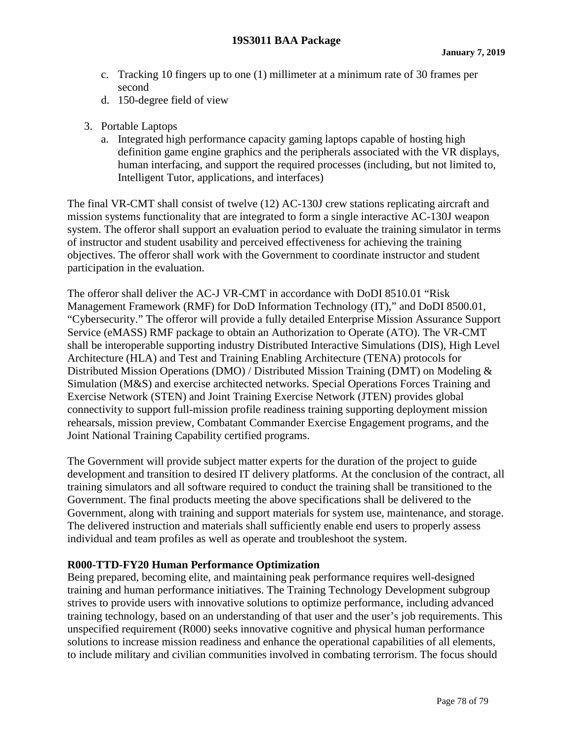c. Tracking 10 fingers up to one (1) millimeter at a minimum rate of 30 frames per second
   d. 150-degree field of view

3. Portable Laptops
   a. Integrated high performance capacity gaming laptops capable of hosting high definition game engine graphics and the peripherals associated with the VR displays, human interfacing, and support the required processes (including, but not limited to, Intelligent Tutor, applications, and interfaces)

The final VR-CMT shall consist of twelve (12) AC-130J crew stations replicating aircraft and mission systems functionality that are integrated to form a single interactive AC-130J weapon system. The offeror shall support an evaluation period to evaluate the training simulator in terms of instructor and student usability and perceived effectiveness for achieving the training objectives. The offeror shall work with the Government to coordinate instructor and student participation in the evaluation.

The offeror shall deliver the AC-J VR-CMT in accordance with DoDI 8510.01 "Risk Management Framework (RMF) for DoD Information Technology (IT)," and DoDI 8500.01, "Cybersecurity." The offeror will provide a fully detailed Enterprise Mission Assurance Support Service (eMASS) RMF package to obtain an Authorization to Operate (ATO). The VR-CMT shall be interoperable supporting industry Distributed Interactive Simulations (DIS), High Level Architecture (HLA) and Test and Training Enabling Architecture (TENA) protocols for Distributed Mission Operations (DMO) / Distributed Mission Training (DMT) on Modeling & Simulation (M&S) and exercise architected networks. Special Operations Forces Training and Exercise Network (STEN) and Joint Training Exercise Network (JTEN) provides global connectivity to support full-mission profile readiness training supporting deployment mission rehearsals, mission preview, Combatant Commander Exercise Engagement programs, and the Joint National Training Capability certified programs.

The Government will provide subject matter experts for the duration of the project to guide development and transition to desired IT delivery platforms. At the conclusion of the contract, all training simulators and all software required to conduct the training shall be transitioned to the Government. The final products meeting the above specifications shall be delivered to the Government, along with training and support materials for system use, maintenance, and storage. The delivered instruction and materials shall sufficiently enable end users to properly assess individual and team profiles as well as operate and troubleshoot the system.

**R000-TTD-FY20 Human Performance Optimization**

Being prepared, becoming elite, and maintaining peak performance requires well-designed training and human performance initiatives. The Training Technology Development subgroup strives to provide users with innovative solutions to optimize performance, including advanced training technology, based on an understanding of that user and the user's job requirements. This unspecified requirement (R000) seeks innovative cognitive and physical human performance solutions to increase mission readiness and enhance the operational capabilities of all elements, to include military and civilian communities involved in combating terrorism. The focus should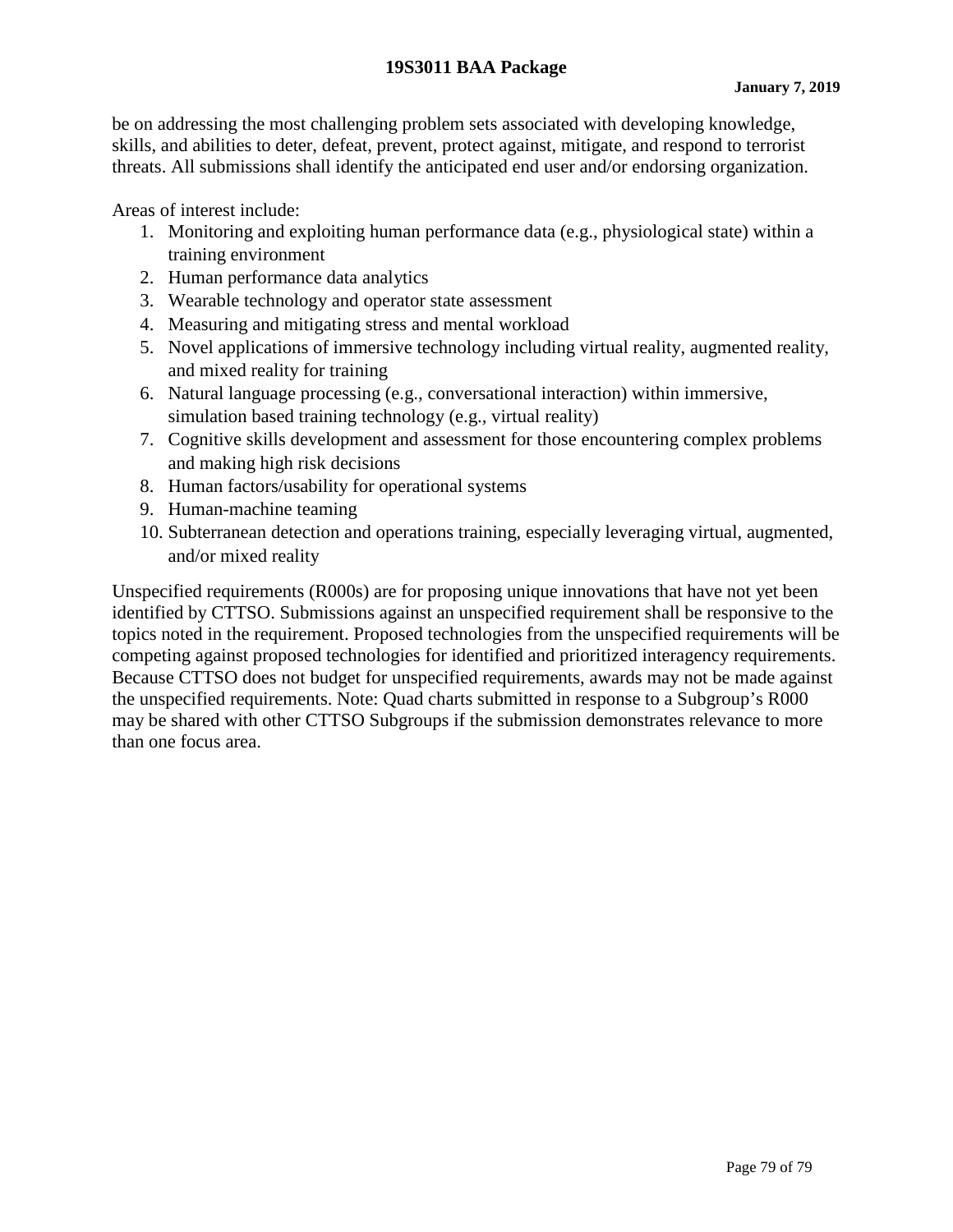be on addressing the most challenging problem sets associated with developing knowledge, skills, and abilities to deter, defeat, prevent, protect against, mitigate, and respond to terrorist threats. All submissions shall identify the anticipated end user and/or endorsing organization.

Areas of interest include:

1. Monitoring and exploiting human performance data (e.g., physiological state) within a training environment
2. Human performance data analytics
3. Wearable technology and operator state assessment
4. Measuring and mitigating stress and mental workload
5. Novel applications of immersive technology including virtual reality, augmented reality, and mixed reality for training
6. Natural language processing (e.g., conversational interaction) within immersive, simulation based training technology (e.g., virtual reality)
7. Cognitive skills development and assessment for those encountering complex problems and making high risk decisions
8. Human factors/usability for operational systems
9. Human-machine teaming
10. Subterranean detection and operations training, especially leveraging virtual, augmented, and/or mixed reality

Unspecified requirements (R000s) are for proposing unique innovations that have not yet been identified by CTTSO. Submissions against an unspecified requirement shall be responsive to the topics noted in the requirement. Proposed technologies from the unspecified requirements will be competing against proposed technologies for identified and prioritized interagency requirements. Because CTTSO does not budget for unspecified requirements, awards may not be made against the unspecified requirements. Note: Quad charts submitted in response to a Subgroup's R000 may be shared with other CTTSO Subgroups if the submission demonstrates relevance to more than one focus area.